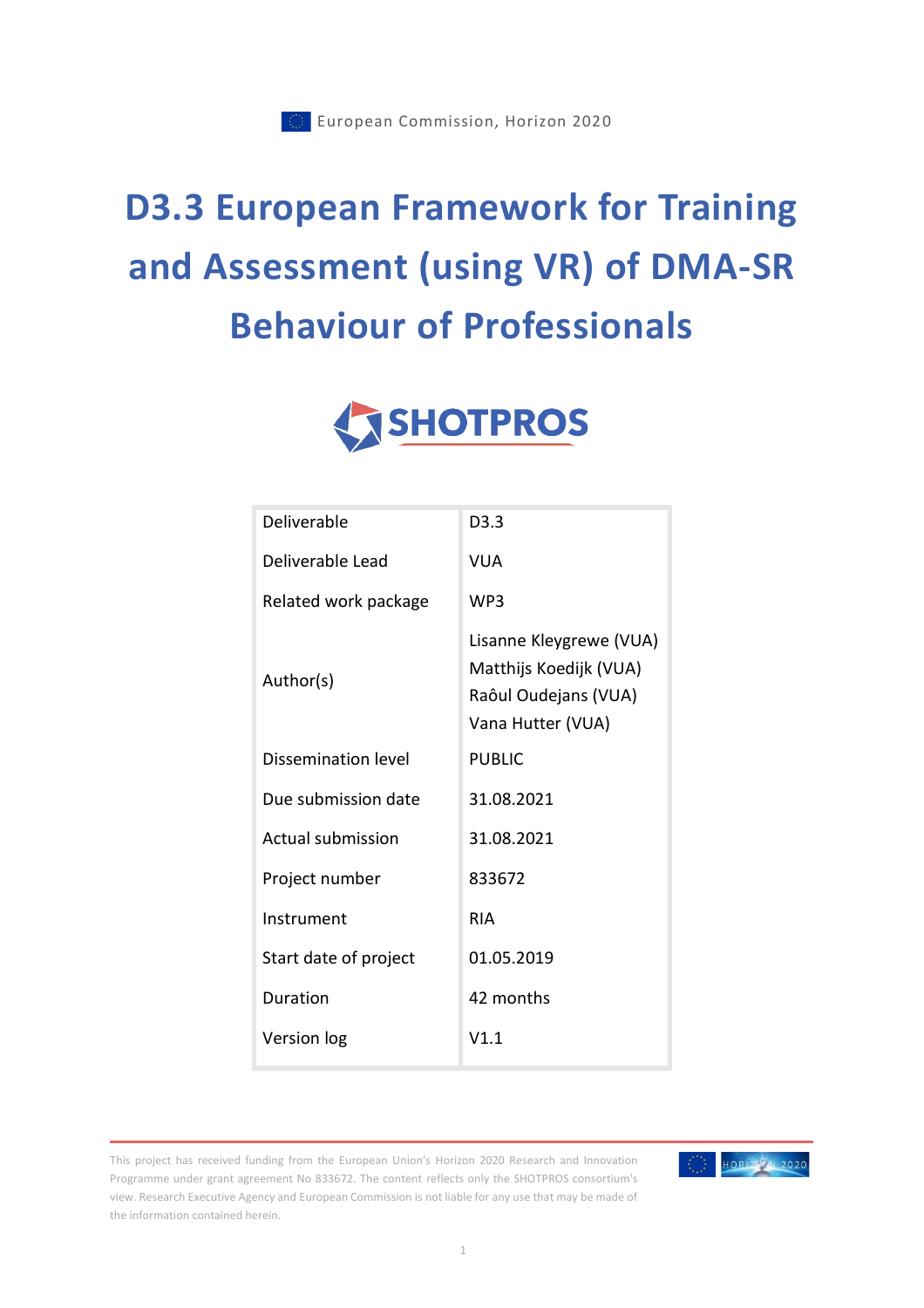European Commission, Horizon 2020

# D3.3 European Framework for Training and Assessment (using VR) of DMA-SR Behaviour of Professionals

SHOTPROS

| | |
|---|---|
| Deliverable | D3.3 |
| Deliverable Lead | VUA |
| Related work package | WP3 |
| Author(s) | Lisanne Kleygrewe (VUA)<br>Matthijs Koedijk (VUA)<br>Raôul Oudejans (VUA)<br>Vana Hutter (VUA) |
| Dissemination level | PUBLIC |
| Due submission date | 31.08.2021 |
| Actual submission | 31.08.2021 |
| Project number | 833672 |
| Instrument | RIA |
| Start date of project | 01.05.2019 |
| Duration | 42 months |
| Version log | V1.1 |

This project has received funding from the European Union's Horizon 2020 Research and Innovation Programme under grant agreement No 833672. The content reflects only the SHOTPROS consortium's view. Research Executive Agency and European Commission is not liable for any use that may be made of the information contained herein.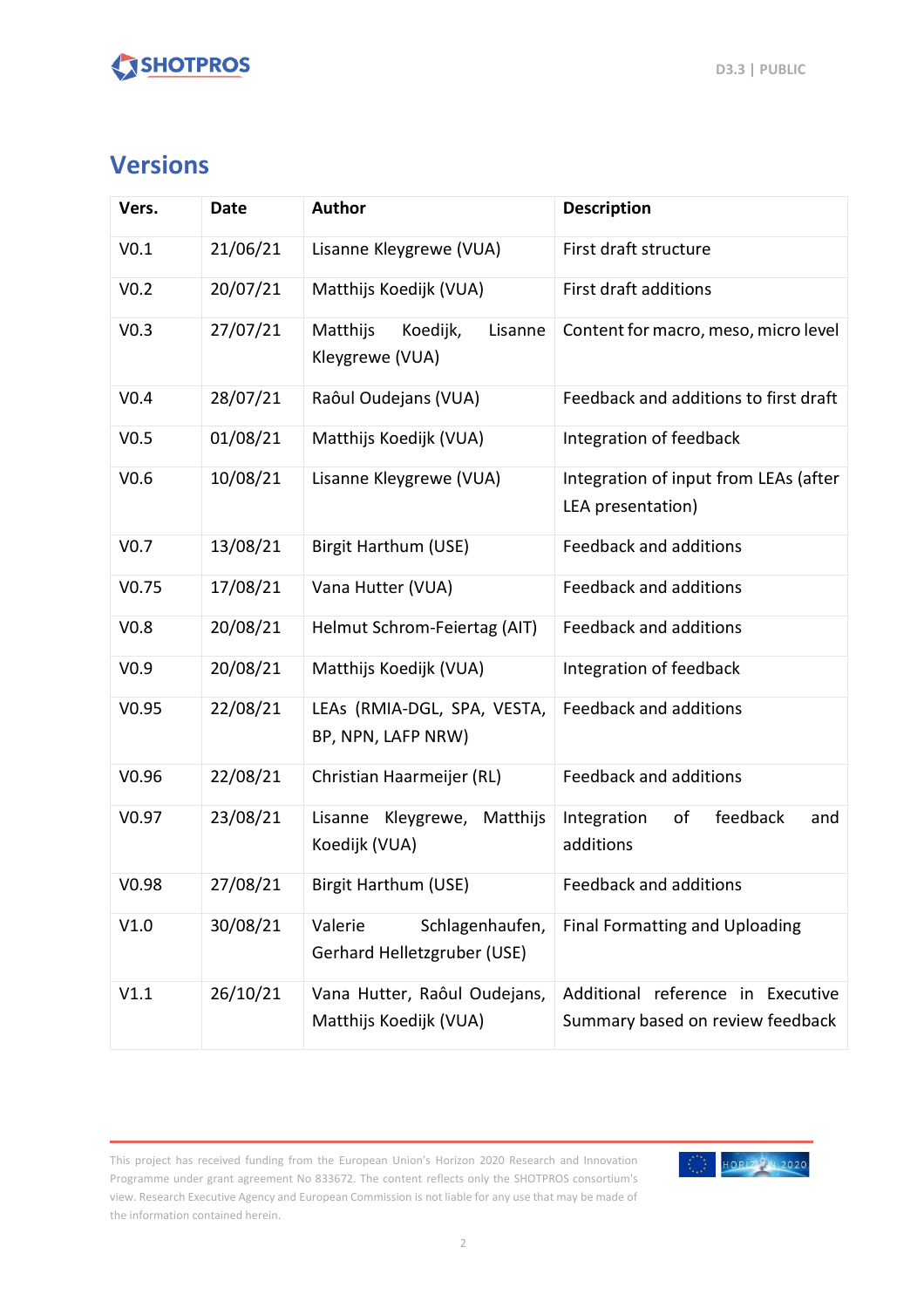## Versions

| Vers. | Date | Author | Description |
|---|---|---|---|
| V0.1 | 21/06/21 | Lisanne Kleygrewe (VUA) | First draft structure |
| V0.2 | 20/07/21 | Matthijs Koedijk (VUA) | First draft additions |
| V0.3 | 27/07/21 | Matthijs Koedijk, Lisanne Kleygrewe (VUA) | Content for macro, meso, micro level |
| V0.4 | 28/07/21 | Raôul Oudejans (VUA) | Feedback and additions to first draft |
| V0.5 | 01/08/21 | Matthijs Koedijk (VUA) | Integration of feedback |
| V0.6 | 10/08/21 | Lisanne Kleygrewe (VUA) | Integration of input from LEAs (after LEA presentation) |
| V0.7 | 13/08/21 | Birgit Harthum (USE) | Feedback and additions |
| V0.75 | 17/08/21 | Vana Hutter (VUA) | Feedback and additions |
| V0.8 | 20/08/21 | Helmut Schrom-Feiertag (AIT) | Feedback and additions |
| V0.9 | 20/08/21 | Matthijs Koedijk (VUA) | Integration of feedback |
| V0.95 | 22/08/21 | LEAs (RMIA-DGL, SPA, VESTA, BP, NPN, LAFP NRW) | Feedback and additions |
| V0.96 | 22/08/21 | Christian Haarmeijer (RL) | Feedback and additions |
| V0.97 | 23/08/21 | Lisanne Kleygrewe, Matthijs Koedijk (VUA) | Integration of feedback and additions |
| V0.98 | 27/08/21 | Birgit Harthum (USE) | Feedback and additions |
| V1.0 | 30/08/21 | Valerie Schlagenhaufen, Gerhard Helletzgruber (USE) | Final Formatting and Uploading |
| V1.1 | 26/10/21 | Vana Hutter, Raôul Oudejans, Matthijs Koedijk (VUA) | Additional reference in Executive Summary based on review feedback |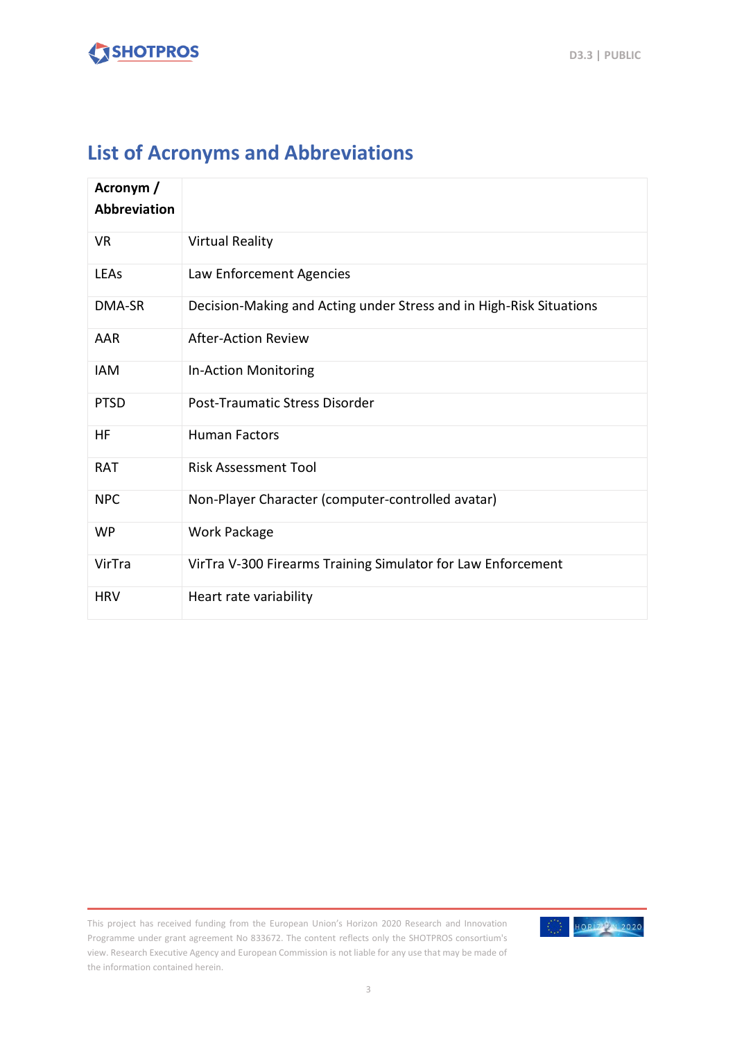## List of Acronyms and Abbreviations

| Acronym / Abbreviation | |
|---|---|
| VR | Virtual Reality |
| LEAs | Law Enforcement Agencies |
| DMA-SR | Decision-Making and Acting under Stress and in High-Risk Situations |
| AAR | After-Action Review |
| IAM | In-Action Monitoring |
| PTSD | Post-Traumatic Stress Disorder |
| HF | Human Factors |
| RAT | Risk Assessment Tool |
| NPC | Non-Player Character (computer-controlled avatar) |
| WP | Work Package |
| VirTra | VirTra V-300 Firearms Training Simulator for Law Enforcement |
| HRV | Heart rate variability |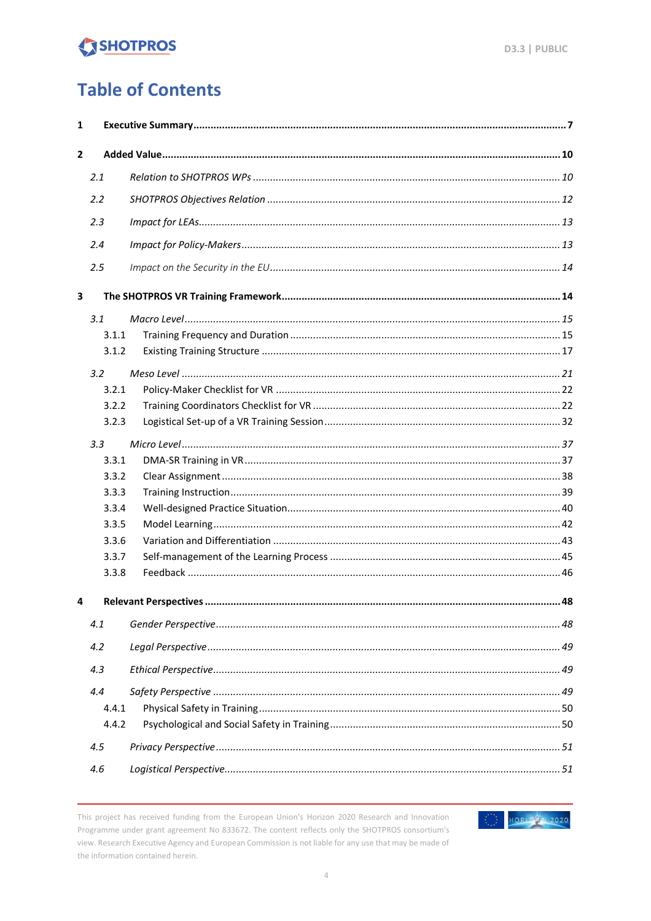# Table of Contents

**1 Executive Summary** ........ **7**

**2 Added Value** ........ **10**

- *2.1 Relation to SHOTPROS WPs* ........ *10*
- *2.2 SHOTPROS Objectives Relation* ........ *12*
- *2.3 Impact for LEAs* ........ *13*
- *2.4 Impact for Policy-Makers* ........ *13*
- *2.5 Impact on the Security in the EU* ........ *14*

**3 The SHOTPROS VR Training Framework** ........ **14**

- *3.1 Macro Level* ........ *15*
  - 3.1.1 Training Frequency and Duration ........ 15
  - 3.1.2 Existing Training Structure ........ 17
- *3.2 Meso Level* ........ *21*
  - 3.2.1 Policy-Maker Checklist for VR ........ 22
  - 3.2.2 Training Coordinators Checklist for VR ........ 22
  - 3.2.3 Logistical Set-up of a VR Training Session ........ 32
- *3.3 Micro Level* ........ *37*
  - 3.3.1 DMA-SR Training in VR ........ 37
  - 3.3.2 Clear Assignment ........ 38
  - 3.3.3 Training Instruction ........ 39
  - 3.3.4 Well-designed Practice Situation ........ 40
  - 3.3.5 Model Learning ........ 42
  - 3.3.6 Variation and Differentiation ........ 43
  - 3.3.7 Self-management of the Learning Process ........ 45
  - 3.3.8 Feedback ........ 46

**4 Relevant Perspectives** ........ **48**

- *4.1 Gender Perspective* ........ *48*
- *4.2 Legal Perspective* ........ *49*
- *4.3 Ethical Perspective* ........ *49*
- *4.4 Safety Perspective* ........ *49*
  - 4.4.1 Physical Safety in Training ........ 50
  - 4.4.2 Psychological and Social Safety in Training ........ 50
- *4.5 Privacy Perspective* ........ *51*
- *4.6 Logistical Perspective* ........ *51*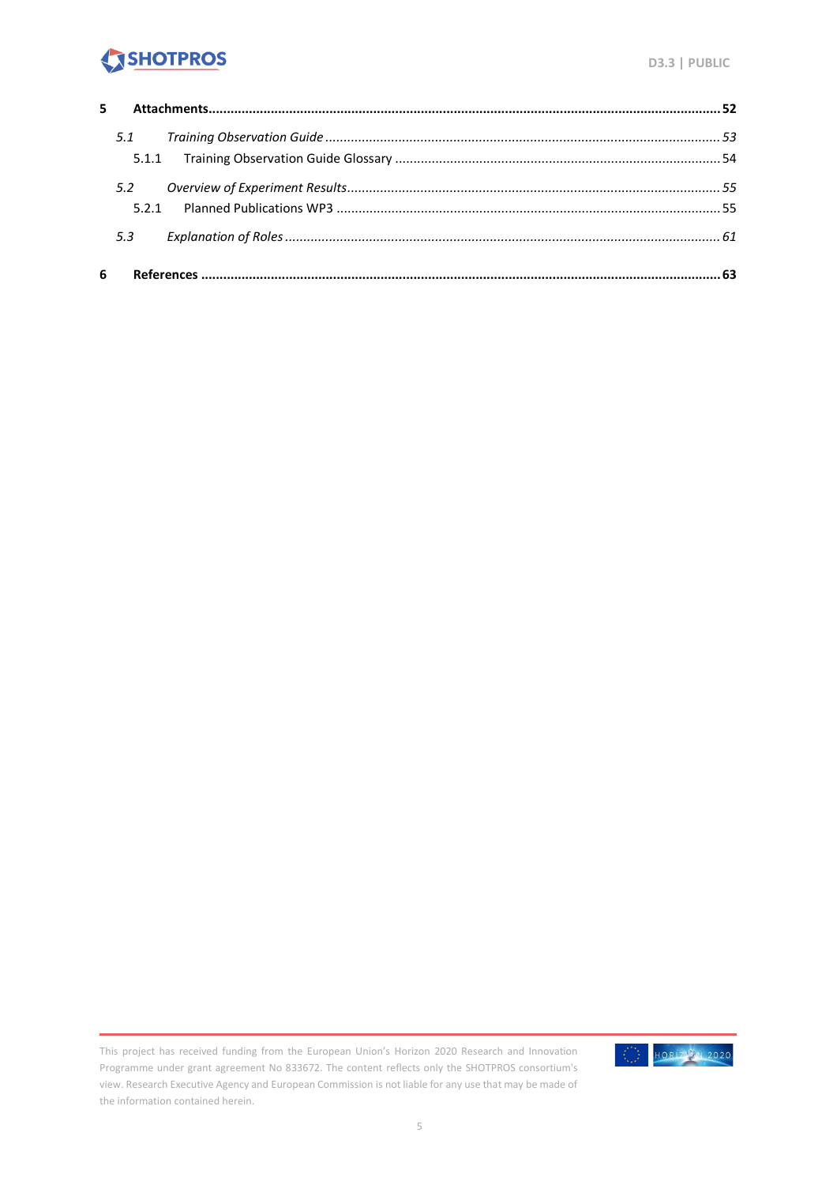**5 Attachments** ..... **52**

*5.1 Training Observation Guide* ..... *53*

5.1.1 Training Observation Guide Glossary ..... 54

*5.2 Overview of Experiment Results* ..... *55*

5.2.1 Planned Publications WP3 ..... 55

*5.3 Explanation of Roles* ..... *61*

**6 References** ..... **63**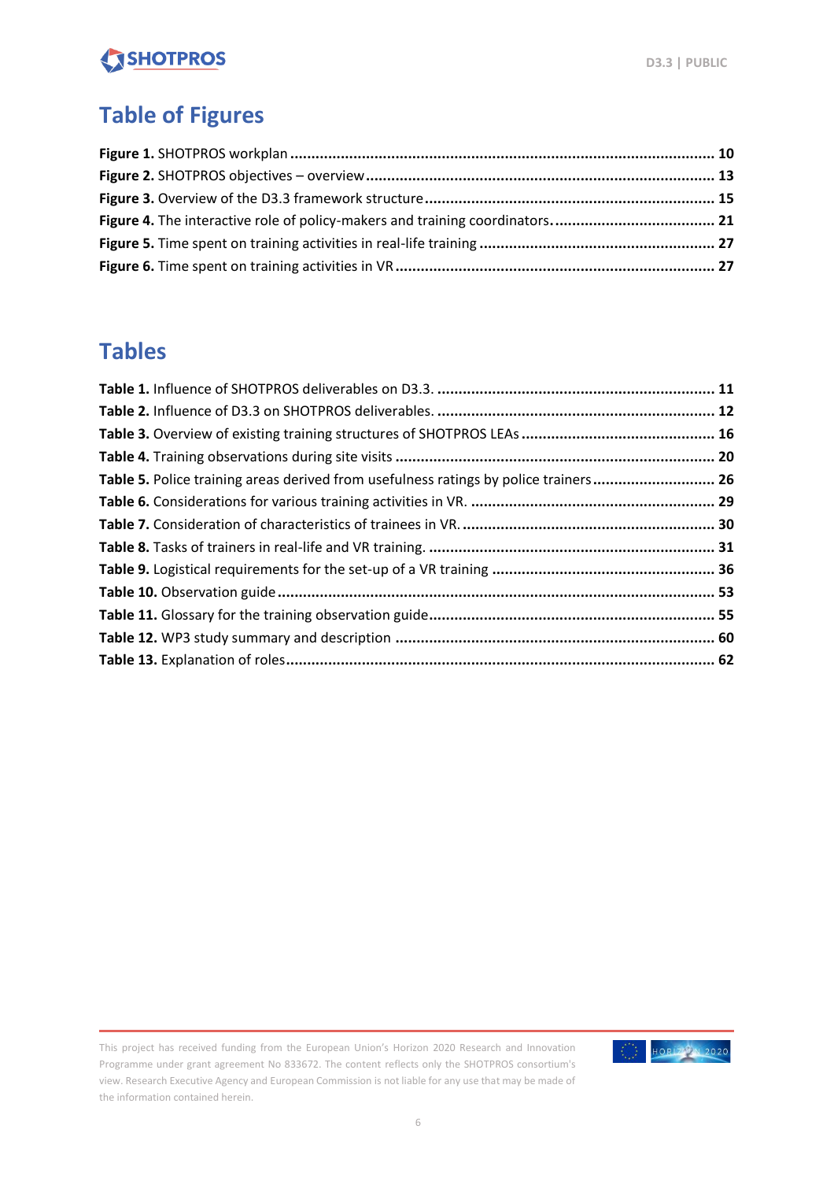# Table of Figures

**Figure 1.** SHOTPROS workplan ........................................................................................................ 10

**Figure 2.** SHOTPROS objectives – overview ......................................................................................... 13

**Figure 3.** Overview of the D3.3 framework structure .......................................................................... 15

**Figure 4.** The interactive role of policy-makers and training coordinators. ........................................ 21

**Figure 5.** Time spent on training activities in real-life training ............................................................. 27

**Figure 6.** Time spent on training activities in VR .................................................................................. 27

# Tables

**Table 1.** Influence of SHOTPROS deliverables on D3.3. ........................................................................ 11

**Table 2.** Influence of D3.3 on SHOTPROS deliverables. ........................................................................ 12

**Table 3.** Overview of existing training structures of SHOTPROS LEAs ................................................. 16

**Table 4.** Training observations during site visits .................................................................................. 20

**Table 5.** Police training areas derived from usefulness ratings by police trainers ................................ 26

**Table 6.** Considerations for various training activities in VR. ............................................................... 29

**Table 7.** Consideration of characteristics of trainees in VR. ................................................................. 30

**Table 8.** Tasks of trainers in real-life and VR training. ........................................................................... 31

**Table 9.** Logistical requirements for the set-up of a VR training .......................................................... 36

**Table 10.** Observation guide ................................................................................................................ 53

**Table 11.** Glossary for the training observation guide .......................................................................... 55

**Table 12.** WP3 study summary and description ................................................................................... 60

**Table 13.** Explanation of roles .............................................................................................................. 62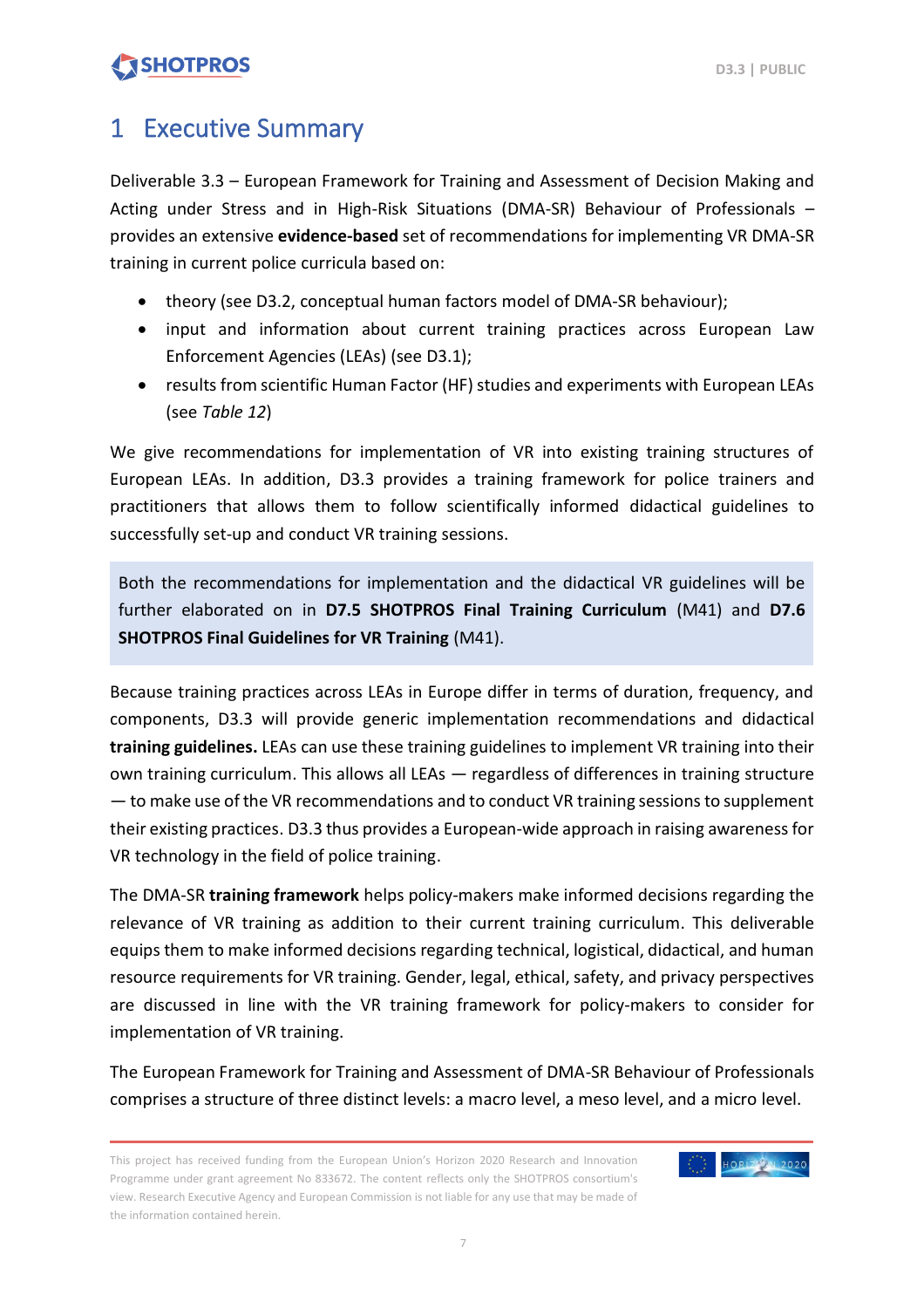# 1 Executive Summary

Deliverable 3.3 – European Framework for Training and Assessment of Decision Making and Acting under Stress and in High-Risk Situations (DMA-SR) Behaviour of Professionals – provides an extensive **evidence-based** set of recommendations for implementing VR DMA-SR training in current police curricula based on:

- theory (see D3.2, conceptual human factors model of DMA-SR behaviour);
- input and information about current training practices across European Law Enforcement Agencies (LEAs) (see D3.1);
- results from scientific Human Factor (HF) studies and experiments with European LEAs (see *Table 12*)

We give recommendations for implementation of VR into existing training structures of European LEAs. In addition, D3.3 provides a training framework for police trainers and practitioners that allows them to follow scientifically informed didactical guidelines to successfully set-up and conduct VR training sessions.

Both the recommendations for implementation and the didactical VR guidelines will be further elaborated on in **D7.5 SHOTPROS Final Training Curriculum** (M41) and **D7.6 SHOTPROS Final Guidelines for VR Training** (M41).

Because training practices across LEAs in Europe differ in terms of duration, frequency, and components, D3.3 will provide generic implementation recommendations and didactical **training guidelines.** LEAs can use these training guidelines to implement VR training into their own training curriculum. This allows all LEAs — regardless of differences in training structure — to make use of the VR recommendations and to conduct VR training sessions to supplement their existing practices. D3.3 thus provides a European-wide approach in raising awareness for VR technology in the field of police training.

The DMA-SR **training framework** helps policy-makers make informed decisions regarding the relevance of VR training as addition to their current training curriculum. This deliverable equips them to make informed decisions regarding technical, logistical, didactical, and human resource requirements for VR training. Gender, legal, ethical, safety, and privacy perspectives are discussed in line with the VR training framework for policy-makers to consider for implementation of VR training.

The European Framework for Training and Assessment of DMA-SR Behaviour of Professionals comprises a structure of three distinct levels: a macro level, a meso level, and a micro level.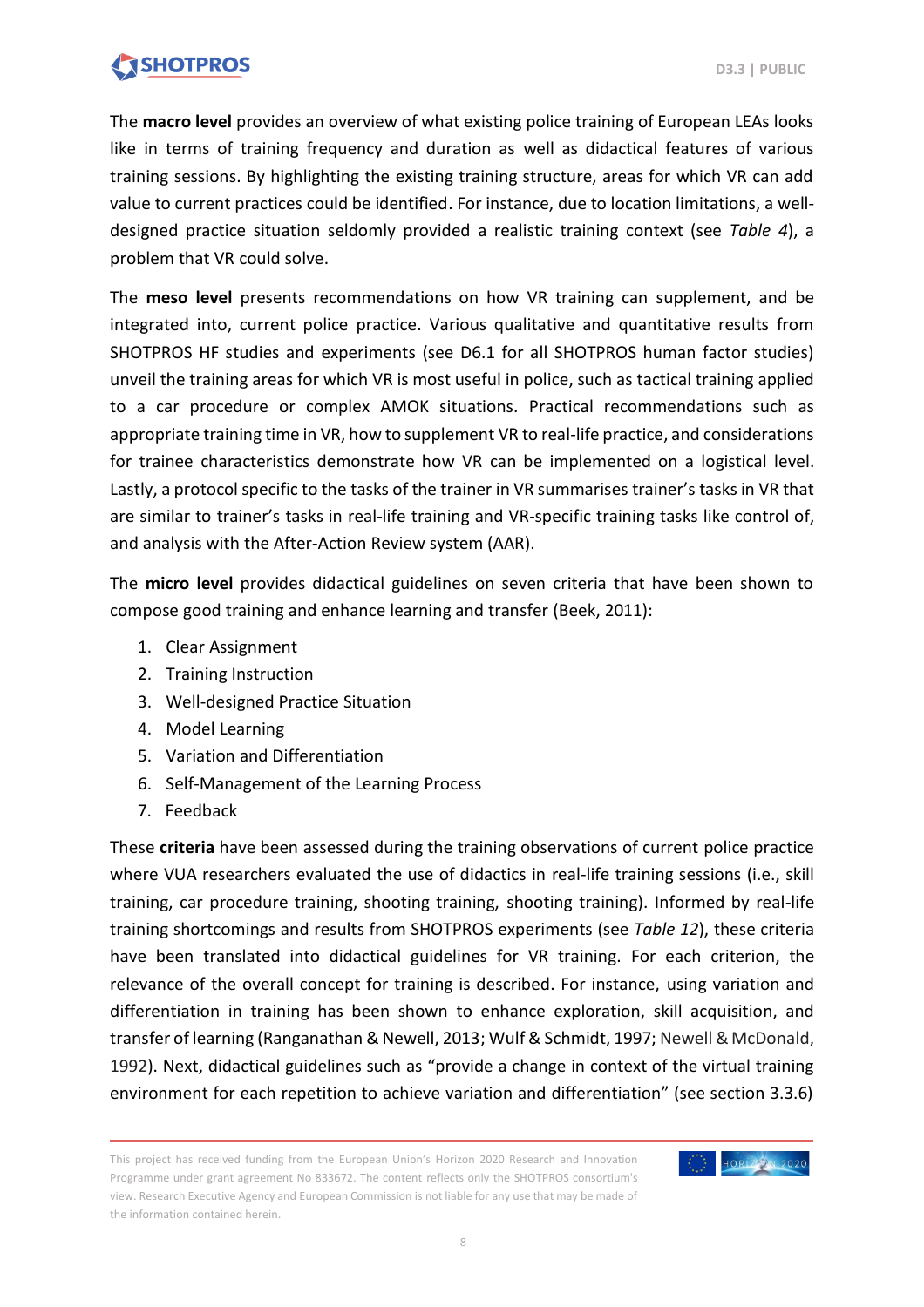The **macro level** provides an overview of what existing police training of European LEAs looks like in terms of training frequency and duration as well as didactical features of various training sessions. By highlighting the existing training structure, areas for which VR can add value to current practices could be identified. For instance, due to location limitations, a well-designed practice situation seldomly provided a realistic training context (see *Table 4*), a problem that VR could solve.

The **meso level** presents recommendations on how VR training can supplement, and be integrated into, current police practice. Various qualitative and quantitative results from SHOTPROS HF studies and experiments (see D6.1 for all SHOTPROS human factor studies) unveil the training areas for which VR is most useful in police, such as tactical training applied to a car procedure or complex AMOK situations. Practical recommendations such as appropriate training time in VR, how to supplement VR to real-life practice, and considerations for trainee characteristics demonstrate how VR can be implemented on a logistical level. Lastly, a protocol specific to the tasks of the trainer in VR summarises trainer's tasks in VR that are similar to trainer's tasks in real-life training and VR-specific training tasks like control of, and analysis with the After-Action Review system (AAR).

The **micro level** provides didactical guidelines on seven criteria that have been shown to compose good training and enhance learning and transfer (Beek, 2011):

1. Clear Assignment
2. Training Instruction
3. Well-designed Practice Situation
4. Model Learning
5. Variation and Differentiation
6. Self-Management of the Learning Process
7. Feedback

These **criteria** have been assessed during the training observations of current police practice where VUA researchers evaluated the use of didactics in real-life training sessions (i.e., skill training, car procedure training, shooting training, shooting training). Informed by real-life training shortcomings and results from SHOTPROS experiments (see *Table 12*), these criteria have been translated into didactical guidelines for VR training. For each criterion, the relevance of the overall concept for training is described. For instance, using variation and differentiation in training has been shown to enhance exploration, skill acquisition, and transfer of learning (Ranganathan & Newell, 2013; Wulf & Schmidt, 1997; Newell & McDonald, 1992). Next, didactical guidelines such as "provide a change in context of the virtual training environment for each repetition to achieve variation and differentiation" (see section 3.3.6)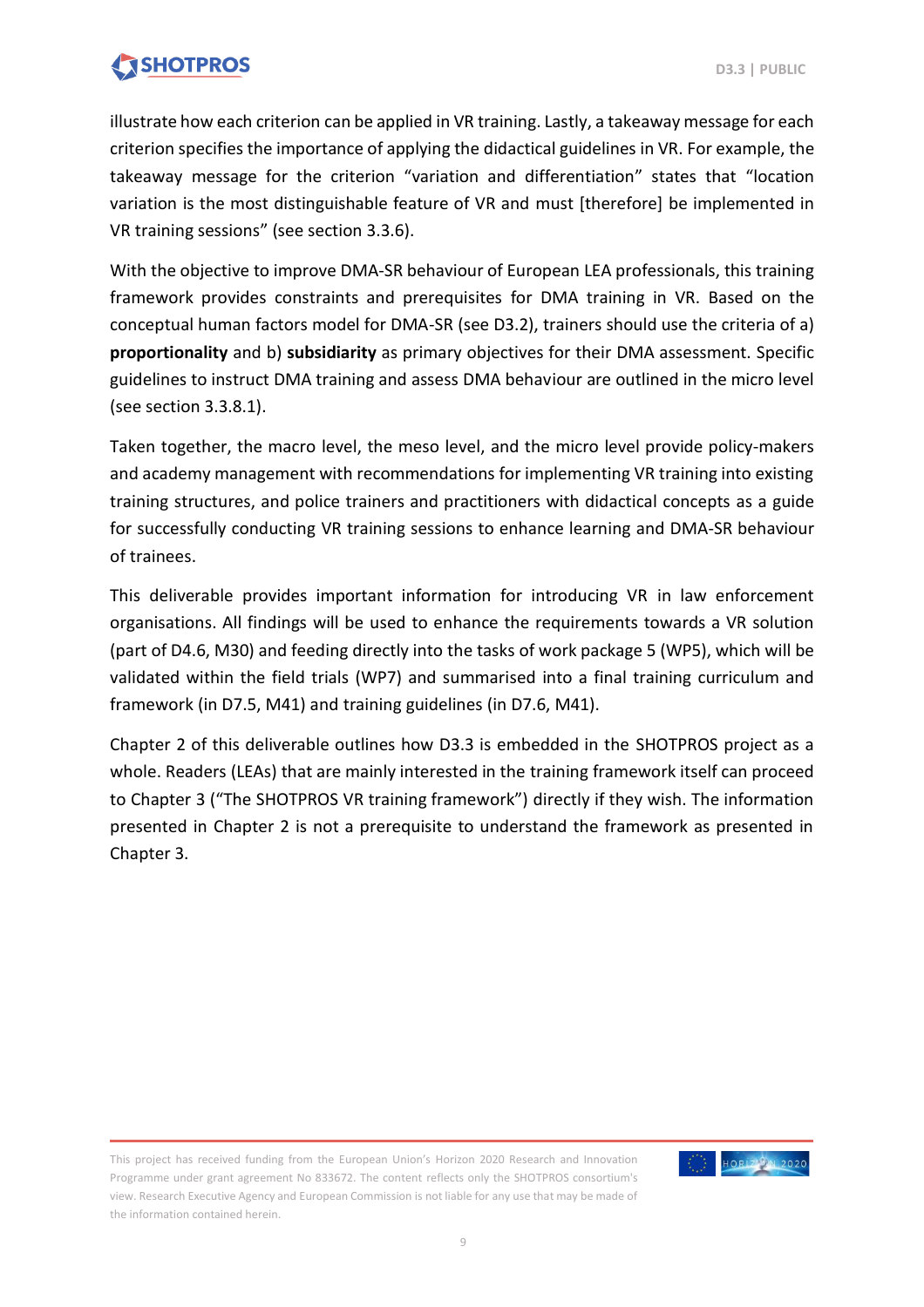illustrate how each criterion can be applied in VR training. Lastly, a takeaway message for each criterion specifies the importance of applying the didactical guidelines in VR. For example, the takeaway message for the criterion "variation and differentiation" states that "location variation is the most distinguishable feature of VR and must [therefore] be implemented in VR training sessions" (see section 3.3.6).

With the objective to improve DMA-SR behaviour of European LEA professionals, this training framework provides constraints and prerequisites for DMA training in VR. Based on the conceptual human factors model for DMA-SR (see D3.2), trainers should use the criteria of a) **proportionality** and b) **subsidiarity** as primary objectives for their DMA assessment. Specific guidelines to instruct DMA training and assess DMA behaviour are outlined in the micro level (see section 3.3.8.1).

Taken together, the macro level, the meso level, and the micro level provide policy-makers and academy management with recommendations for implementing VR training into existing training structures, and police trainers and practitioners with didactical concepts as a guide for successfully conducting VR training sessions to enhance learning and DMA-SR behaviour of trainees.

This deliverable provides important information for introducing VR in law enforcement organisations. All findings will be used to enhance the requirements towards a VR solution (part of D4.6, M30) and feeding directly into the tasks of work package 5 (WP5), which will be validated within the field trials (WP7) and summarised into a final training curriculum and framework (in D7.5, M41) and training guidelines (in D7.6, M41).

Chapter 2 of this deliverable outlines how D3.3 is embedded in the SHOTPROS project as a whole. Readers (LEAs) that are mainly interested in the training framework itself can proceed to Chapter 3 ("The SHOTPROS VR training framework") directly if they wish. The information presented in Chapter 2 is not a prerequisite to understand the framework as presented in Chapter 3.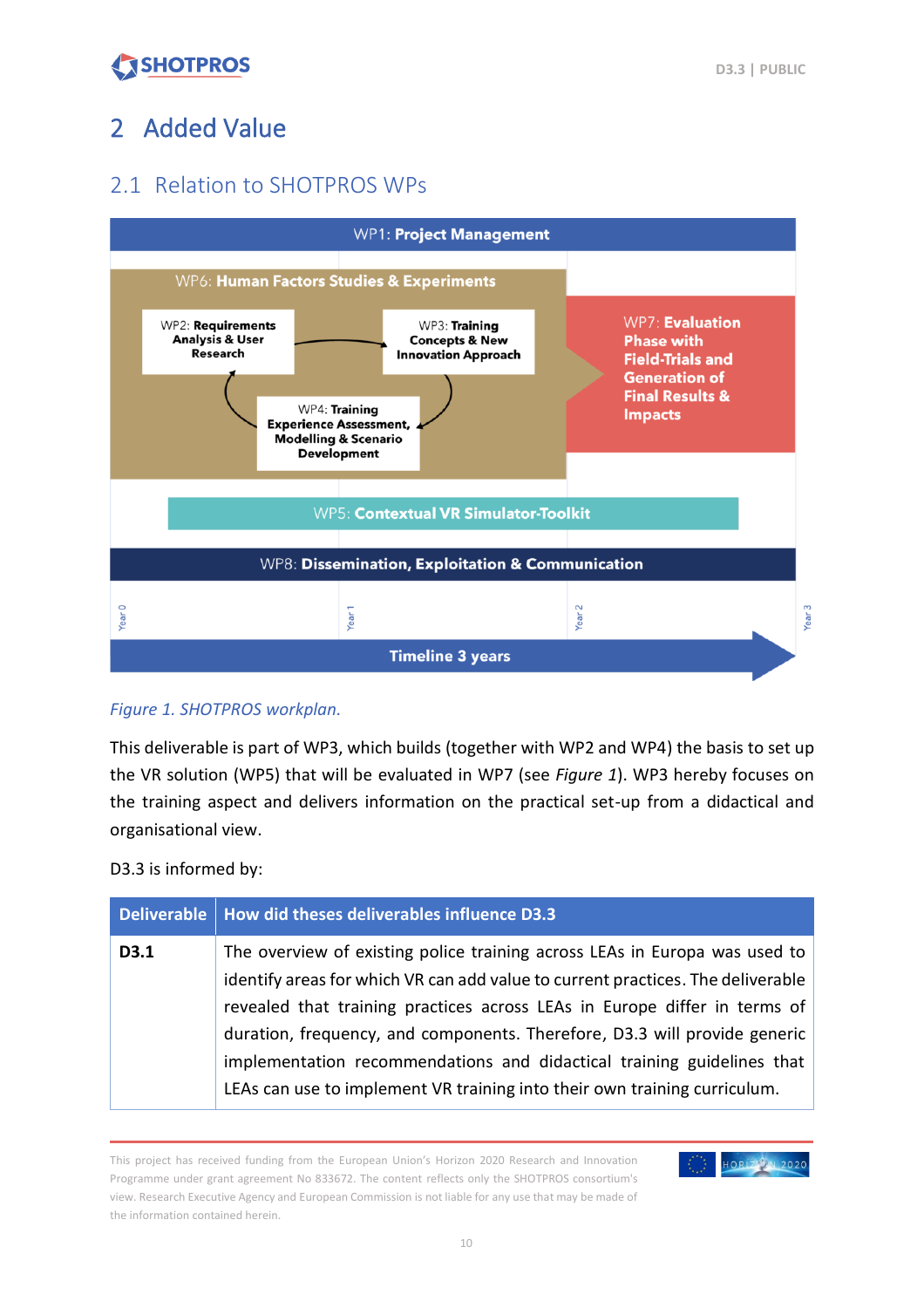# 2 Added Value

## 2.1 Relation to SHOTPROS WPs

WP1: **Project Management**

WP6: **Human Factors Studies & Experiments**

WP2: **Requirements Analysis & User Research**

WP3: **Training Concepts & New Innovation Approach**

WP4: **Training Experience Assessment, Modelling & Scenario Development**

WP7: **Evaluation Phase with Field-Trials and Generation of Final Results & Impacts**

WP5: **Contextual VR Simulator-Toolkit**

WP8: **Dissemination, Exploitation & Communication**

Year 0 | Year 1 | Year 2 | Year 3

**Timeline 3 years**

*Figure 1. SHOTPROS workplan.*

This deliverable is part of WP3, which builds (together with WP2 and WP4) the basis to set up the VR solution (WP5) that will be evaluated in WP7 (see *Figure 1*). WP3 hereby focuses on the training aspect and delivers information on the practical set-up from a didactical and organisational view.

D3.3 is informed by:

| Deliverable | How did theses deliverables influence D3.3 |
|---|---|
| **D3.1** | The overview of existing police training across LEAs in Europa was used to identify areas for which VR can add value to current practices. The deliverable revealed that training practices across LEAs in Europe differ in terms of duration, frequency, and components. Therefore, D3.3 will provide generic implementation recommendations and didactical training guidelines that LEAs can use to implement VR training into their own training curriculum. |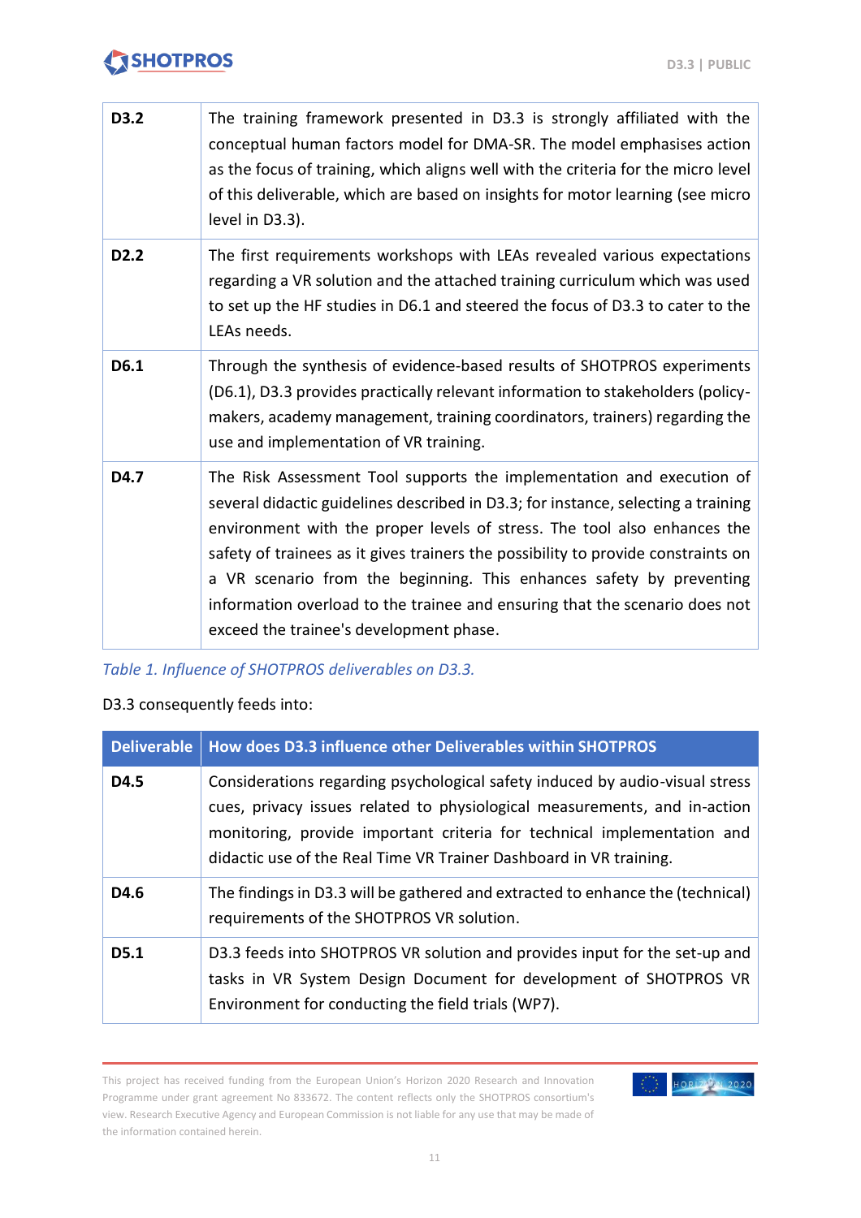| | |
|---|---|
| **D3.2** | The training framework presented in D3.3 is strongly affiliated with the conceptual human factors model for DMA-SR. The model emphasises action as the focus of training, which aligns well with the criteria for the micro level of this deliverable, which are based on insights for motor learning (see micro level in D3.3). |
| **D2.2** | The first requirements workshops with LEAs revealed various expectations regarding a VR solution and the attached training curriculum which was used to set up the HF studies in D6.1 and steered the focus of D3.3 to cater to the LEAs needs. |
| **D6.1** | Through the synthesis of evidence-based results of SHOTPROS experiments (D6.1), D3.3 provides practically relevant information to stakeholders (policy-makers, academy management, training coordinators, trainers) regarding the use and implementation of VR training. |
| **D4.7** | The Risk Assessment Tool supports the implementation and execution of several didactic guidelines described in D3.3; for instance, selecting a training environment with the proper levels of stress. The tool also enhances the safety of trainees as it gives trainers the possibility to provide constraints on a VR scenario from the beginning. This enhances safety by preventing information overload to the trainee and ensuring that the scenario does not exceed the trainee's development phase. |

*Table 1. Influence of SHOTPROS deliverables on D3.3.*

D3.3 consequently feeds into:

| Deliverable | How does D3.3 influence other Deliverables within SHOTPROS |
|---|---|
| **D4.5** | Considerations regarding psychological safety induced by audio-visual stress cues, privacy issues related to physiological measurements, and in-action monitoring, provide important criteria for technical implementation and didactic use of the Real Time VR Trainer Dashboard in VR training. |
| **D4.6** | The findings in D3.3 will be gathered and extracted to enhance the (technical) requirements of the SHOTPROS VR solution. |
| **D5.1** | D3.3 feeds into SHOTPROS VR solution and provides input for the set-up and tasks in VR System Design Document for development of SHOTPROS VR Environment for conducting the field trials (WP7). |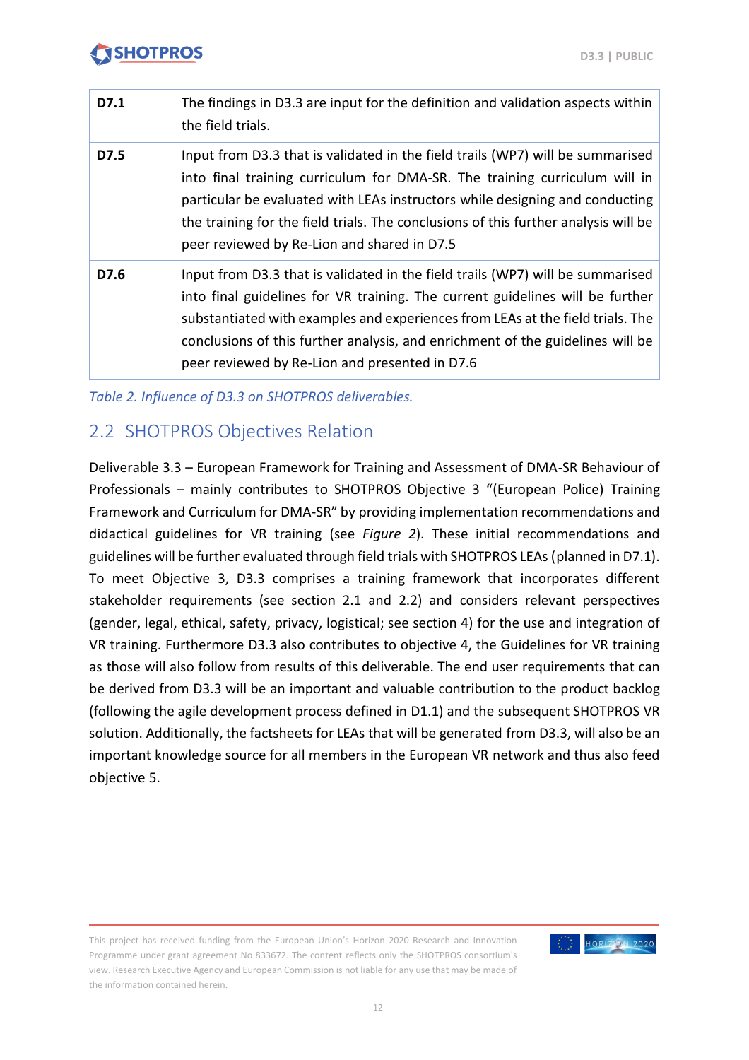| | |
|---|---|
| **D7.1** | The findings in D3.3 are input for the definition and validation aspects within the field trials. |
| **D7.5** | Input from D3.3 that is validated in the field trails (WP7) will be summarised into final training curriculum for DMA-SR. The training curriculum will in particular be evaluated with LEAs instructors while designing and conducting the training for the field trials. The conclusions of this further analysis will be peer reviewed by Re-Lion and shared in D7.5 |
| **D7.6** | Input from D3.3 that is validated in the field trails (WP7) will be summarised into final guidelines for VR training. The current guidelines will be further substantiated with examples and experiences from LEAs at the field trials. The conclusions of this further analysis, and enrichment of the guidelines will be peer reviewed by Re-Lion and presented in D7.6 |

*Table 2. Influence of D3.3 on SHOTPROS deliverables.*

## 2.2 SHOTPROS Objectives Relation

Deliverable 3.3 – European Framework for Training and Assessment of DMA-SR Behaviour of Professionals – mainly contributes to SHOTPROS Objective 3 "(European Police) Training Framework and Curriculum for DMA-SR" by providing implementation recommendations and didactical guidelines for VR training (see *Figure 2*). These initial recommendations and guidelines will be further evaluated through field trials with SHOTPROS LEAs (planned in D7.1). To meet Objective 3, D3.3 comprises a training framework that incorporates different stakeholder requirements (see section 2.1 and 2.2) and considers relevant perspectives (gender, legal, ethical, safety, privacy, logistical; see section 4) for the use and integration of VR training. Furthermore D3.3 also contributes to objective 4, the Guidelines for VR training as those will also follow from results of this deliverable. The end user requirements that can be derived from D3.3 will be an important and valuable contribution to the product backlog (following the agile development process defined in D1.1) and the subsequent SHOTPROS VR solution. Additionally, the factsheets for LEAs that will be generated from D3.3, will also be an important knowledge source for all members in the European VR network and thus also feed objective 5.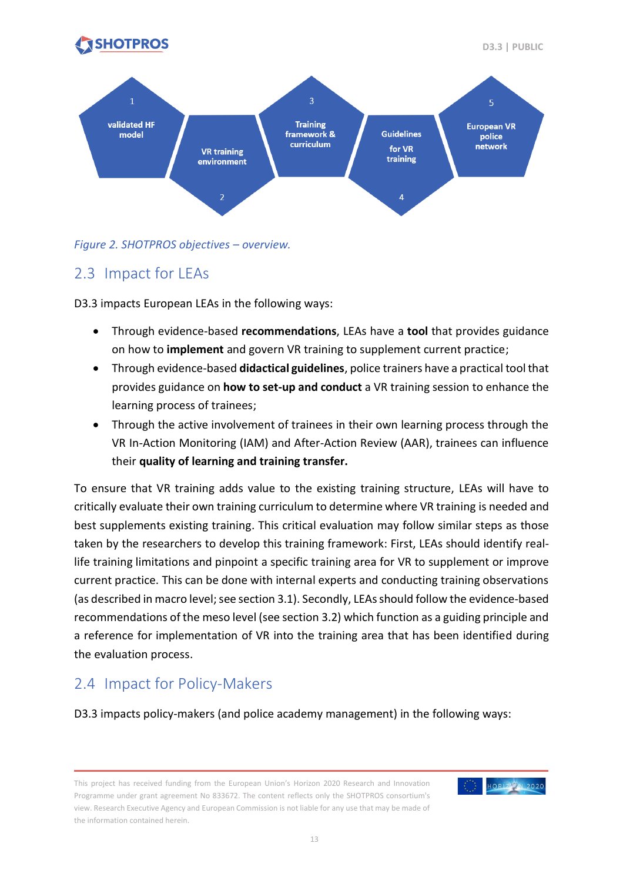1. validated HF model
2. VR training environment
3. Training framework & curriculum
4. Guidelines for VR training
5. European VR police network

*Figure 2. SHOTPROS objectives – overview.*

## 2.3 Impact for LEAs

D3.3 impacts European LEAs in the following ways:

- Through evidence-based **recommendations**, LEAs have a **tool** that provides guidance on how to **implement** and govern VR training to supplement current practice;
- Through evidence-based **didactical guidelines**, police trainers have a practical tool that provides guidance on **how to set-up and conduct** a VR training session to enhance the learning process of trainees;
- Through the active involvement of trainees in their own learning process through the VR In-Action Monitoring (IAM) and After-Action Review (AAR), trainees can influence their **quality of learning and training transfer.**

To ensure that VR training adds value to the existing training structure, LEAs will have to critically evaluate their own training curriculum to determine where VR training is needed and best supplements existing training. This critical evaluation may follow similar steps as those taken by the researchers to develop this training framework: First, LEAs should identify real-life training limitations and pinpoint a specific training area for VR to supplement or improve current practice. This can be done with internal experts and conducting training observations (as described in macro level; see section 3.1). Secondly, LEAs should follow the evidence-based recommendations of the meso level (see section 3.2) which function as a guiding principle and a reference for implementation of VR into the training area that has been identified during the evaluation process.

## 2.4 Impact for Policy-Makers

D3.3 impacts policy-makers (and police academy management) in the following ways: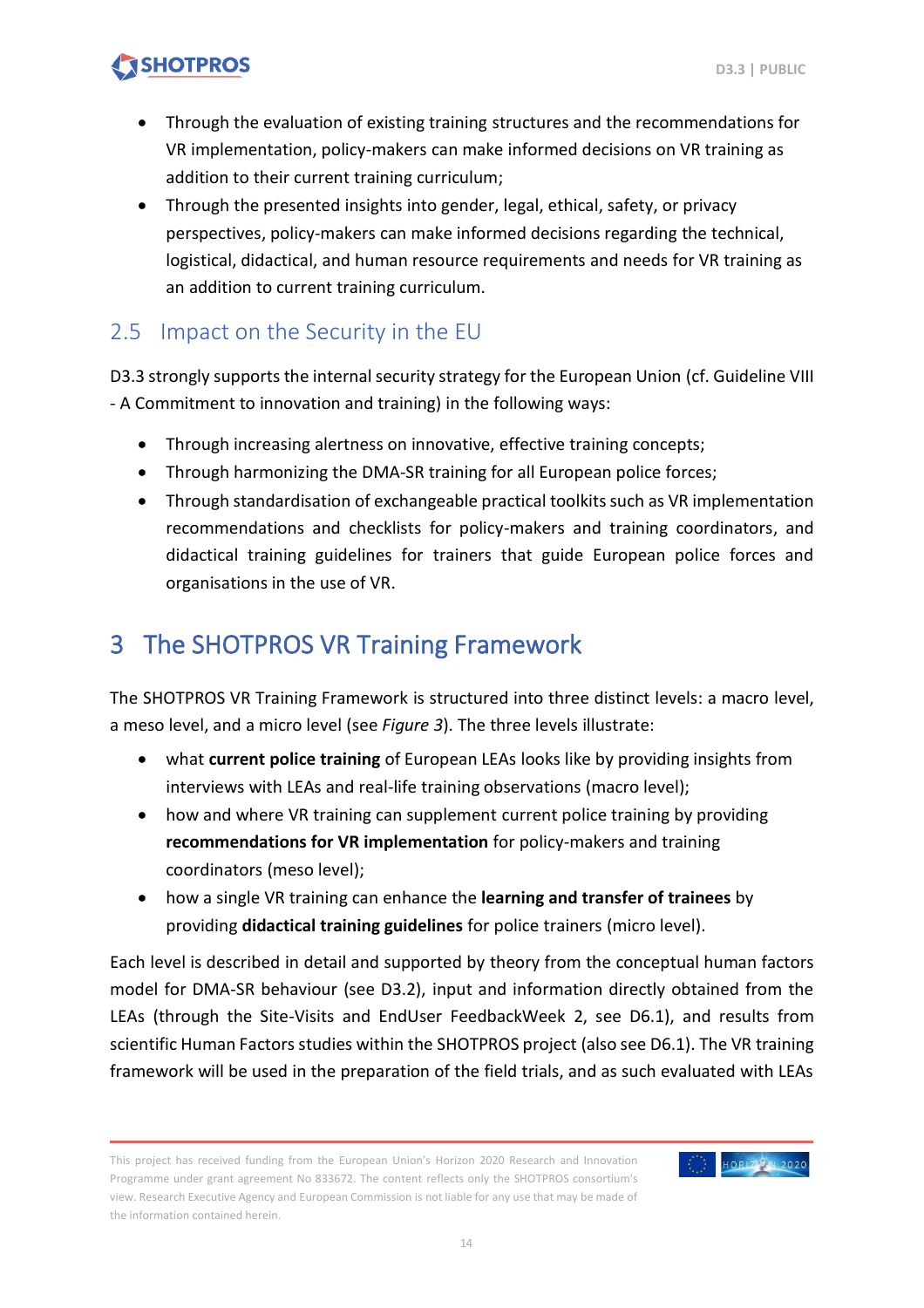- Through the evaluation of existing training structures and the recommendations for VR implementation, policy-makers can make informed decisions on VR training as addition to their current training curriculum;
- Through the presented insights into gender, legal, ethical, safety, or privacy perspectives, policy-makers can make informed decisions regarding the technical, logistical, didactical, and human resource requirements and needs for VR training as an addition to current training curriculum.

## 2.5 Impact on the Security in the EU

D3.3 strongly supports the internal security strategy for the European Union (cf. Guideline VIII - A Commitment to innovation and training) in the following ways:

- Through increasing alertness on innovative, effective training concepts;
- Through harmonizing the DMA-SR training for all European police forces;
- Through standardisation of exchangeable practical toolkits such as VR implementation recommendations and checklists for policy-makers and training coordinators, and didactical training guidelines for trainers that guide European police forces and organisations in the use of VR.

# 3 The SHOTPROS VR Training Framework

The SHOTPROS VR Training Framework is structured into three distinct levels: a macro level, a meso level, and a micro level (see *Figure 3*). The three levels illustrate:

- what **current police training** of European LEAs looks like by providing insights from interviews with LEAs and real-life training observations (macro level);
- how and where VR training can supplement current police training by providing **recommendations for VR implementation** for policy-makers and training coordinators (meso level);
- how a single VR training can enhance the **learning and transfer of trainees** by providing **didactical training guidelines** for police trainers (micro level).

Each level is described in detail and supported by theory from the conceptual human factors model for DMA-SR behaviour (see D3.2), input and information directly obtained from the LEAs (through the Site-Visits and EndUser FeedbackWeek 2, see D6.1), and results from scientific Human Factors studies within the SHOTPROS project (also see D6.1). The VR training framework will be used in the preparation of the field trials, and as such evaluated with LEAs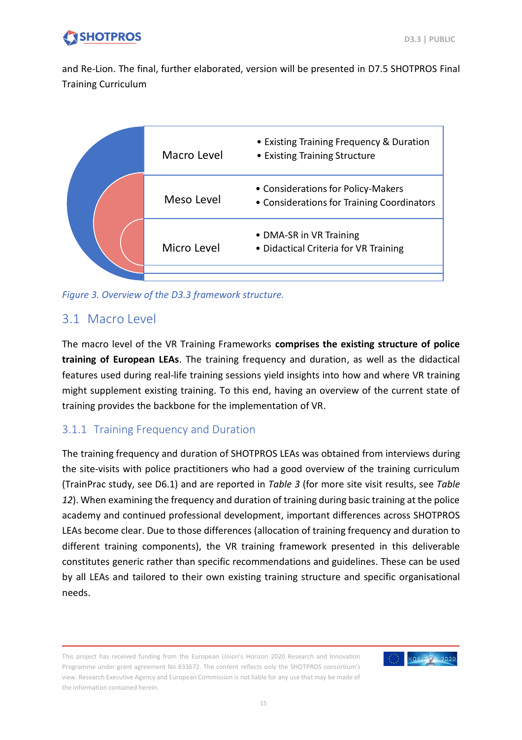and Re-Lion. The final, further elaborated, version will be presented in D7.5 SHOTPROS Final Training Curriculum

| | |
|---|---|
| Macro Level | • Existing Training Frequency & Duration<br>• Existing Training Structure |
| Meso Level | • Considerations for Policy-Makers<br>• Considerations for Training Coordinators |
| Micro Level | • DMA-SR in VR Training<br>• Didactical Criteria for VR Training |

*Figure 3. Overview of the D3.3 framework structure.*

## 3.1 Macro Level

The macro level of the VR Training Frameworks **comprises the existing structure of police training of European LEAs**. The training frequency and duration, as well as the didactical features used during real-life training sessions yield insights into how and where VR training might supplement existing training. To this end, having an overview of the current state of training provides the backbone for the implementation of VR.

### 3.1.1 Training Frequency and Duration

The training frequency and duration of SHOTPROS LEAs was obtained from interviews during the site-visits with police practitioners who had a good overview of the training curriculum (TrainPrac study, see D6.1) and are reported in *Table 3* (for more site visit results, see *Table 12*). When examining the frequency and duration of training during basic training at the police academy and continued professional development, important differences across SHOTPROS LEAs become clear. Due to those differences (allocation of training frequency and duration to different training components), the VR training framework presented in this deliverable constitutes generic rather than specific recommendations and guidelines. These can be used by all LEAs and tailored to their own existing training structure and specific organisational needs.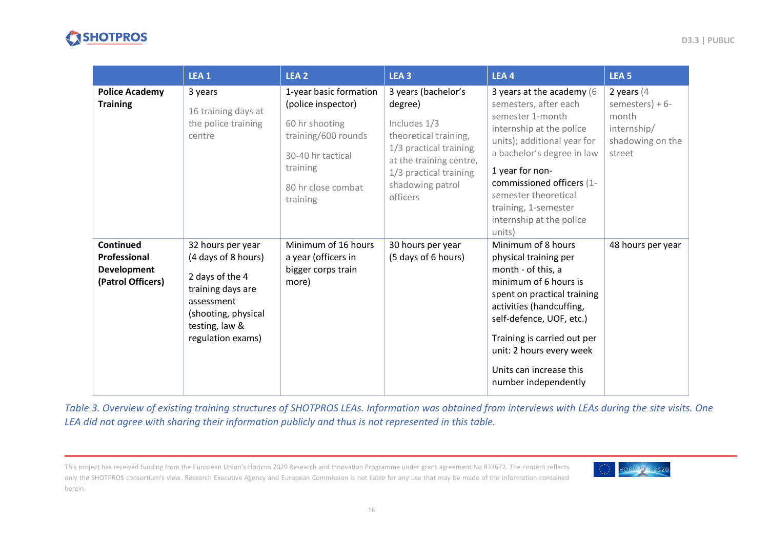| | LEA 1 | LEA 2 | LEA 3 | LEA 4 | LEA 5 |
|---|---|---|---|---|---|
| **Police Academy Training** | 3 years<br><br>16 training days at the police training centre | 1-year basic formation (police inspector)<br><br>60 hr shooting training/600 rounds<br><br>30-40 hr tactical training<br><br>80 hr close combat training | 3 years (bachelor's degree)<br><br>Includes 1/3 theoretical training, 1/3 practical training at the training centre, 1/3 practical training shadowing patrol officers | 3 years at the academy (6 semesters, after each semester 1-month internship at the police units); additional year for a bachelor's degree in law<br><br>1 year for non-commissioned officers (1-semester theoretical training, 1-semester internship at the police units) | 2 years (4 semesters) + 6-month internship/ shadowing on the street |
| **Continued Professional Development (Patrol Officers)** | 32 hours per year (4 days of 8 hours)<br><br>2 days of the 4 training days are assessment (shooting, physical testing, law & regulation exams) | Minimum of 16 hours a year (officers in bigger corps train more) | 30 hours per year (5 days of 6 hours) | Minimum of 8 hours physical training per month - of this, a minimum of 6 hours is spent on practical training activities (handcuffing, self-defence, UOF, etc.)<br><br>Training is carried out per unit: 2 hours every week<br><br>Units can increase this number independently | 48 hours per year |

*Table 3. Overview of existing training structures of SHOTPROS LEAs. Information was obtained from interviews with LEAs during the site visits. One LEA did not agree with sharing their information publicly and thus is not represented in this table.*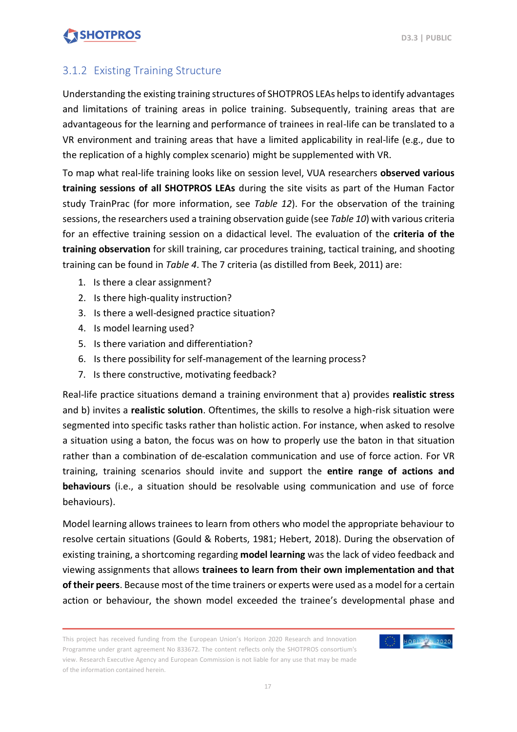### 3.1.2 Existing Training Structure

Understanding the existing training structures of SHOTPROS LEAs helps to identify advantages and limitations of training areas in police training. Subsequently, training areas that are advantageous for the learning and performance of trainees in real-life can be translated to a VR environment and training areas that have a limited applicability in real-life (e.g., due to the replication of a highly complex scenario) might be supplemented with VR.

To map what real-life training looks like on session level, VUA researchers **observed various training sessions of all SHOTPROS LEAs** during the site visits as part of the Human Factor study TrainPrac (for more information, see *Table 12*). For the observation of the training sessions, the researchers used a training observation guide (see *Table 10*) with various criteria for an effective training session on a didactical level. The evaluation of the **criteria of the training observation** for skill training, car procedures training, tactical training, and shooting training can be found in *Table 4*. The 7 criteria (as distilled from Beek, 2011) are:

1. Is there a clear assignment?
2. Is there high-quality instruction?
3. Is there a well-designed practice situation?
4. Is model learning used?
5. Is there variation and differentiation?
6. Is there possibility for self-management of the learning process?
7. Is there constructive, motivating feedback?

Real-life practice situations demand a training environment that a) provides **realistic stress** and b) invites a **realistic solution**. Oftentimes, the skills to resolve a high-risk situation were segmented into specific tasks rather than holistic action. For instance, when asked to resolve a situation using a baton, the focus was on how to properly use the baton in that situation rather than a combination of de-escalation communication and use of force action. For VR training, training scenarios should invite and support the **entire range of actions and behaviours** (i.e., a situation should be resolvable using communication and use of force behaviours).

Model learning allows trainees to learn from others who model the appropriate behaviour to resolve certain situations (Gould & Roberts, 1981; Hebert, 2018). During the observation of existing training, a shortcoming regarding **model learning** was the lack of video feedback and viewing assignments that allows **trainees to learn from their own implementation and that of their peers**. Because most of the time trainers or experts were used as a model for a certain action or behaviour, the shown model exceeded the trainee's developmental phase and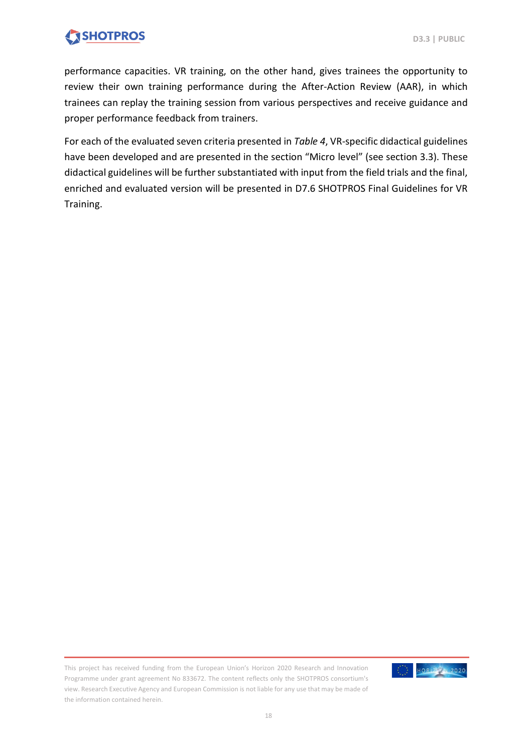performance capacities. VR training, on the other hand, gives trainees the opportunity to review their own training performance during the After-Action Review (AAR), in which trainees can replay the training session from various perspectives and receive guidance and proper performance feedback from trainers.

For each of the evaluated seven criteria presented in *Table 4*, VR-specific didactical guidelines have been developed and are presented in the section "Micro level" (see section 3.3). These didactical guidelines will be further substantiated with input from the field trials and the final, enriched and evaluated version will be presented in D7.6 SHOTPROS Final Guidelines for VR Training.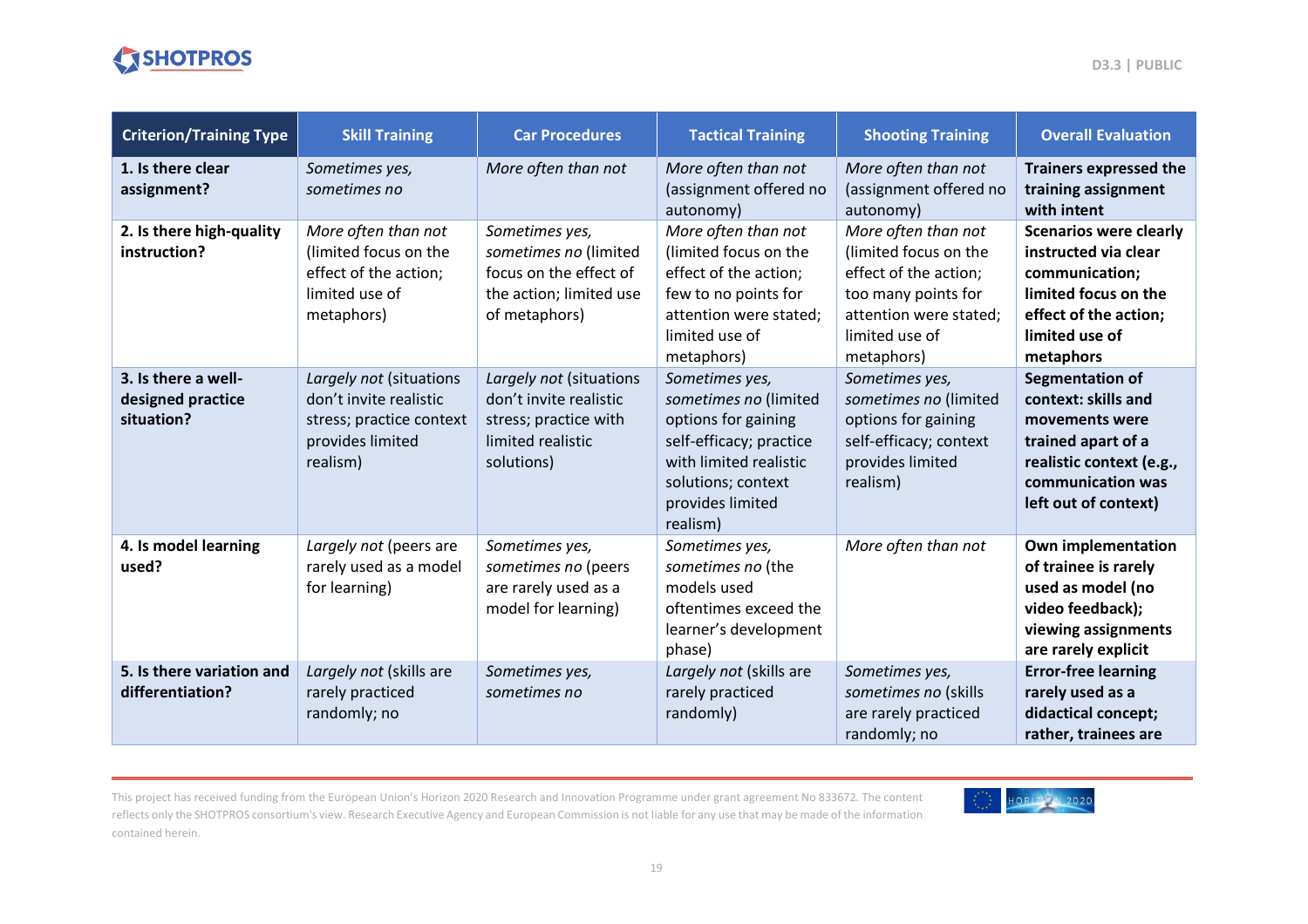| Criterion/Training Type | Skill Training | Car Procedures | Tactical Training | Shooting Training | Overall Evaluation |
|---|---|---|---|---|---|
| **1. Is there clear assignment?** | *Sometimes yes, sometimes no* | *More often than not* | *More often than not* (assignment offered no autonomy) | *More often than not* (assignment offered no autonomy) | **Trainers expressed the training assignment with intent** |
| **2. Is there high-quality instruction?** | *More often than not* (limited focus on the effect of the action; limited use of metaphors) | *Sometimes yes, sometimes no* (limited focus on the effect of the action; limited use of metaphors) | *More often than not* (limited focus on the effect of the action; few to no points for attention were stated; limited use of metaphors) | *More often than not* (limited focus on the effect of the action; too many points for attention were stated; limited use of metaphors) | **Scenarios were clearly instructed via clear communication; limited focus on the effect of the action; limited use of metaphors** |
| **3. Is there a well-designed practice situation?** | *Largely not* (situations don't invite realistic stress; practice context provides limited realism) | *Largely not* (situations don't invite realistic stress; practice with limited realistic solutions) | *Sometimes yes, sometimes no* (limited options for gaining self-efficacy; practice with limited realistic solutions; context provides limited realism) | *Sometimes yes, sometimes no* (limited options for gaining self-efficacy; context provides limited realism) | **Segmentation of context: skills and movements were trained apart of a realistic context (e.g., communication was left out of context)** |
| **4. Is model learning used?** | *Largely not* (peers are rarely used as a model for learning) | *Sometimes yes, sometimes no* (peers are rarely used as a model for learning) | *Sometimes yes, sometimes no* (the models used oftentimes exceed the learner's development phase) | *More often than not* | **Own implementation of trainee is rarely used as model (no video feedback); viewing assignments are rarely explicit** |
| **5. Is there variation and differentiation?** | *Largely not* (skills are rarely practiced randomly; no | *Sometimes yes, sometimes no* | *Largely not* (skills are rarely practiced randomly) | *Sometimes yes, sometimes no* (skills are rarely practiced randomly; no | **Error-free learning rarely used as a didactical concept; rather, trainees are** |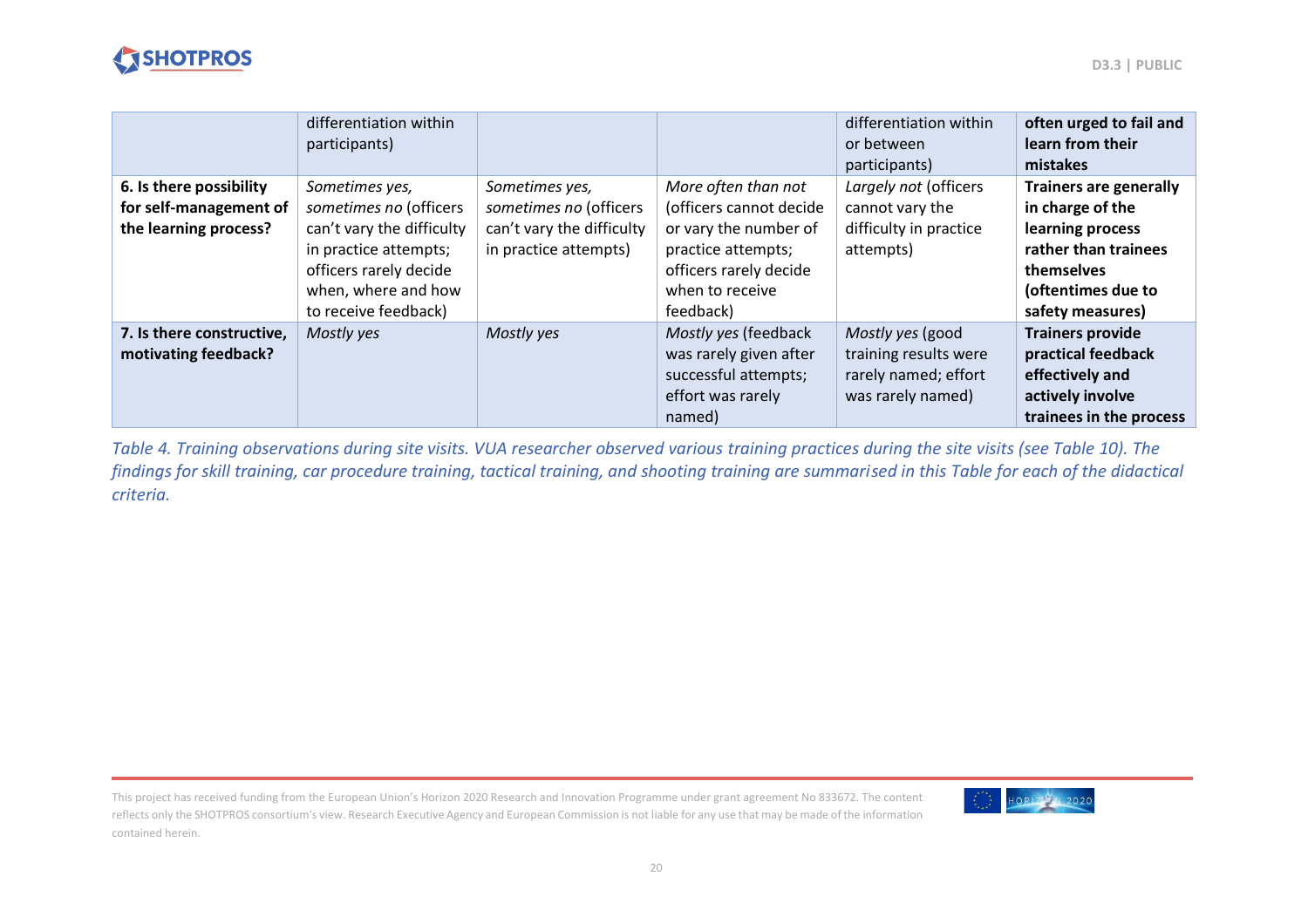| | | | | | |
|---|---|---|---|---|---|
| | differentiation within participants) | | | differentiation within or between participants) | **often urged to fail and learn from their mistakes** |
| **6. Is there possibility for self-management of the learning process?** | *Sometimes yes, sometimes no* (officers can't vary the difficulty in practice attempts; officers rarely decide when, where and how to receive feedback) | *Sometimes yes, sometimes no* (officers can't vary the difficulty in practice attempts) | *More often than not* (officers cannot decide or vary the number of practice attempts; officers rarely decide when to receive feedback) | *Largely not* (officers cannot vary the difficulty in practice attempts) | **Trainers are generally in charge of the learning process rather than trainees themselves (oftentimes due to safety measures)** |
| **7. Is there constructive, motivating feedback?** | *Mostly yes* | *Mostly yes* | *Mostly yes* (feedback was rarely given after successful attempts; effort was rarely named) | *Mostly yes* (good training results were rarely named; effort was rarely named) | **Trainers provide practical feedback effectively and actively involve trainees in the process** |

*Table 4. Training observations during site visits. VUA researcher observed various training practices during the site visits (see Table 10). The findings for skill training, car procedure training, tactical training, and shooting training are summarised in this Table for each of the didactical criteria.*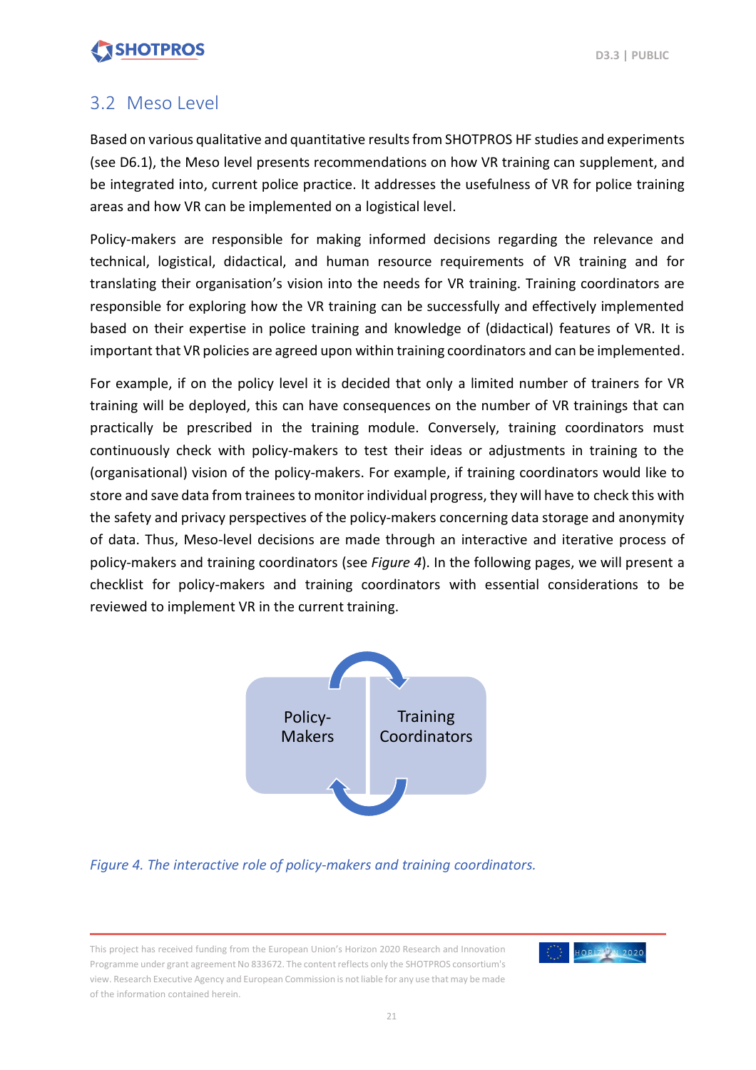## 3.2 Meso Level

Based on various qualitative and quantitative results from SHOTPROS HF studies and experiments (see D6.1), the Meso level presents recommendations on how VR training can supplement, and be integrated into, current police practice. It addresses the usefulness of VR for police training areas and how VR can be implemented on a logistical level.

Policy-makers are responsible for making informed decisions regarding the relevance and technical, logistical, didactical, and human resource requirements of VR training and for translating their organisation's vision into the needs for VR training. Training coordinators are responsible for exploring how the VR training can be successfully and effectively implemented based on their expertise in police training and knowledge of (didactical) features of VR. It is important that VR policies are agreed upon within training coordinators and can be implemented.

For example, if on the policy level it is decided that only a limited number of trainers for VR training will be deployed, this can have consequences on the number of VR trainings that can practically be prescribed in the training module. Conversely, training coordinators must continuously check with policy-makers to test their ideas or adjustments in training to the (organisational) vision of the policy-makers. For example, if training coordinators would like to store and save data from trainees to monitor individual progress, they will have to check this with the safety and privacy perspectives of the policy-makers concerning data storage and anonymity of data. Thus, Meso-level decisions are made through an interactive and iterative process of policy-makers and training coordinators (see *Figure 4*). In the following pages, we will present a checklist for policy-makers and training coordinators with essential considerations to be reviewed to implement VR in the current training.

Policy-Makers | Training Coordinators

*Figure 4. The interactive role of policy-makers and training coordinators.*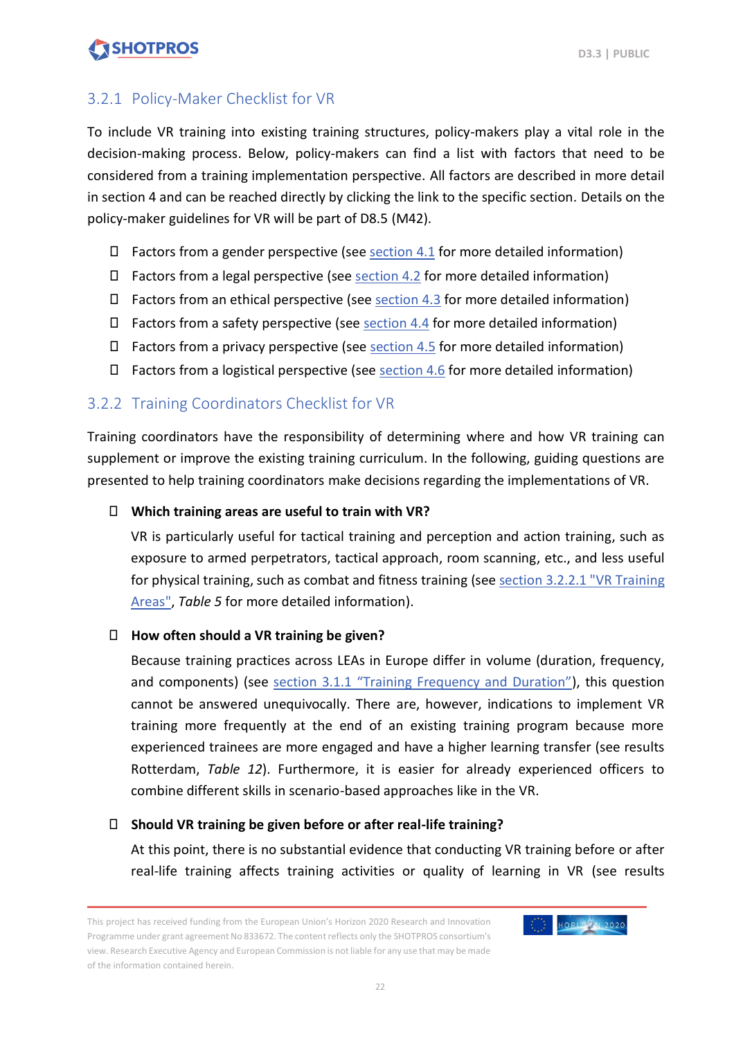### 3.2.1 Policy-Maker Checklist for VR

To include VR training into existing training structures, policy-makers play a vital role in the decision-making process. Below, policy-makers can find a list with factors that need to be considered from a training implementation perspective. All factors are described in more detail in section 4 and can be reached directly by clicking the link to the specific section. Details on the policy-maker guidelines for VR will be part of D8.5 (M42).

- Factors from a gender perspective (see section 4.1 for more detailed information)
- Factors from a legal perspective (see section 4.2 for more detailed information)
- Factors from an ethical perspective (see section 4.3 for more detailed information)
- Factors from a safety perspective (see section 4.4 for more detailed information)
- Factors from a privacy perspective (see section 4.5 for more detailed information)
- Factors from a logistical perspective (see section 4.6 for more detailed information)

### 3.2.2 Training Coordinators Checklist for VR

Training coordinators have the responsibility of determining where and how VR training can supplement or improve the existing training curriculum. In the following, guiding questions are presented to help training coordinators make decisions regarding the implementations of VR.

- **Which training areas are useful to train with VR?**

  VR is particularly useful for tactical training and perception and action training, such as exposure to armed perpetrators, tactical approach, room scanning, etc., and less useful for physical training, such as combat and fitness training (see section 3.2.2.1 "VR Training Areas", *Table 5* for more detailed information).

- **How often should a VR training be given?**

  Because training practices across LEAs in Europe differ in volume (duration, frequency, and components) (see section 3.1.1 "Training Frequency and Duration"), this question cannot be answered unequivocally. There are, however, indications to implement VR training more frequently at the end of an existing training program because more experienced trainees are more engaged and have a higher learning transfer (see results Rotterdam, *Table 12*). Furthermore, it is easier for already experienced officers to combine different skills in scenario-based approaches like in the VR.

- **Should VR training be given before or after real-life training?**

  At this point, there is no substantial evidence that conducting VR training before or after real-life training affects training activities or quality of learning in VR (see results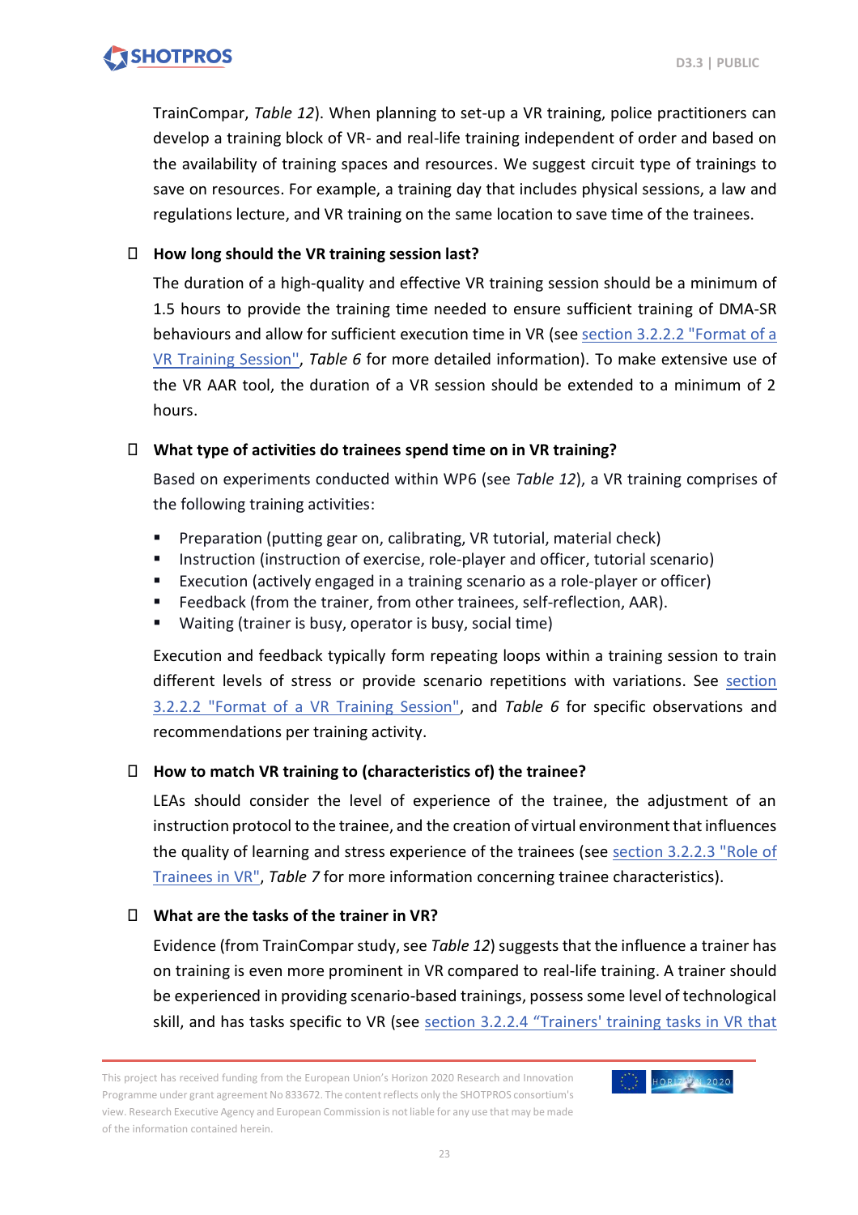TrainCompar, *Table 12*). When planning to set-up a VR training, police practitioners can develop a training block of VR- and real-life training independent of order and based on the availability of training spaces and resources. We suggest circuit type of trainings to save on resources. For example, a training day that includes physical sessions, a law and regulations lecture, and VR training on the same location to save time of the trainees.

- **How long should the VR training session last?**

  The duration of a high-quality and effective VR training session should be a minimum of 1.5 hours to provide the training time needed to ensure sufficient training of DMA-SR behaviours and allow for sufficient execution time in VR (see section 3.2.2.2 "Format of a VR Training Session", *Table 6* for more detailed information). To make extensive use of the VR AAR tool, the duration of a VR session should be extended to a minimum of 2 hours.

- **What type of activities do trainees spend time on in VR training?**

  Based on experiments conducted within WP6 (see *Table 12*), a VR training comprises of the following training activities:

  - Preparation (putting gear on, calibrating, VR tutorial, material check)
  - Instruction (instruction of exercise, role-player and officer, tutorial scenario)
  - Execution (actively engaged in a training scenario as a role-player or officer)
  - Feedback (from the trainer, from other trainees, self-reflection, AAR).
  - Waiting (trainer is busy, operator is busy, social time)

  Execution and feedback typically form repeating loops within a training session to train different levels of stress or provide scenario repetitions with variations. See section 3.2.2.2 "Format of a VR Training Session", and *Table 6* for specific observations and recommendations per training activity.

- **How to match VR training to (characteristics of) the trainee?**

  LEAs should consider the level of experience of the trainee, the adjustment of an instruction protocol to the trainee, and the creation of virtual environment that influences the quality of learning and stress experience of the trainees (see section 3.2.2.3 "Role of Trainees in VR", *Table 7* for more information concerning trainee characteristics).

- **What are the tasks of the trainer in VR?**

  Evidence (from TrainCompar study, see *Table 12*) suggests that the influence a trainer has on training is even more prominent in VR compared to real-life training. A trainer should be experienced in providing scenario-based trainings, possess some level of technological skill, and has tasks specific to VR (see section 3.2.2.4 "Trainers' training tasks in VR that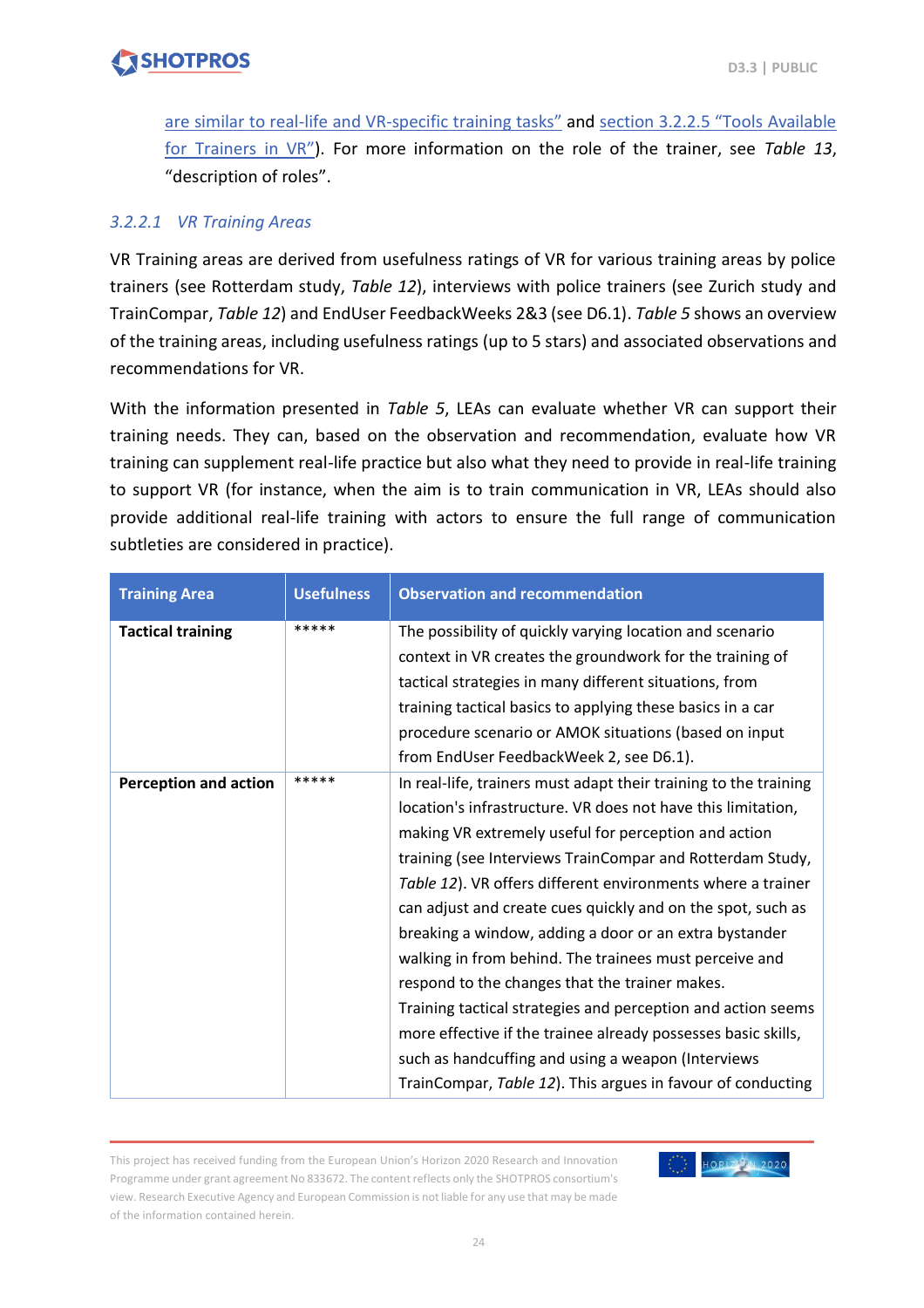are similar to real-life and VR-specific training tasks" and section 3.2.2.5 "Tools Available for Trainers in VR"). For more information on the role of the trainer, see *Table 13*, "description of roles".

#### *3.2.2.1 VR Training Areas*

VR Training areas are derived from usefulness ratings of VR for various training areas by police trainers (see Rotterdam study, *Table 12*), interviews with police trainers (see Zurich study and TrainCompar, *Table 12*) and EndUser FeedbackWeeks 2&3 (see D6.1). *Table 5* shows an overview of the training areas, including usefulness ratings (up to 5 stars) and associated observations and recommendations for VR.

With the information presented in *Table 5*, LEAs can evaluate whether VR can support their training needs. They can, based on the observation and recommendation, evaluate how VR training can supplement real-life practice but also what they need to provide in real-life training to support VR (for instance, when the aim is to train communication in VR, LEAs should also provide additional real-life training with actors to ensure the full range of communication subtleties are considered in practice).

| Training Area | Usefulness | Observation and recommendation |
|---|---|---|
| **Tactical training** | ***** | The possibility of quickly varying location and scenario context in VR creates the groundwork for the training of tactical strategies in many different situations, from training tactical basics to applying these basics in a car procedure scenario or AMOK situations (based on input from EndUser FeedbackWeek 2, see D6.1). |
| **Perception and action** | ***** | In real-life, trainers must adapt their training to the training location's infrastructure. VR does not have this limitation, making VR extremely useful for perception and action training (see Interviews TrainCompar and Rotterdam Study, *Table 12*). VR offers different environments where a trainer can adjust and create cues quickly and on the spot, such as breaking a window, adding a door or an extra bystander walking in from behind. The trainees must perceive and respond to the changes that the trainer makes. Training tactical strategies and perception and action seems more effective if the trainee already possesses basic skills, such as handcuffing and using a weapon (Interviews TrainCompar, *Table 12*). This argues in favour of conducting |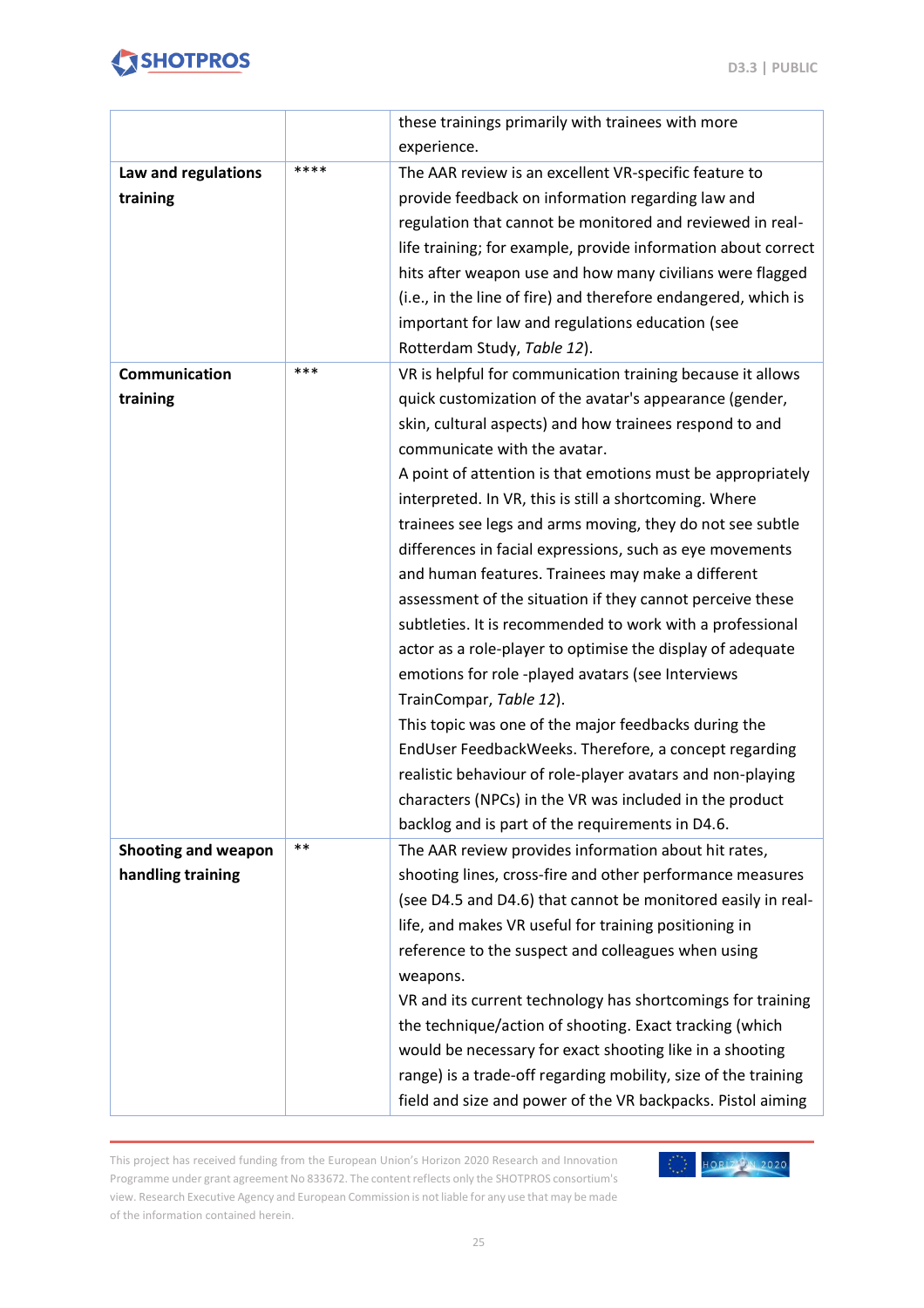| | | |
|---|---|---|
| | | these trainings primarily with trainees with more experience. |
| **Law and regulations training** | **** | The AAR review is an excellent VR-specific feature to provide feedback on information regarding law and regulation that cannot be monitored and reviewed in real-life training; for example, provide information about correct hits after weapon use and how many civilians were flagged (i.e., in the line of fire) and therefore endangered, which is important for law and regulations education (see Rotterdam Study, *Table 12*). |
| **Communication training** | *** | VR is helpful for communication training because it allows quick customization of the avatar's appearance (gender, skin, cultural aspects) and how trainees respond to and communicate with the avatar.<br>A point of attention is that emotions must be appropriately interpreted. In VR, this is still a shortcoming. Where trainees see legs and arms moving, they do not see subtle differences in facial expressions, such as eye movements and human features. Trainees may make a different assessment of the situation if they cannot perceive these subtleties. It is recommended to work with a professional actor as a role-player to optimise the display of adequate emotions for role -played avatars (see Interviews TrainCompar, *Table 12*).<br>This topic was one of the major feedbacks during the EndUser FeedbackWeeks. Therefore, a concept regarding realistic behaviour of role-player avatars and non-playing characters (NPCs) in the VR was included in the product backlog and is part of the requirements in D4.6. |
| **Shooting and weapon handling training** | ** | The AAR review provides information about hit rates, shooting lines, cross-fire and other performance measures (see D4.5 and D4.6) that cannot be monitored easily in real-life, and makes VR useful for training positioning in reference to the suspect and colleagues when using weapons.<br>VR and its current technology has shortcomings for training the technique/action of shooting. Exact tracking (which would be necessary for exact shooting like in a shooting range) is a trade-off regarding mobility, size of the training field and size and power of the VR backpacks. Pistol aiming |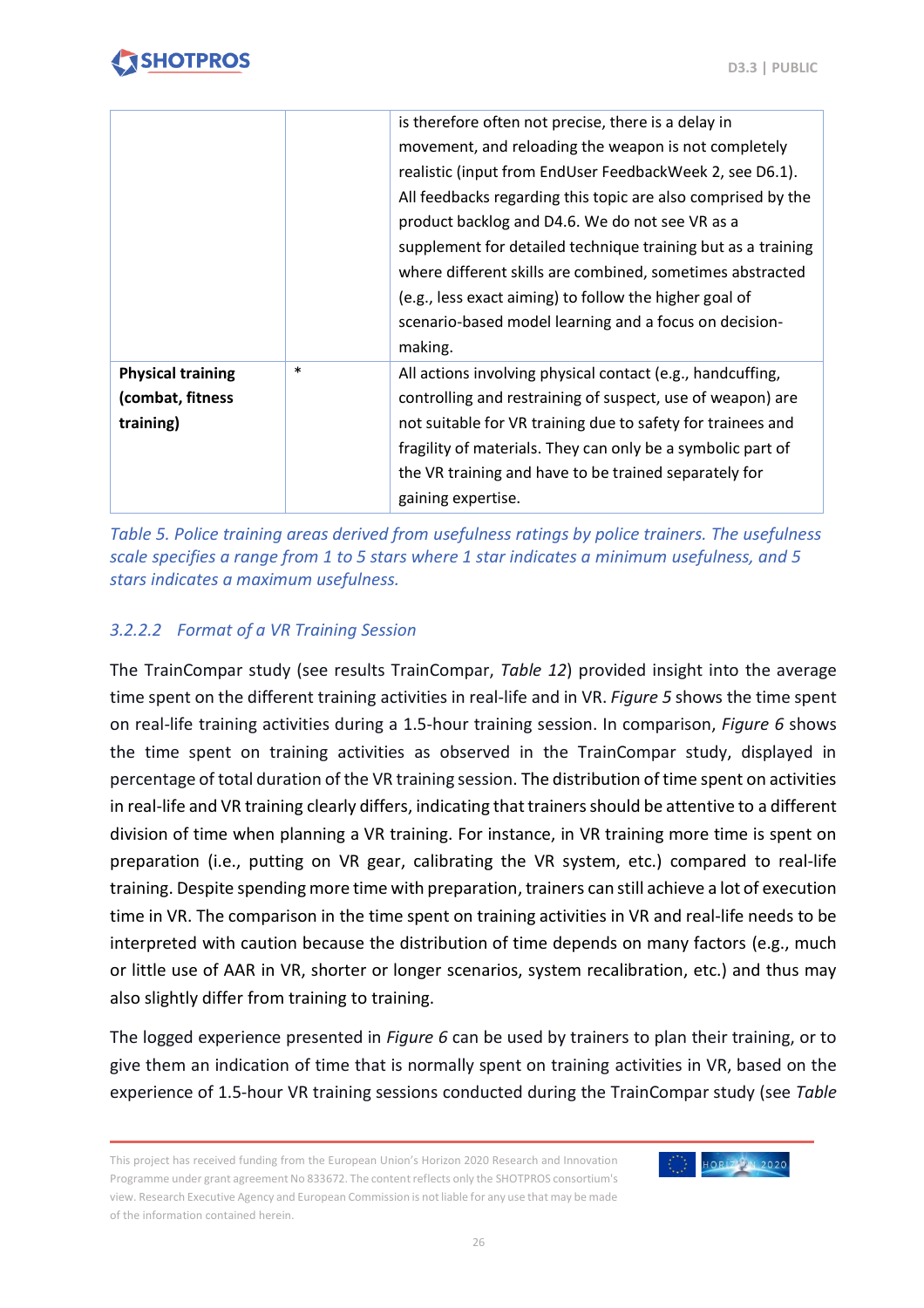| | | |
|---|---|---|
| | | is therefore often not precise, there is a delay in movement, and reloading the weapon is not completely realistic (input from EndUser FeedbackWeek 2, see D6.1). All feedbacks regarding this topic are also comprised by the product backlog and D4.6. We do not see VR as a supplement for detailed technique training but as a training where different skills are combined, sometimes abstracted (e.g., less exact aiming) to follow the higher goal of scenario-based model learning and a focus on decision-making. |
| **Physical training (combat, fitness training)** | * | All actions involving physical contact (e.g., handcuffing, controlling and restraining of suspect, use of weapon) are not suitable for VR training due to safety for trainees and fragility of materials. They can only be a symbolic part of the VR training and have to be trained separately for gaining expertise. |

*Table 5. Police training areas derived from usefulness ratings by police trainers. The usefulness scale specifies a range from 1 to 5 stars where 1 star indicates a minimum usefulness, and 5 stars indicates a maximum usefulness.*

#### 3.2.2.2 Format of a VR Training Session

The TrainCompar study (see results TrainCompar, *Table 12*) provided insight into the average time spent on the different training activities in real-life and in VR. *Figure 5* shows the time spent on real-life training activities during a 1.5-hour training session. In comparison, *Figure 6* shows the time spent on training activities as observed in the TrainCompar study, displayed in percentage of total duration of the VR training session. The distribution of time spent on activities in real-life and VR training clearly differs, indicating that trainers should be attentive to a different division of time when planning a VR training. For instance, in VR training more time is spent on preparation (i.e., putting on VR gear, calibrating the VR system, etc.) compared to real-life training. Despite spending more time with preparation, trainers can still achieve a lot of execution time in VR. The comparison in the time spent on training activities in VR and real-life needs to be interpreted with caution because the distribution of time depends on many factors (e.g., much or little use of AAR in VR, shorter or longer scenarios, system recalibration, etc.) and thus may also slightly differ from training to training.

The logged experience presented in *Figure 6* can be used by trainers to plan their training, or to give them an indication of time that is normally spent on training activities in VR, based on the experience of 1.5-hour VR training sessions conducted during the TrainCompar study (see *Table*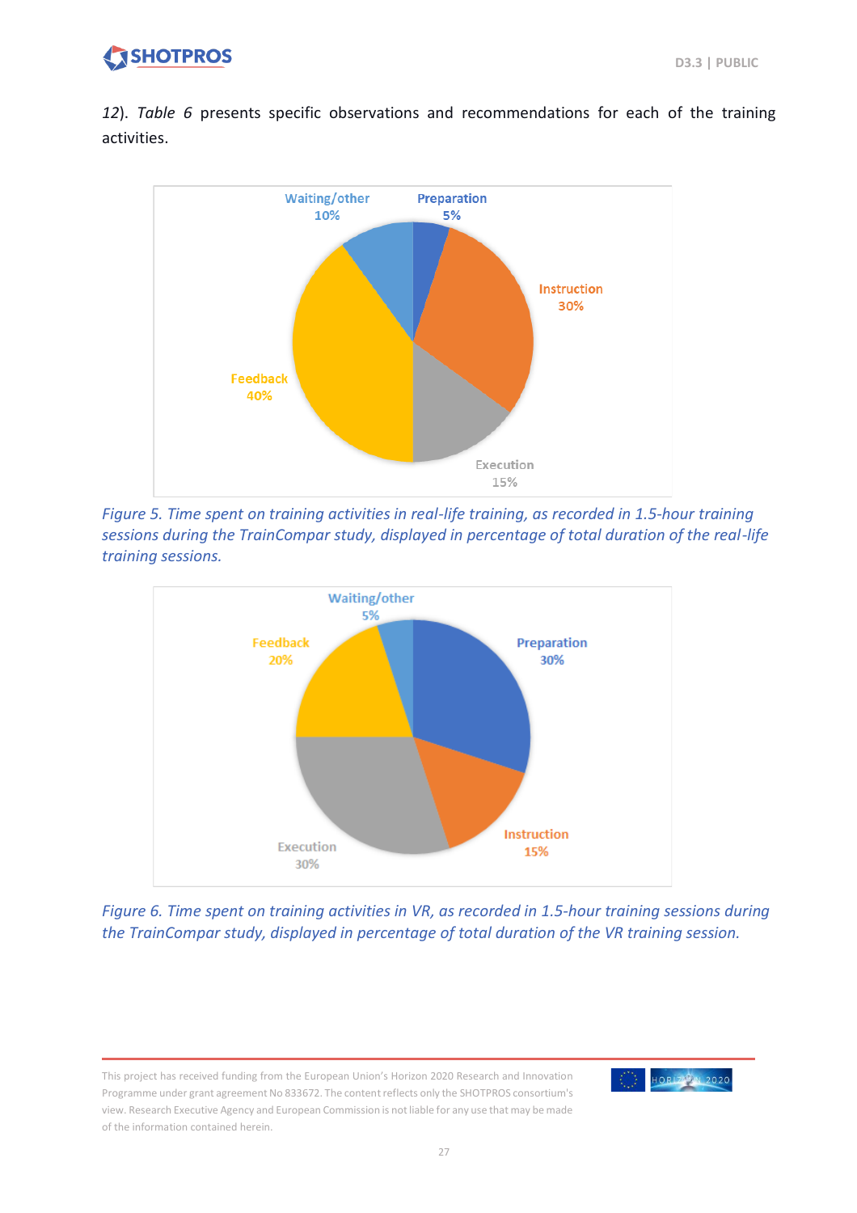*12*). *Table 6* presents specific observations and recommendations for each of the training activities.

Waiting/other 10%
Preparation 5%
Instruction 30%
Feedback 40%
Execution 15%

*Figure 5. Time spent on training activities in real-life training, as recorded in 1.5-hour training sessions during the TrainCompar study, displayed in percentage of total duration of the real-life training sessions.*

Waiting/other 5%
Feedback 20%
Preparation 30%
Instruction 15%
Execution 30%

*Figure 6. Time spent on training activities in VR, as recorded in 1.5-hour training sessions during the TrainCompar study, displayed in percentage of total duration of the VR training session.*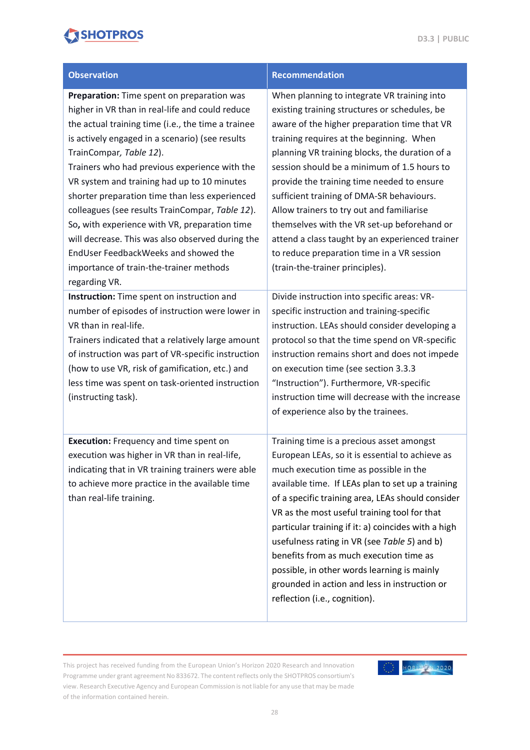| Observation | Recommendation |
|---|---|
| **Preparation:** Time spent on preparation was higher in VR than in real-life and could reduce the actual training time (i.e., the time a trainee is actively engaged in a scenario) (see results TrainCompar, *Table 12*). Trainers who had previous experience with the VR system and training had up to 10 minutes shorter preparation time than less experienced colleagues (see results TrainCompar, *Table 12*). So**,** with experience with VR, preparation time will decrease. This was also observed during the EndUser FeedbackWeeks and showed the importance of train-the-trainer methods regarding VR. | When planning to integrate VR training into existing training structures or schedules, be aware of the higher preparation time that VR training requires at the beginning. When planning VR training blocks, the duration of a session should be a minimum of 1.5 hours to provide the training time needed to ensure sufficient training of DMA-SR behaviours. Allow trainers to try out and familiarise themselves with the VR set-up beforehand or attend a class taught by an experienced trainer to reduce preparation time in a VR session (train-the-trainer principles). |
| **Instruction:** Time spent on instruction and number of episodes of instruction were lower in VR than in real-life. Trainers indicated that a relatively large amount of instruction was part of VR-specific instruction (how to use VR, risk of gamification, etc.) and less time was spent on task-oriented instruction (instructing task). | Divide instruction into specific areas: VR-specific instruction and training-specific instruction. LEAs should consider developing a protocol so that the time spend on VR-specific instruction remains short and does not impede on execution time (see section 3.3.3 "Instruction"). Furthermore, VR-specific instruction time will decrease with the increase of experience also by the trainees. |
| **Execution:** Frequency and time spent on execution was higher in VR than in real-life, indicating that in VR training trainers were able to achieve more practice in the available time than real-life training. | Training time is a precious asset amongst European LEAs, so it is essential to achieve as much execution time as possible in the available time. If LEAs plan to set up a training of a specific training area, LEAs should consider VR as the most useful training tool for that particular training if it: a) coincides with a high usefulness rating in VR (see *Table 5*) and b) benefits from as much execution time as possible, in other words learning is mainly grounded in action and less in instruction or reflection (i.e., cognition). |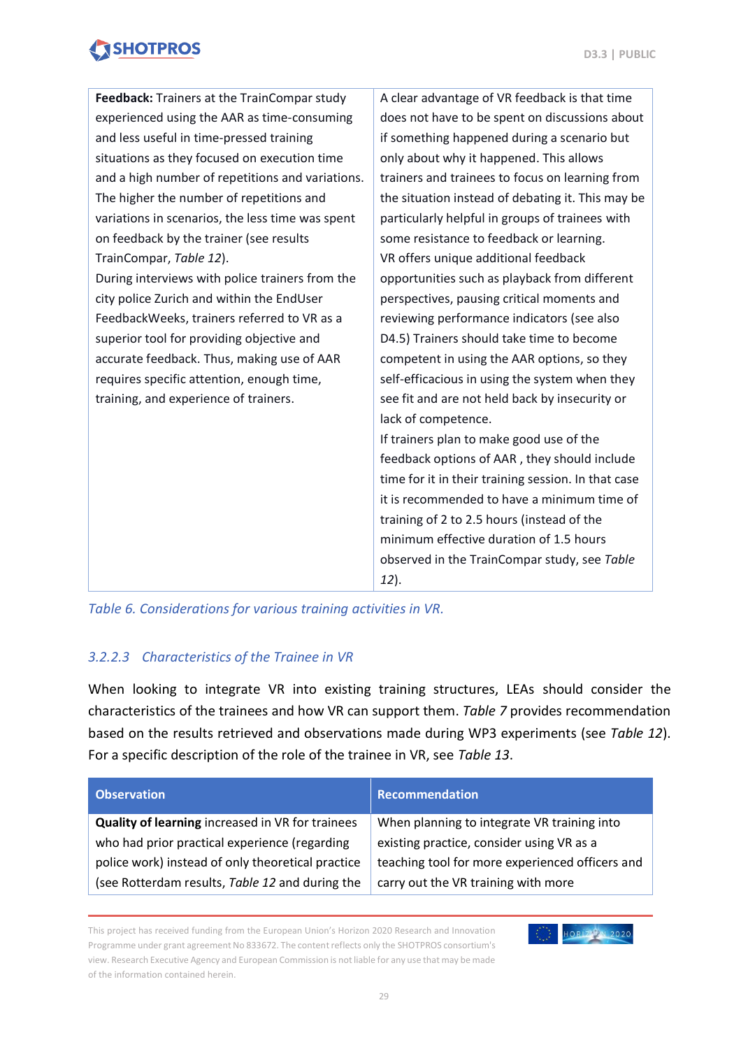| | |
|---|---|
| **Feedback:** Trainers at the TrainCompar study experienced using the AAR as time-consuming and less useful in time-pressed training situations as they focused on execution time and a high number of repetitions and variations. The higher the number of repetitions and variations in scenarios, the less time was spent on feedback by the trainer (see results TrainCompar, *Table 12*).<br>During interviews with police trainers from the city police Zurich and within the EndUser FeedbackWeeks, trainers referred to VR as a superior tool for providing objective and accurate feedback. Thus, making use of AAR requires specific attention, enough time, training, and experience of trainers. | A clear advantage of VR feedback is that time does not have to be spent on discussions about if something happened during a scenario but only about why it happened. This allows trainers and trainees to focus on learning from the situation instead of debating it. This may be particularly helpful in groups of trainees with some resistance to feedback or learning.<br>VR offers unique additional feedback opportunities such as playback from different perspectives, pausing critical moments and reviewing performance indicators (see also D4.5) Trainers should take time to become competent in using the AAR options, so they self-efficacious in using the system when they see fit and are not held back by insecurity or lack of competence.<br>If trainers plan to make good use of the feedback options of AAR , they should include time for it in their training session. In that case it is recommended to have a minimum time of training of 2 to 2.5 hours (instead of the minimum effective duration of 1.5 hours observed in the TrainCompar study, see *Table 12*). |

*Table 6. Considerations for various training activities in VR.*

#### *3.2.2.3 Characteristics of the Trainee in VR*

When looking to integrate VR into existing training structures, LEAs should consider the characteristics of the trainees and how VR can support them. *Table 7* provides recommendation based on the results retrieved and observations made during WP3 experiments (see *Table 12*). For a specific description of the role of the trainee in VR, see *Table 13*.

| Observation | Recommendation |
|---|---|
| **Quality of learning** increased in VR for trainees who had prior practical experience (regarding police work) instead of only theoretical practice (see Rotterdam results, *Table 12* and during the | When planning to integrate VR training into existing practice, consider using VR as a teaching tool for more experienced officers and carry out the VR training with more |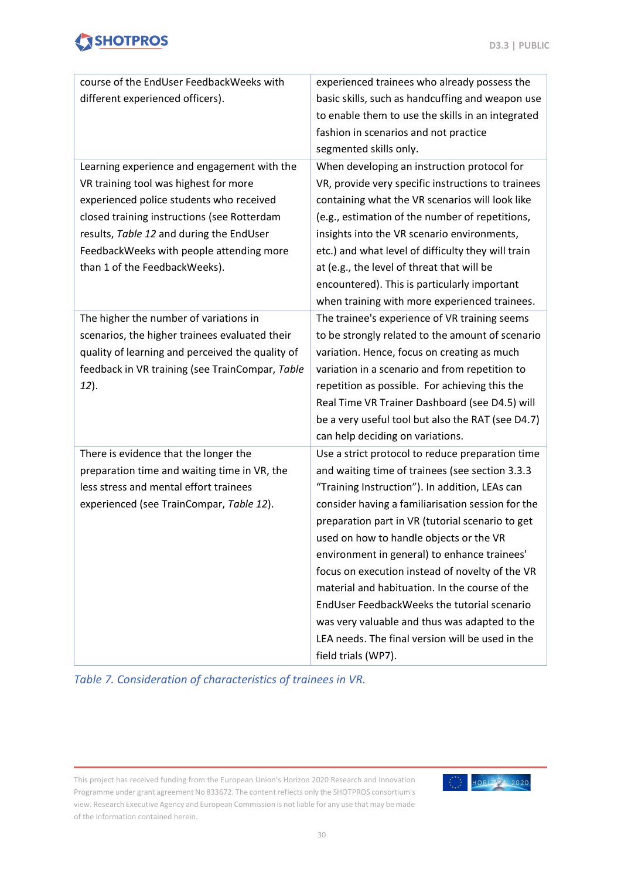| | |
|---|---|
| course of the EndUser FeedbackWeeks with different experienced officers). | experienced trainees who already possess the basic skills, such as handcuffing and weapon use to enable them to use the skills in an integrated fashion in scenarios and not practice segmented skills only. |
| Learning experience and engagement with the VR training tool was highest for more experienced police students who received closed training instructions (see Rotterdam results, *Table 12* and during the EndUser FeedbackWeeks with people attending more than 1 of the FeedbackWeeks). | When developing an instruction protocol for VR, provide very specific instructions to trainees containing what the VR scenarios will look like (e.g., estimation of the number of repetitions, insights into the VR scenario environments, etc.) and what level of difficulty they will train at (e.g., the level of threat that will be encountered). This is particularly important when training with more experienced trainees. |
| The higher the number of variations in scenarios, the higher trainees evaluated their quality of learning and perceived the quality of feedback in VR training (see TrainCompar, *Table 12*). | The trainee's experience of VR training seems to be strongly related to the amount of scenario variation. Hence, focus on creating as much variation in a scenario and from repetition to repetition as possible. For achieving this the Real Time VR Trainer Dashboard (see D4.5) will be a very useful tool but also the RAT (see D4.7) can help deciding on variations. |
| There is evidence that the longer the preparation time and waiting time in VR, the less stress and mental effort trainees experienced (see TrainCompar, *Table 12*). | Use a strict protocol to reduce preparation time and waiting time of trainees (see section 3.3.3 "Training Instruction"). In addition, LEAs can consider having a familiarisation session for the preparation part in VR (tutorial scenario to get used on how to handle objects or the VR environment in general) to enhance trainees' focus on execution instead of novelty of the VR material and habituation. In the course of the EndUser FeedbackWeeks the tutorial scenario was very valuable and thus was adapted to the LEA needs. The final version will be used in the field trials (WP7). |

*Table 7. Consideration of characteristics of trainees in VR.*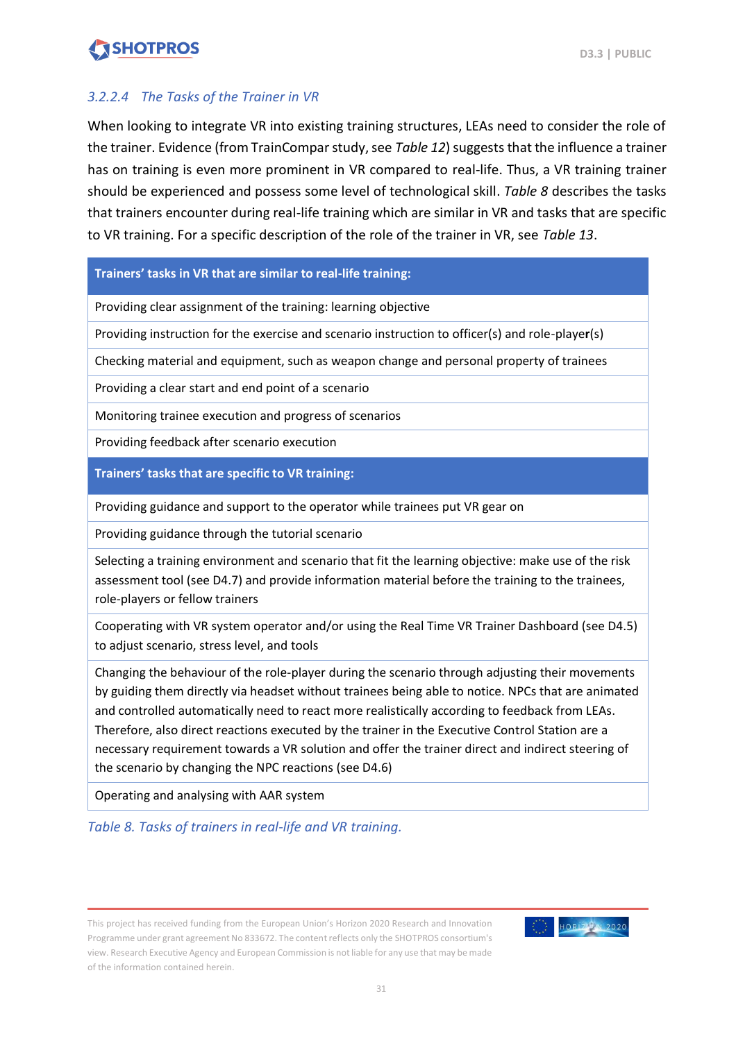#### 3.2.2.4 The Tasks of the Trainer in VR

When looking to integrate VR into existing training structures, LEAs need to consider the role of the trainer. Evidence (from TrainCompar study, see *Table 12*) suggests that the influence a trainer has on training is even more prominent in VR compared to real-life. Thus, a VR training trainer should be experienced and possess some level of technological skill. *Table 8* describes the tasks that trainers encounter during real-life training which are similar in VR and tasks that are specific to VR training. For a specific description of the role of the trainer in VR, see *Table 13*.

| **Trainers' tasks in VR that are similar to real-life training:** |
|---|
| Providing clear assignment of the training: learning objective |
| Providing instruction for the exercise and scenario instruction to officer(s) and role-player(s) |
| Checking material and equipment, such as weapon change and personal property of trainees |
| Providing a clear start and end point of a scenario |
| Monitoring trainee execution and progress of scenarios |
| Providing feedback after scenario execution |
| **Trainers' tasks that are specific to VR training:** |
| Providing guidance and support to the operator while trainees put VR gear on |
| Providing guidance through the tutorial scenario |
| Selecting a training environment and scenario that fit the learning objective: make use of the risk assessment tool (see D4.7) and provide information material before the training to the trainees, role-players or fellow trainers |
| Cooperating with VR system operator and/or using the Real Time VR Trainer Dashboard (see D4.5) to adjust scenario, stress level, and tools |
| Changing the behaviour of the role-player during the scenario through adjusting their movements by guiding them directly via headset without trainees being able to notice. NPCs that are animated and controlled automatically need to react more realistically according to feedback from LEAs. Therefore, also direct reactions executed by the trainer in the Executive Control Station are a necessary requirement towards a VR solution and offer the trainer direct and indirect steering of the scenario by changing the NPC reactions (see D4.6) |
| Operating and analysing with AAR system |

*Table 8. Tasks of trainers in real-life and VR training.*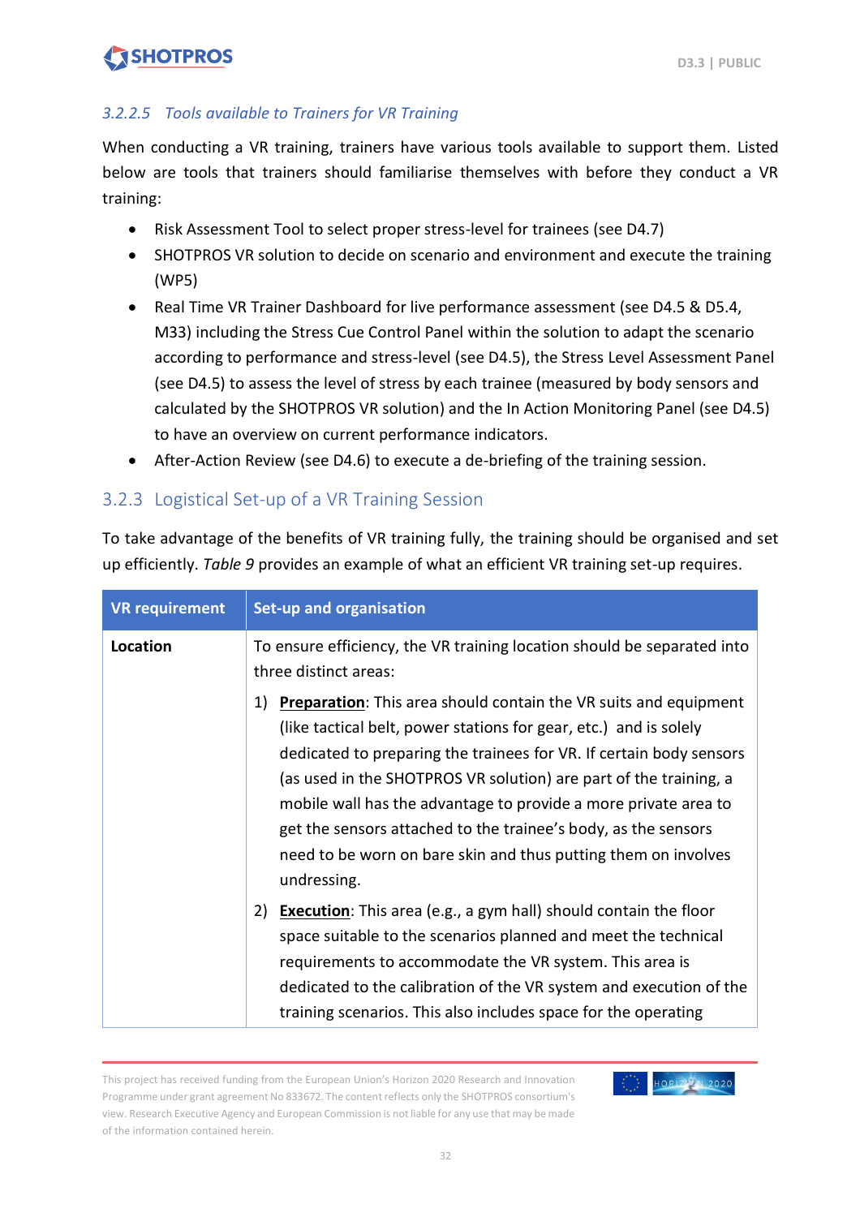#### 3.2.2.5 Tools available to Trainers for VR Training

When conducting a VR training, trainers have various tools available to support them. Listed below are tools that trainers should familiarise themselves with before they conduct a VR training:

- Risk Assessment Tool to select proper stress-level for trainees (see D4.7)
- SHOTPROS VR solution to decide on scenario and environment and execute the training (WP5)
- Real Time VR Trainer Dashboard for live performance assessment (see D4.5 & D5.4, M33) including the Stress Cue Control Panel within the solution to adapt the scenario according to performance and stress-level (see D4.5), the Stress Level Assessment Panel (see D4.5) to assess the level of stress by each trainee (measured by body sensors and calculated by the SHOTPROS VR solution) and the In Action Monitoring Panel (see D4.5) to have an overview on current performance indicators.
- After-Action Review (see D4.6) to execute a de-briefing of the training session.

### 3.2.3 Logistical Set-up of a VR Training Session

To take advantage of the benefits of VR training fully, the training should be organised and set up efficiently. *Table 9* provides an example of what an efficient VR training set-up requires.

| VR requirement | Set-up and organisation |
|---|---|
| **Location** | To ensure efficiency, the VR training location should be separated into three distinct areas:<br><br>1) **Preparation**: This area should contain the VR suits and equipment (like tactical belt, power stations for gear, etc.) and is solely dedicated to preparing the trainees for VR. If certain body sensors (as used in the SHOTPROS VR solution) are part of the training, a mobile wall has the advantage to provide a more private area to get the sensors attached to the trainee's body, as the sensors need to be worn on bare skin and thus putting them on involves undressing.<br><br>2) **Execution**: This area (e.g., a gym hall) should contain the floor space suitable to the scenarios planned and meet the technical requirements to accommodate the VR system. This area is dedicated to the calibration of the VR system and execution of the training scenarios. This also includes space for the operating |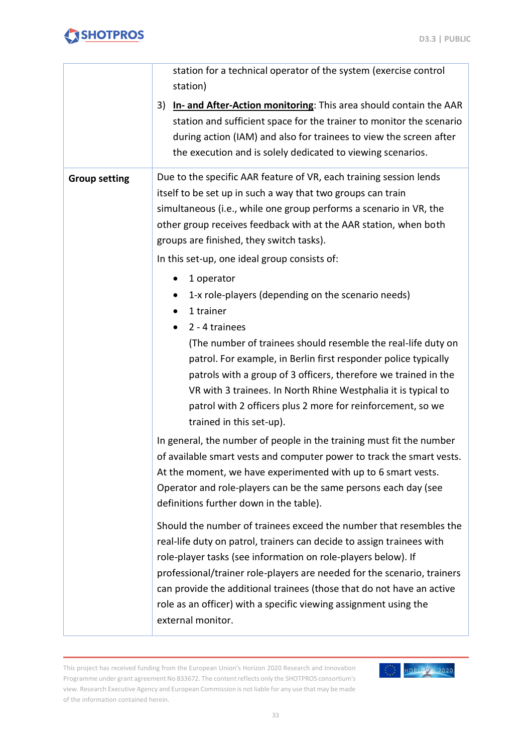| | |
|---|---|
| | station for a technical operator of the system (exercise control station)<br><br>3) **<u>In- and After-Action monitoring</u>**: This area should contain the AAR station and sufficient space for the trainer to monitor the scenario during action (IAM) and also for trainees to view the screen after the execution and is solely dedicated to viewing scenarios. |
| **Group setting** | Due to the specific AAR feature of VR, each training session lends itself to be set up in such a way that two groups can train simultaneous (i.e., while one group performs a scenario in VR, the other group receives feedback with at the AAR station, when both groups are finished, they switch tasks).<br><br>In this set-up, one ideal group consists of:<br><br>• 1 operator<br>• 1-x role-players (depending on the scenario needs)<br>• 1 trainer<br>• 2 - 4 trainees<br>(The number of trainees should resemble the real-life duty on patrol. For example, in Berlin first responder police typically patrols with a group of 3 officers, therefore we trained in the VR with 3 trainees. In North Rhine Westphalia it is typical to patrol with 2 officers plus 2 more for reinforcement, so we trained in this set-up).<br><br>In general, the number of people in the training must fit the number of available smart vests and computer power to track the smart vests. At the moment, we have experimented with up to 6 smart vests. Operator and role-players can be the same persons each day (see definitions further down in the table).<br><br>Should the number of trainees exceed the number that resembles the real-life duty on patrol, trainers can decide to assign trainees with role-player tasks (see information on role-players below). If professional/trainer role-players are needed for the scenario, trainers can provide the additional trainees (those that do not have an active role as an officer) with a specific viewing assignment using the external monitor. |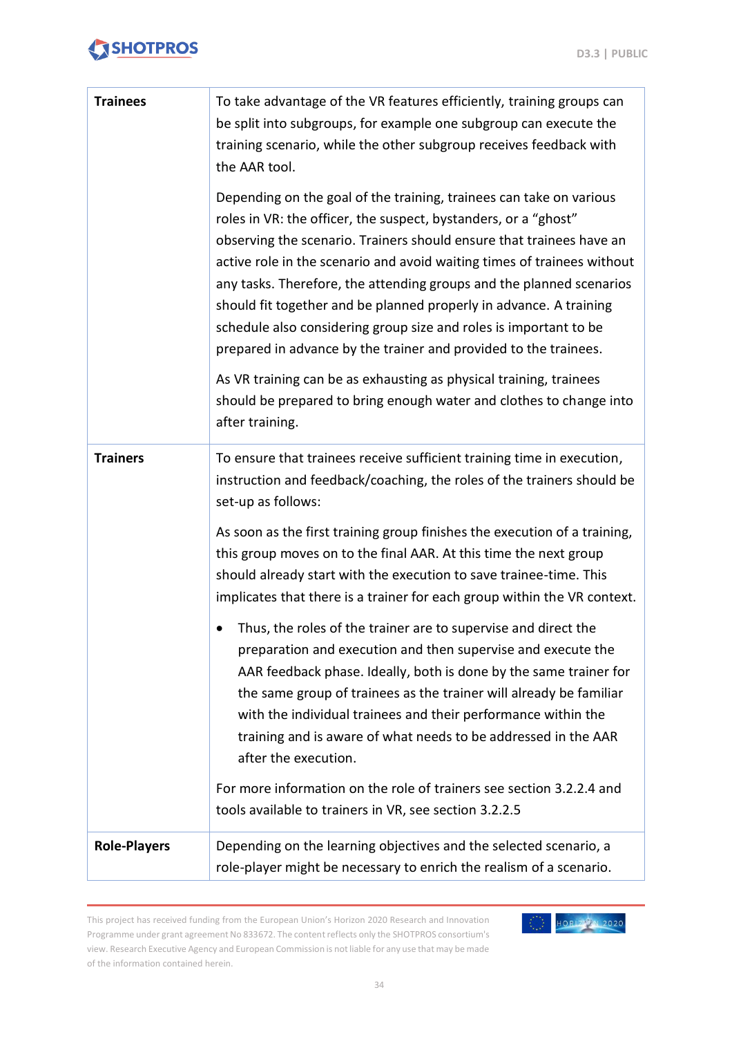| | |
|---|---|
| **Trainees** | To take advantage of the VR features efficiently, training groups can be split into subgroups, for example one subgroup can execute the training scenario, while the other subgroup receives feedback with the AAR tool.<br><br>Depending on the goal of the training, trainees can take on various roles in VR: the officer, the suspect, bystanders, or a "ghost" observing the scenario. Trainers should ensure that trainees have an active role in the scenario and avoid waiting times of trainees without any tasks. Therefore, the attending groups and the planned scenarios should fit together and be planned properly in advance. A training schedule also considering group size and roles is important to be prepared in advance by the trainer and provided to the trainees.<br><br>As VR training can be as exhausting as physical training, trainees should be prepared to bring enough water and clothes to change into after training. |
| **Trainers** | To ensure that trainees receive sufficient training time in execution, instruction and feedback/coaching, the roles of the trainers should be set-up as follows:<br><br>As soon as the first training group finishes the execution of a training, this group moves on to the final AAR. At this time the next group should already start with the execution to save trainee-time. This implicates that there is a trainer for each group within the VR context.<br><br>• Thus, the roles of the trainer are to supervise and direct the preparation and execution and then supervise and execute the AAR feedback phase. Ideally, both is done by the same trainer for the same group of trainees as the trainer will already be familiar with the individual trainees and their performance within the training and is aware of what needs to be addressed in the AAR after the execution.<br><br>For more information on the role of trainers see section 3.2.2.4 and tools available to trainers in VR, see section 3.2.2.5 |
| **Role-Players** | Depending on the learning objectives and the selected scenario, a role-player might be necessary to enrich the realism of a scenario. |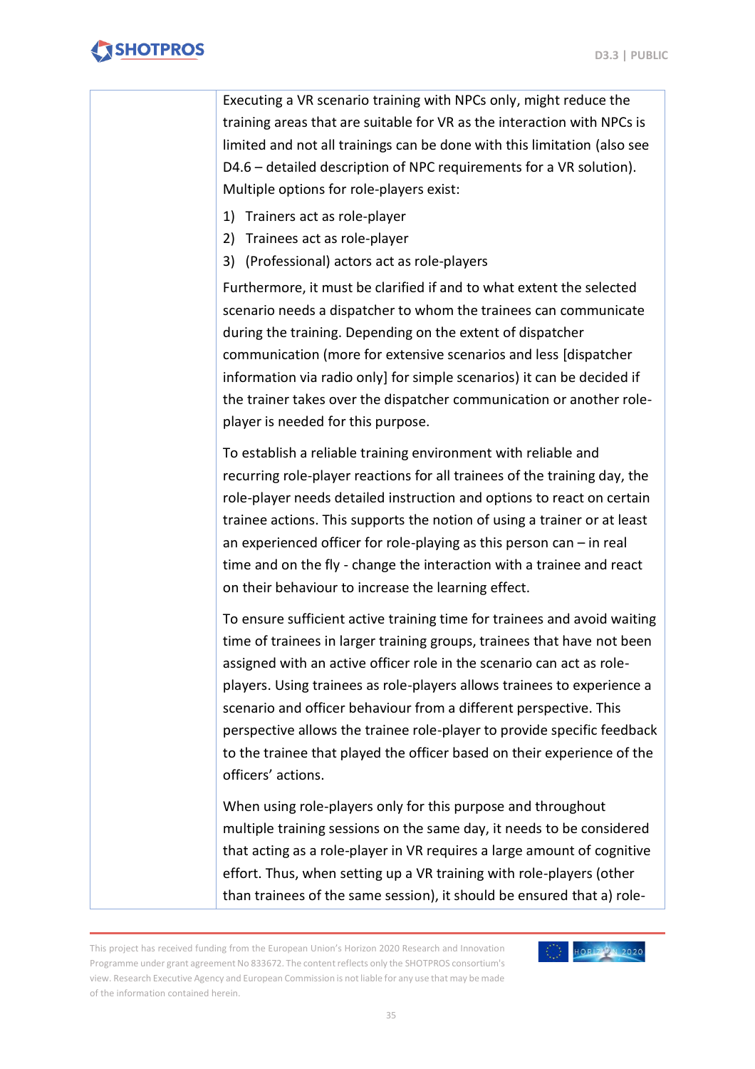| | Executing a VR scenario training with NPCs only, might reduce the training areas that are suitable for VR as the interaction with NPCs is limited and not all trainings can be done with this limitation (also see D4.6 – detailed description of NPC requirements for a VR solution). Multiple options for role-players exist:<br>1) Trainers act as role-player<br>2) Trainees act as role-player<br>3) (Professional) actors act as role-players<br>Furthermore, it must be clarified if and to what extent the selected scenario needs a dispatcher to whom the trainees can communicate during the training. Depending on the extent of dispatcher communication (more for extensive scenarios and less [dispatcher information via radio only] for simple scenarios) it can be decided if the trainer takes over the dispatcher communication or another role-player is needed for this purpose.<br><br>To establish a reliable training environment with reliable and recurring role-player reactions for all trainees of the training day, the role-player needs detailed instruction and options to react on certain trainee actions. This supports the notion of using a trainer or at least an experienced officer for role-playing as this person can – in real time and on the fly - change the interaction with a trainee and react on their behaviour to increase the learning effect.<br><br>To ensure sufficient active training time for trainees and avoid waiting time of trainees in larger training groups, trainees that have not been assigned with an active officer role in the scenario can act as role-players. Using trainees as role-players allows trainees to experience a scenario and officer behaviour from a different perspective. This perspective allows the trainee role-player to provide specific feedback to the trainee that played the officer based on their experience of the officers' actions.<br><br>When using role-players only for this purpose and throughout multiple training sessions on the same day, it needs to be considered that acting as a role-player in VR requires a large amount of cognitive effort. Thus, when setting up a VR training with role-players (other than trainees of the same session), it should be ensured that a) role- |
|---|---|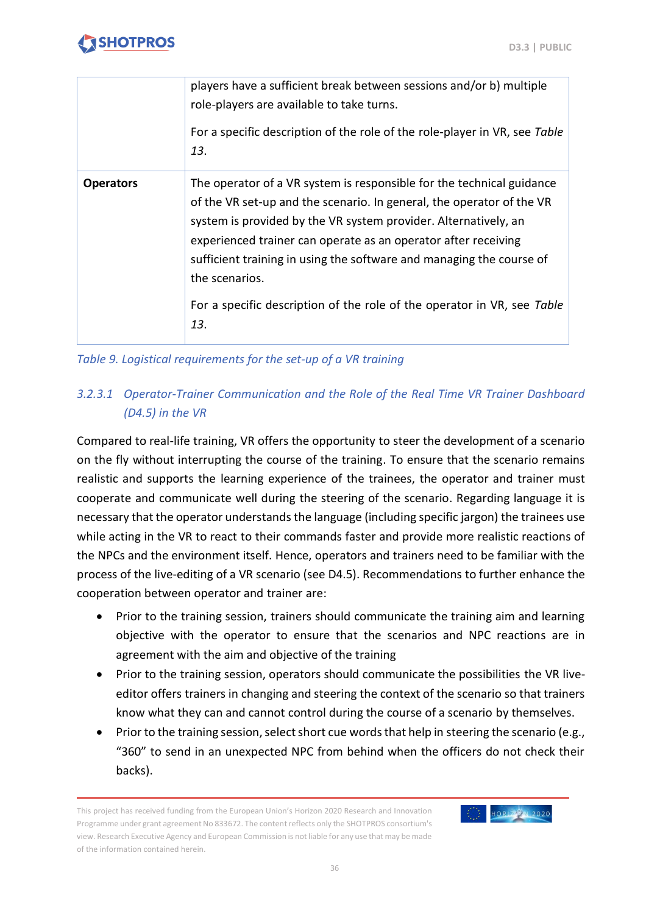|  |  |
|---|---|
|  | players have a sufficient break between sessions and/or b) multiple role-players are available to take turns.<br><br>For a specific description of the role of the role-player in VR, see *Table 13*. |
| **Operators** | The operator of a VR system is responsible for the technical guidance of the VR set-up and the scenario. In general, the operator of the VR system is provided by the VR system provider. Alternatively, an experienced trainer can operate as an operator after receiving sufficient training in using the software and managing the course of the scenarios.<br><br>For a specific description of the role of the operator in VR, see *Table 13*. |

*Table 9. Logistical requirements for the set-up of a VR training*

#### *3.2.3.1 Operator-Trainer Communication and the Role of the Real Time VR Trainer Dashboard (D4.5) in the VR*

Compared to real-life training, VR offers the opportunity to steer the development of a scenario on the fly without interrupting the course of the training. To ensure that the scenario remains realistic and supports the learning experience of the trainees, the operator and trainer must cooperate and communicate well during the steering of the scenario. Regarding language it is necessary that the operator understands the language (including specific jargon) the trainees use while acting in the VR to react to their commands faster and provide more realistic reactions of the NPCs and the environment itself. Hence, operators and trainers need to be familiar with the process of the live-editing of a VR scenario (see D4.5). Recommendations to further enhance the cooperation between operator and trainer are:

- Prior to the training session, trainers should communicate the training aim and learning objective with the operator to ensure that the scenarios and NPC reactions are in agreement with the aim and objective of the training
- Prior to the training session, operators should communicate the possibilities the VR live-editor offers trainers in changing and steering the context of the scenario so that trainers know what they can and cannot control during the course of a scenario by themselves.
- Prior to the training session, select short cue words that help in steering the scenario (e.g., "360" to send in an unexpected NPC from behind when the officers do not check their backs).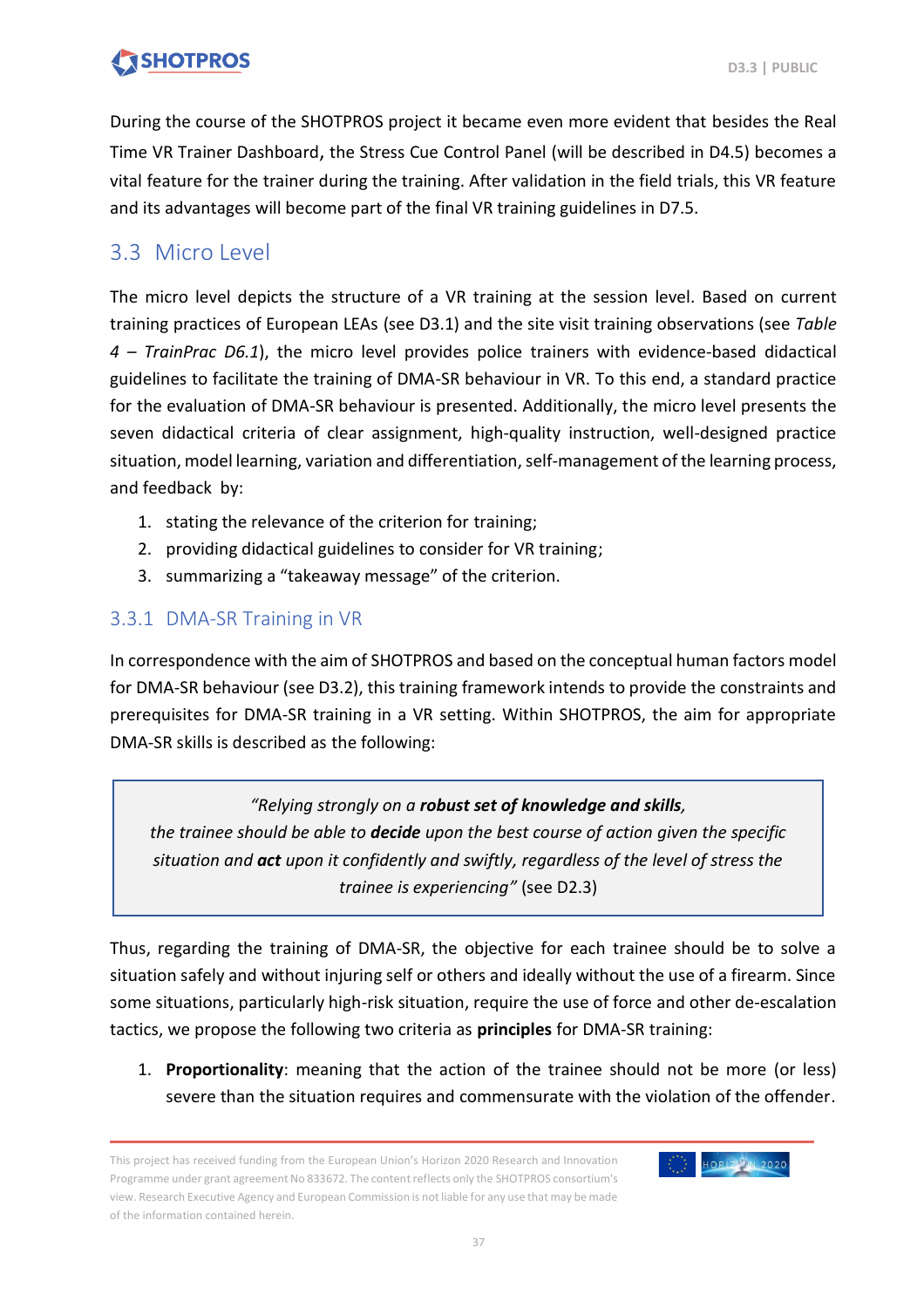During the course of the SHOTPROS project it became even more evident that besides the Real Time VR Trainer Dashboard, the Stress Cue Control Panel (will be described in D4.5) becomes a vital feature for the trainer during the training. After validation in the field trials, this VR feature and its advantages will become part of the final VR training guidelines in D7.5.

## 3.3 Micro Level

The micro level depicts the structure of a VR training at the session level. Based on current training practices of European LEAs (see D3.1) and the site visit training observations (see *Table 4 – TrainPrac D6.1*), the micro level provides police trainers with evidence-based didactical guidelines to facilitate the training of DMA-SR behaviour in VR. To this end, a standard practice for the evaluation of DMA-SR behaviour is presented. Additionally, the micro level presents the seven didactical criteria of clear assignment, high-quality instruction, well-designed practice situation, model learning, variation and differentiation, self-management of the learning process, and feedback by:

1. stating the relevance of the criterion for training;
2. providing didactical guidelines to consider for VR training;
3. summarizing a "takeaway message" of the criterion.

### 3.3.1 DMA-SR Training in VR

In correspondence with the aim of SHOTPROS and based on the conceptual human factors model for DMA-SR behaviour (see D3.2), this training framework intends to provide the constraints and prerequisites for DMA-SR training in a VR setting. Within SHOTPROS, the aim for appropriate DMA-SR skills is described as the following:

> *"Relying strongly on a **robust set of knowledge and skills**, the trainee should be able to **decide** upon the best course of action given the specific situation and **act** upon it confidently and swiftly, regardless of the level of stress the trainee is experiencing"* (see D2.3)

Thus, regarding the training of DMA-SR, the objective for each trainee should be to solve a situation safely and without injuring self or others and ideally without the use of a firearm. Since some situations, particularly high-risk situation, require the use of force and other de-escalation tactics, we propose the following two criteria as **principles** for DMA-SR training:

1. **Proportionality**: meaning that the action of the trainee should not be more (or less) severe than the situation requires and commensurate with the violation of the offender.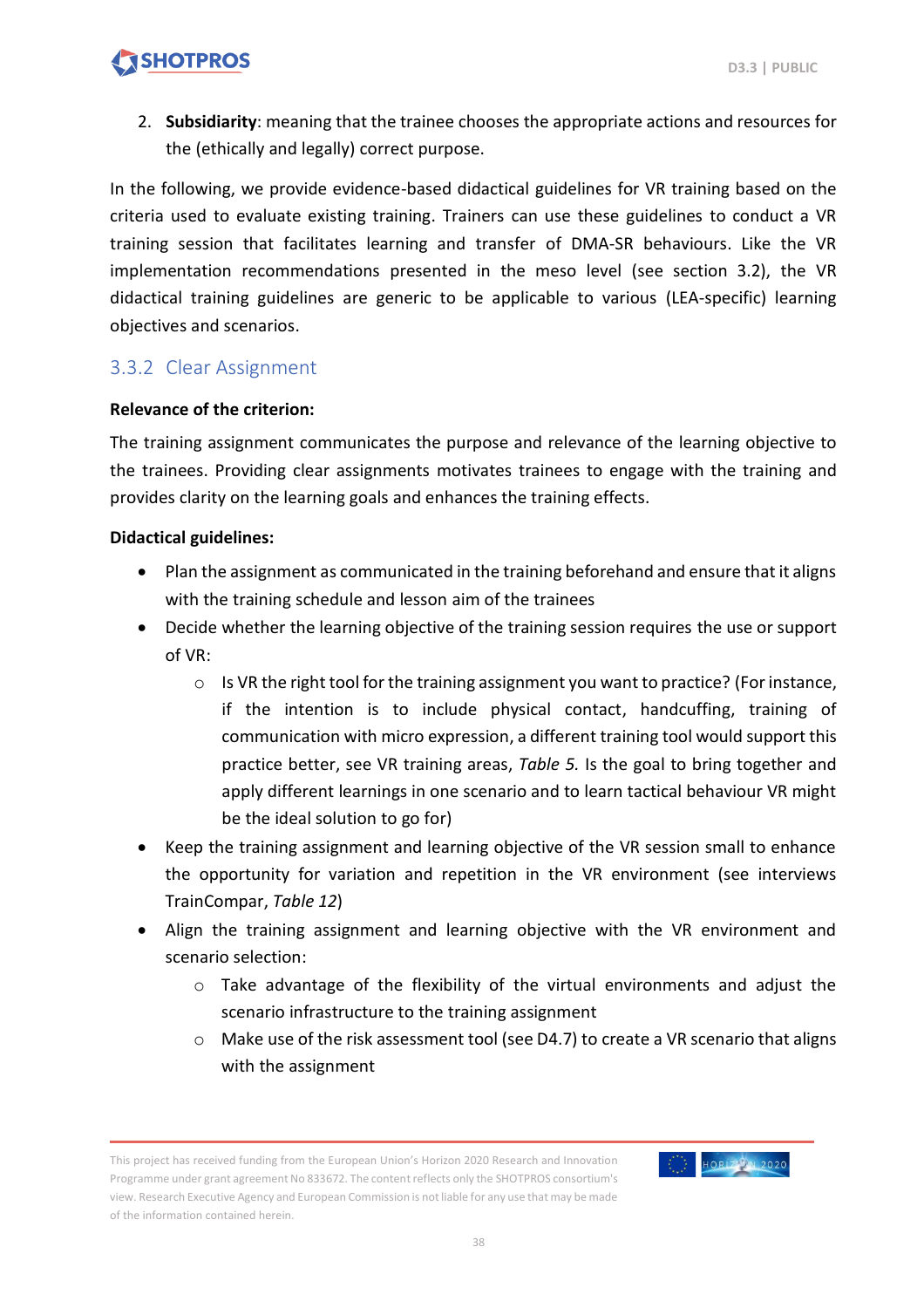2. **Subsidiarity**: meaning that the trainee chooses the appropriate actions and resources for the (ethically and legally) correct purpose.

In the following, we provide evidence-based didactical guidelines for VR training based on the criteria used to evaluate existing training. Trainers can use these guidelines to conduct a VR training session that facilitates learning and transfer of DMA-SR behaviours. Like the VR implementation recommendations presented in the meso level (see section 3.2), the VR didactical training guidelines are generic to be applicable to various (LEA-specific) learning objectives and scenarios.

### 3.3.2 Clear Assignment

**Relevance of the criterion:**

The training assignment communicates the purpose and relevance of the learning objective to the trainees. Providing clear assignments motivates trainees to engage with the training and provides clarity on the learning goals and enhances the training effects.

**Didactical guidelines:**

- Plan the assignment as communicated in the training beforehand and ensure that it aligns with the training schedule and lesson aim of the trainees
- Decide whether the learning objective of the training session requires the use or support of VR:
  - Is VR the right tool for the training assignment you want to practice? (For instance, if the intention is to include physical contact, handcuffing, training of communication with micro expression, a different training tool would support this practice better, see VR training areas, *Table 5.* Is the goal to bring together and apply different learnings in one scenario and to learn tactical behaviour VR might be the ideal solution to go for)
- Keep the training assignment and learning objective of the VR session small to enhance the opportunity for variation and repetition in the VR environment (see interviews TrainCompar, *Table 12*)
- Align the training assignment and learning objective with the VR environment and scenario selection:
  - Take advantage of the flexibility of the virtual environments and adjust the scenario infrastructure to the training assignment
  - Make use of the risk assessment tool (see D4.7) to create a VR scenario that aligns with the assignment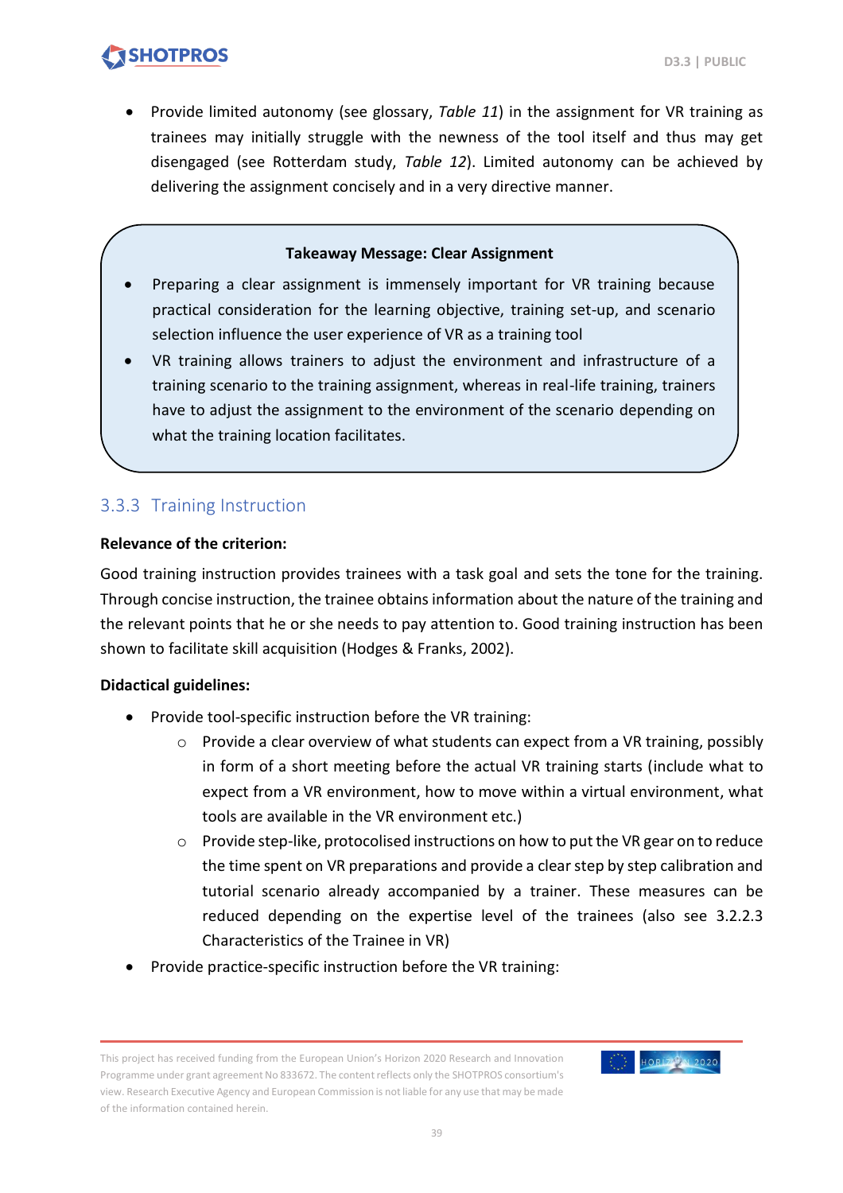- Provide limited autonomy (see glossary, *Table 11*) in the assignment for VR training as trainees may initially struggle with the newness of the tool itself and thus may get disengaged (see Rotterdam study, *Table 12*). Limited autonomy can be achieved by delivering the assignment concisely and in a very directive manner.

> **Takeaway Message: Clear Assignment**
>
> - Preparing a clear assignment is immensely important for VR training because practical consideration for the learning objective, training set-up, and scenario selection influence the user experience of VR as a training tool
> - VR training allows trainers to adjust the environment and infrastructure of a training scenario to the training assignment, whereas in real-life training, trainers have to adjust the assignment to the environment of the scenario depending on what the training location facilitates.

### 3.3.3 Training Instruction

**Relevance of the criterion:**

Good training instruction provides trainees with a task goal and sets the tone for the training. Through concise instruction, the trainee obtains information about the nature of the training and the relevant points that he or she needs to pay attention to. Good training instruction has been shown to facilitate skill acquisition (Hodges & Franks, 2002).

**Didactical guidelines:**

- Provide tool-specific instruction before the VR training:
  - Provide a clear overview of what students can expect from a VR training, possibly in form of a short meeting before the actual VR training starts (include what to expect from a VR environment, how to move within a virtual environment, what tools are available in the VR environment etc.)
  - Provide step-like, protocolised instructions on how to put the VR gear on to reduce the time spent on VR preparations and provide a clear step by step calibration and tutorial scenario already accompanied by a trainer. These measures can be reduced depending on the expertise level of the trainees (also see 3.2.2.3 Characteristics of the Trainee in VR)
- Provide practice-specific instruction before the VR training: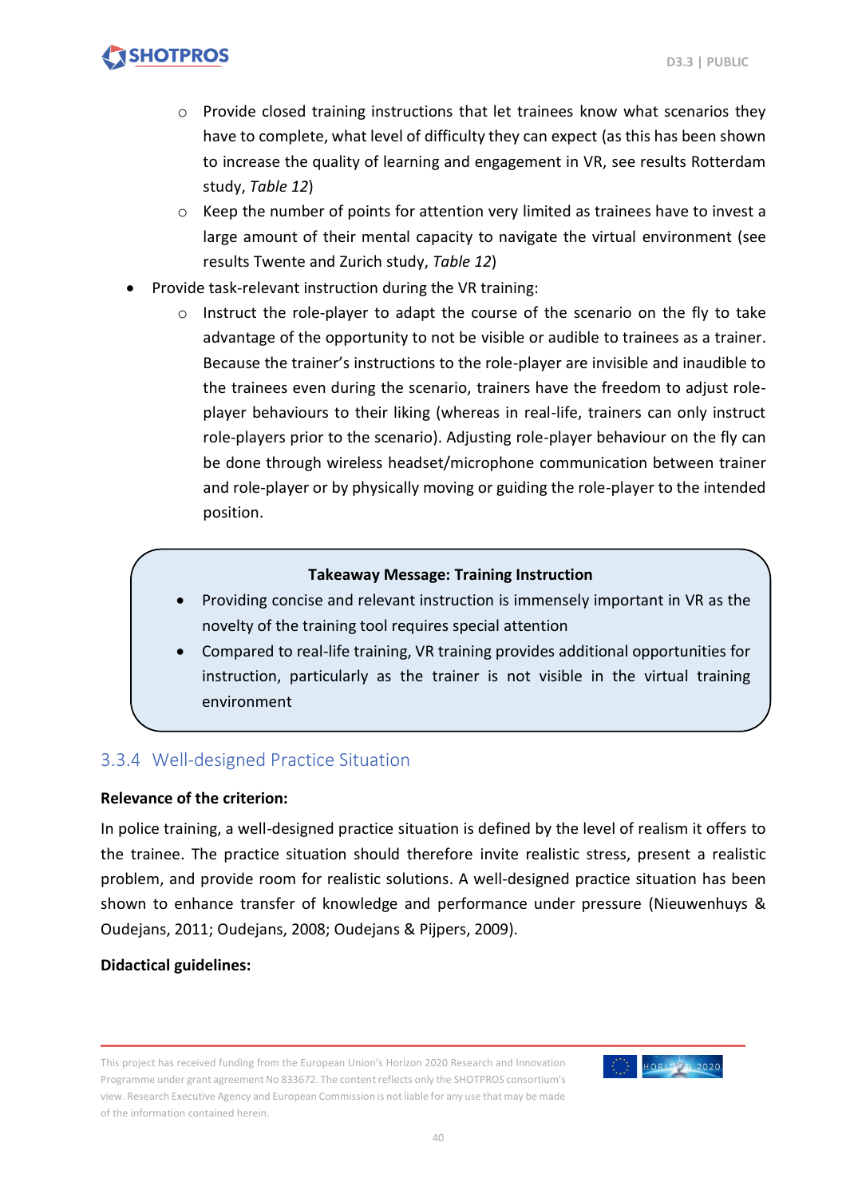- Provide closed training instructions that let trainees know what scenarios they have to complete, what level of difficulty they can expect (as this has been shown to increase the quality of learning and engagement in VR, see results Rotterdam study, *Table 12*)
    - Keep the number of points for attention very limited as trainees have to invest a large amount of their mental capacity to navigate the virtual environment (see results Twente and Zurich study, *Table 12*)
- Provide task-relevant instruction during the VR training:
    - Instruct the role-player to adapt the course of the scenario on the fly to take advantage of the opportunity to not be visible or audible to trainees as a trainer. Because the trainer's instructions to the role-player are invisible and inaudible to the trainees even during the scenario, trainers have the freedom to adjust role-player behaviours to their liking (whereas in real-life, trainers can only instruct role-players prior to the scenario). Adjusting role-player behaviour on the fly can be done through wireless headset/microphone communication between trainer and role-player or by physically moving or guiding the role-player to the intended position.

> **Takeaway Message: Training Instruction**
>
> - Providing concise and relevant instruction is immensely important in VR as the novelty of the training tool requires special attention
> - Compared to real-life training, VR training provides additional opportunities for instruction, particularly as the trainer is not visible in the virtual training environment

### 3.3.4 Well-designed Practice Situation

**Relevance of the criterion:**

In police training, a well-designed practice situation is defined by the level of realism it offers to the trainee. The practice situation should therefore invite realistic stress, present a realistic problem, and provide room for realistic solutions. A well-designed practice situation has been shown to enhance transfer of knowledge and performance under pressure (Nieuwenhuys & Oudejans, 2011; Oudejans, 2008; Oudejans & Pijpers, 2009).

**Didactical guidelines:**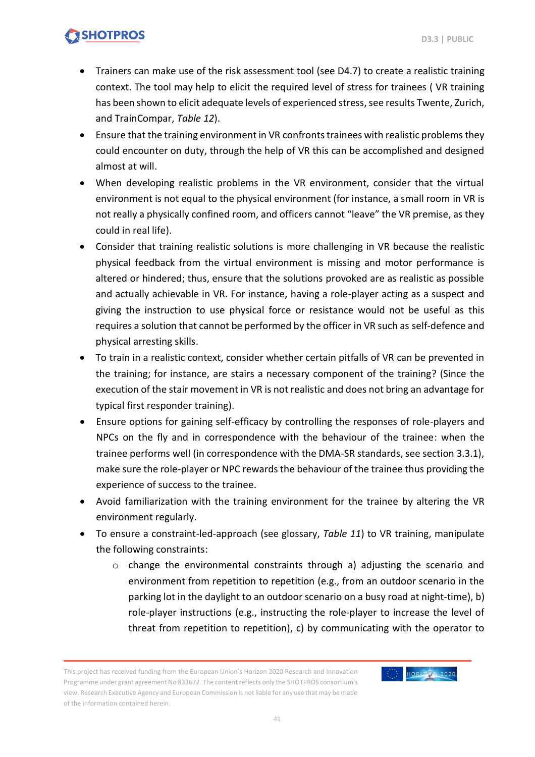- Trainers can make use of the risk assessment tool (see D4.7) to create a realistic training context. The tool may help to elicit the required level of stress for trainees ( VR training has been shown to elicit adequate levels of experienced stress, see results Twente, Zurich, and TrainCompar, *Table 12*).
- Ensure that the training environment in VR confronts trainees with realistic problems they could encounter on duty, through the help of VR this can be accomplished and designed almost at will.
- When developing realistic problems in the VR environment, consider that the virtual environment is not equal to the physical environment (for instance, a small room in VR is not really a physically confined room, and officers cannot "leave" the VR premise, as they could in real life).
- Consider that training realistic solutions is more challenging in VR because the realistic physical feedback from the virtual environment is missing and motor performance is altered or hindered; thus, ensure that the solutions provoked are as realistic as possible and actually achievable in VR. For instance, having a role-player acting as a suspect and giving the instruction to use physical force or resistance would not be useful as this requires a solution that cannot be performed by the officer in VR such as self-defence and physical arresting skills.
- To train in a realistic context, consider whether certain pitfalls of VR can be prevented in the training; for instance, are stairs a necessary component of the training? (Since the execution of the stair movement in VR is not realistic and does not bring an advantage for typical first responder training).
- Ensure options for gaining self-efficacy by controlling the responses of role-players and NPCs on the fly and in correspondence with the behaviour of the trainee: when the trainee performs well (in correspondence with the DMA-SR standards, see section 3.3.1), make sure the role-player or NPC rewards the behaviour of the trainee thus providing the experience of success to the trainee.
- Avoid familiarization with the training environment for the trainee by altering the VR environment regularly.
- To ensure a constraint-led-approach (see glossary, *Table 11*) to VR training, manipulate the following constraints:
  - change the environmental constraints through a) adjusting the scenario and environment from repetition to repetition (e.g., from an outdoor scenario in the parking lot in the daylight to an outdoor scenario on a busy road at night-time), b) role-player instructions (e.g., instructing the role-player to increase the level of threat from repetition to repetition), c) by communicating with the operator to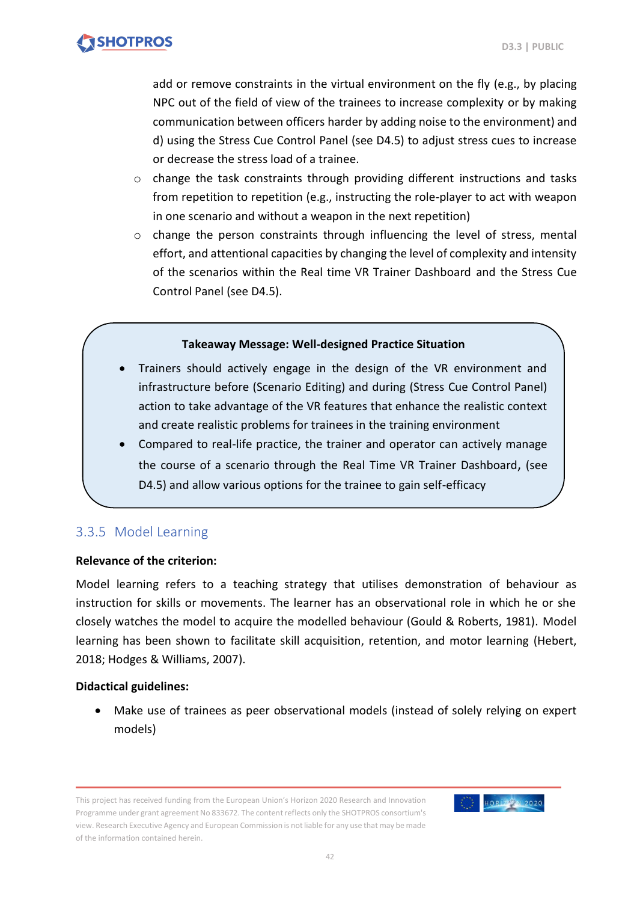add or remove constraints in the virtual environment on the fly (e.g., by placing NPC out of the field of view of the trainees to increase complexity or by making communication between officers harder by adding noise to the environment) and d) using the Stress Cue Control Panel (see D4.5) to adjust stress cues to increase or decrease the stress load of a trainee.

- change the task constraints through providing different instructions and tasks from repetition to repetition (e.g., instructing the role-player to act with weapon in one scenario and without a weapon in the next repetition)
- change the person constraints through influencing the level of stress, mental effort, and attentional capacities by changing the level of complexity and intensity of the scenarios within the Real time VR Trainer Dashboard and the Stress Cue Control Panel (see D4.5).

**Takeaway Message: Well-designed Practice Situation**

- Trainers should actively engage in the design of the VR environment and infrastructure before (Scenario Editing) and during (Stress Cue Control Panel) action to take advantage of the VR features that enhance the realistic context and create realistic problems for trainees in the training environment
- Compared to real-life practice, the trainer and operator can actively manage the course of a scenario through the Real Time VR Trainer Dashboard, (see D4.5) and allow various options for the trainee to gain self-efficacy

### 3.3.5 Model Learning

**Relevance of the criterion:**

Model learning refers to a teaching strategy that utilises demonstration of behaviour as instruction for skills or movements. The learner has an observational role in which he or she closely watches the model to acquire the modelled behaviour (Gould & Roberts, 1981). Model learning has been shown to facilitate skill acquisition, retention, and motor learning (Hebert, 2018; Hodges & Williams, 2007).

**Didactical guidelines:**

- Make use of trainees as peer observational models (instead of solely relying on expert models)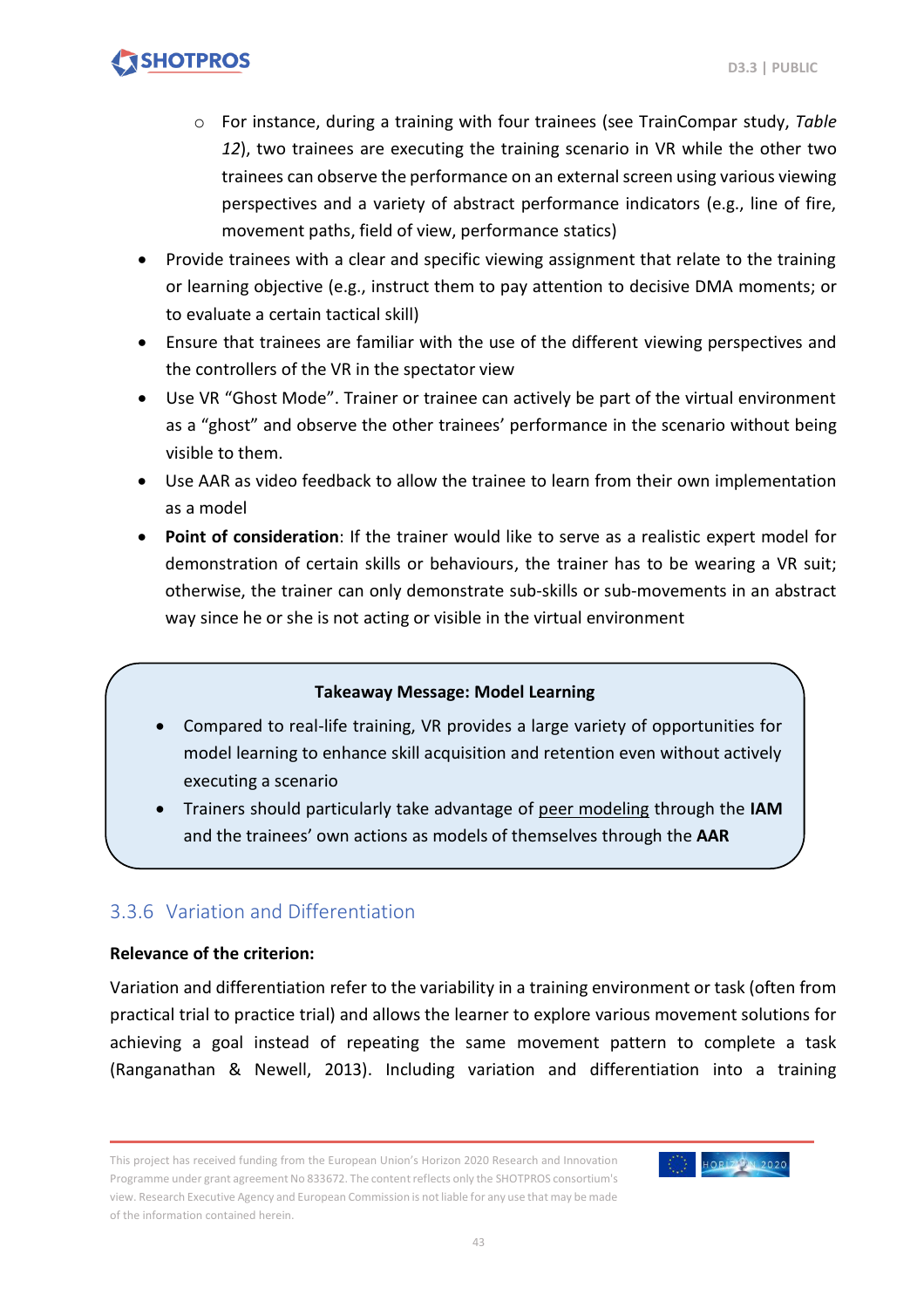- For instance, during a training with four trainees (see TrainCompar study, *Table 12*), two trainees are executing the training scenario in VR while the other two trainees can observe the performance on an external screen using various viewing perspectives and a variety of abstract performance indicators (e.g., line of fire, movement paths, field of view, performance statics)
- Provide trainees with a clear and specific viewing assignment that relate to the training or learning objective (e.g., instruct them to pay attention to decisive DMA moments; or to evaluate a certain tactical skill)
- Ensure that trainees are familiar with the use of the different viewing perspectives and the controllers of the VR in the spectator view
- Use VR "Ghost Mode". Trainer or trainee can actively be part of the virtual environment as a "ghost" and observe the other trainees' performance in the scenario without being visible to them.
- Use AAR as video feedback to allow the trainee to learn from their own implementation as a model
- **Point of consideration**: If the trainer would like to serve as a realistic expert model for demonstration of certain skills or behaviours, the trainer has to be wearing a VR suit; otherwise, the trainer can only demonstrate sub-skills or sub-movements in an abstract way since he or she is not acting or visible in the virtual environment

> **Takeaway Message: Model Learning**
>
> - Compared to real-life training, VR provides a large variety of opportunities for model learning to enhance skill acquisition and retention even without actively executing a scenario
> - Trainers should particularly take advantage of <u>peer modeling</u> through the **IAM** and the trainees' own actions as models of themselves through the **AAR**

### 3.3.6 Variation and Differentiation

**Relevance of the criterion:**

Variation and differentiation refer to the variability in a training environment or task (often from practical trial to practice trial) and allows the learner to explore various movement solutions for achieving a goal instead of repeating the same movement pattern to complete a task (Ranganathan & Newell, 2013). Including variation and differentiation into a training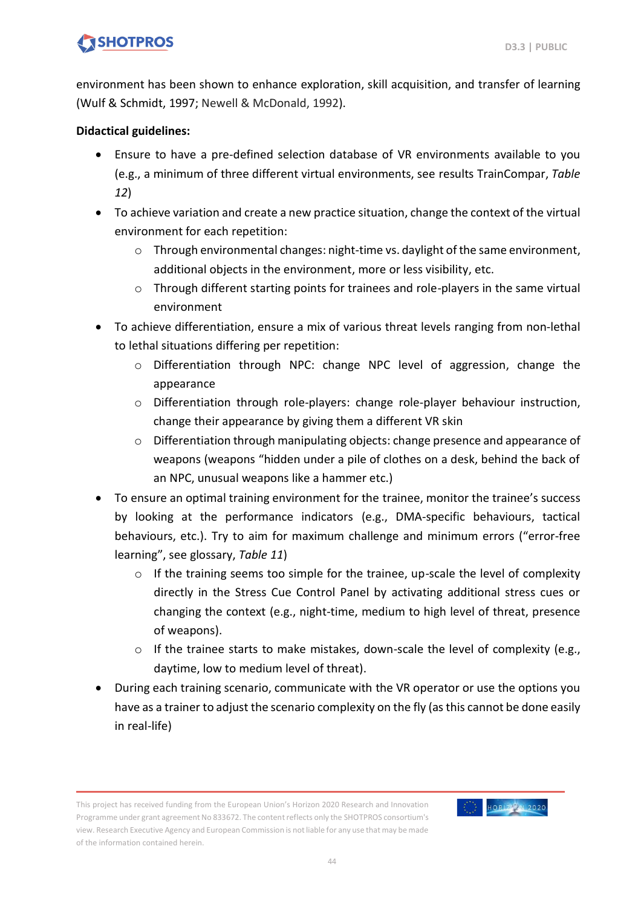environment has been shown to enhance exploration, skill acquisition, and transfer of learning (Wulf & Schmidt, 1997; Newell & McDonald, 1992).

**Didactical guidelines:**

- Ensure to have a pre-defined selection database of VR environments available to you (e.g., a minimum of three different virtual environments, see results TrainCompar, *Table 12*)
- To achieve variation and create a new practice situation, change the context of the virtual environment for each repetition:
  - Through environmental changes: night-time vs. daylight of the same environment, additional objects in the environment, more or less visibility, etc.
  - Through different starting points for trainees and role-players in the same virtual environment
- To achieve differentiation, ensure a mix of various threat levels ranging from non-lethal to lethal situations differing per repetition:
  - Differentiation through NPC: change NPC level of aggression, change the appearance
  - Differentiation through role-players: change role-player behaviour instruction, change their appearance by giving them a different VR skin
  - Differentiation through manipulating objects: change presence and appearance of weapons (weapons "hidden under a pile of clothes on a desk, behind the back of an NPC, unusual weapons like a hammer etc.)
- To ensure an optimal training environment for the trainee, monitor the trainee's success by looking at the performance indicators (e.g., DMA-specific behaviours, tactical behaviours, etc.). Try to aim for maximum challenge and minimum errors ("error-free learning", see glossary, *Table 11*)
  - If the training seems too simple for the trainee, up-scale the level of complexity directly in the Stress Cue Control Panel by activating additional stress cues or changing the context (e.g., night-time, medium to high level of threat, presence of weapons).
  - If the trainee starts to make mistakes, down-scale the level of complexity (e.g., daytime, low to medium level of threat).
- During each training scenario, communicate with the VR operator or use the options you have as a trainer to adjust the scenario complexity on the fly (as this cannot be done easily in real-life)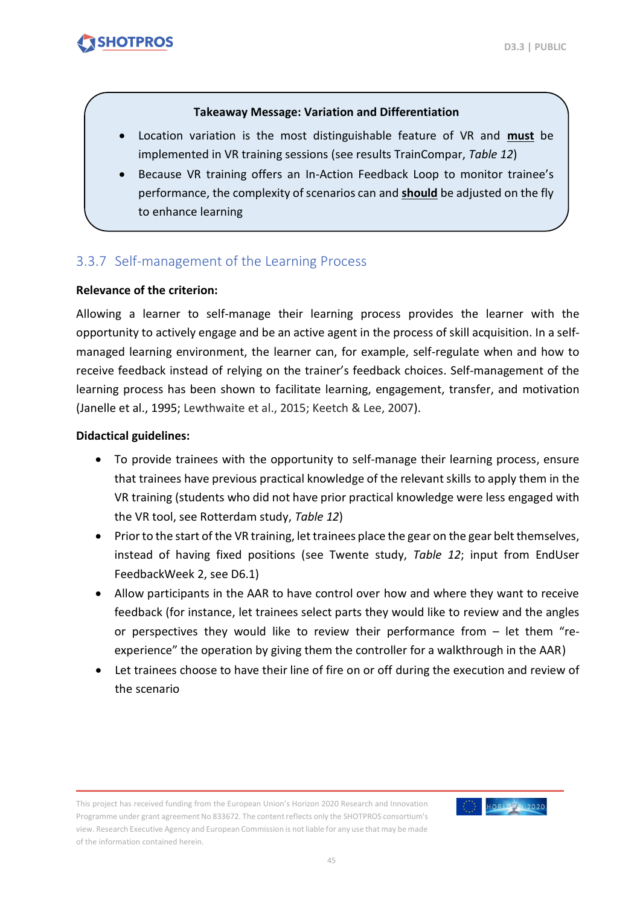> **Takeaway Message: Variation and Differentiation**
>
> - Location variation is the most distinguishable feature of VR and **<u>must</u>** be implemented in VR training sessions (see results TrainCompar, *Table 12*)
> - Because VR training offers an In-Action Feedback Loop to monitor trainee's performance, the complexity of scenarios can and **<u>should</u>** be adjusted on the fly to enhance learning

### 3.3.7 Self-management of the Learning Process

**Relevance of the criterion:**

Allowing a learner to self-manage their learning process provides the learner with the opportunity to actively engage and be an active agent in the process of skill acquisition. In a self-managed learning environment, the learner can, for example, self-regulate when and how to receive feedback instead of relying on the trainer's feedback choices. Self-management of the learning process has been shown to facilitate learning, engagement, transfer, and motivation (Janelle et al., 1995; Lewthwaite et al., 2015; Keetch & Lee, 2007).

**Didactical guidelines:**

- To provide trainees with the opportunity to self-manage their learning process, ensure that trainees have previous practical knowledge of the relevant skills to apply them in the VR training (students who did not have prior practical knowledge were less engaged with the VR tool, see Rotterdam study, *Table 12*)
- Prior to the start of the VR training, let trainees place the gear on the gear belt themselves, instead of having fixed positions (see Twente study, *Table 12*; input from EndUser FeedbackWeek 2, see D6.1)
- Allow participants in the AAR to have control over how and where they want to receive feedback (for instance, let trainees select parts they would like to review and the angles or perspectives they would like to review their performance from – let them "re-experience" the operation by giving them the controller for a walkthrough in the AAR)
- Let trainees choose to have their line of fire on or off during the execution and review of the scenario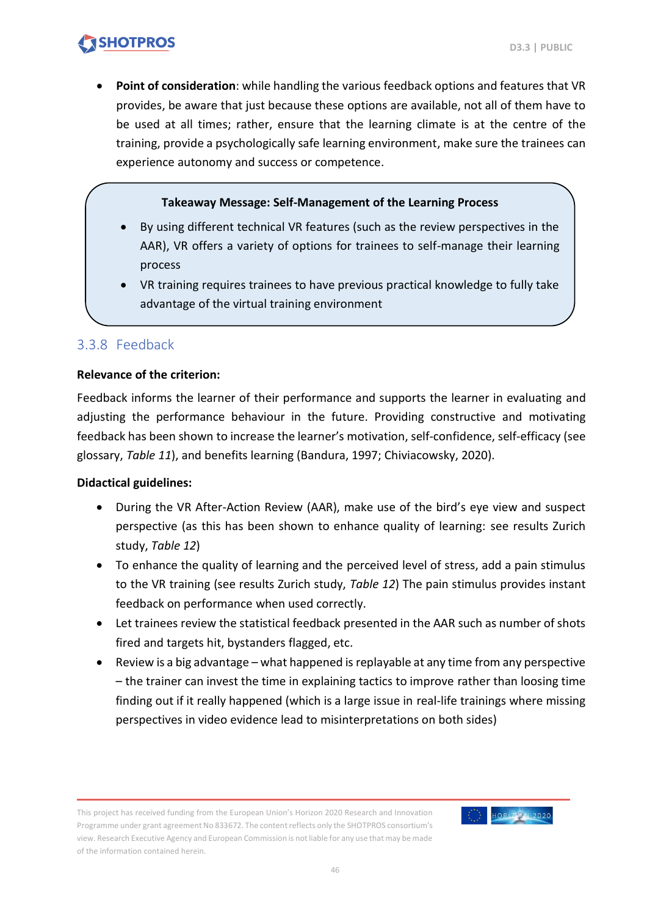- **Point of consideration**: while handling the various feedback options and features that VR provides, be aware that just because these options are available, not all of them have to be used at all times; rather, ensure that the learning climate is at the centre of the training, provide a psychologically safe learning environment, make sure the trainees can experience autonomy and success or competence.

> **Takeaway Message: Self-Management of the Learning Process**
>
> - By using different technical VR features (such as the review perspectives in the AAR), VR offers a variety of options for trainees to self-manage their learning process
> - VR training requires trainees to have previous practical knowledge to fully take advantage of the virtual training environment

### 3.3.8 Feedback

**Relevance of the criterion:**

Feedback informs the learner of their performance and supports the learner in evaluating and adjusting the performance behaviour in the future. Providing constructive and motivating feedback has been shown to increase the learner's motivation, self-confidence, self-efficacy (see glossary, *Table 11*), and benefits learning (Bandura, 1997; Chiviacowsky, 2020).

**Didactical guidelines:**

- During the VR After-Action Review (AAR), make use of the bird's eye view and suspect perspective (as this has been shown to enhance quality of learning: see results Zurich study, *Table 12*)
- To enhance the quality of learning and the perceived level of stress, add a pain stimulus to the VR training (see results Zurich study, *Table 12*) The pain stimulus provides instant feedback on performance when used correctly.
- Let trainees review the statistical feedback presented in the AAR such as number of shots fired and targets hit, bystanders flagged, etc.
- Review is a big advantage – what happened is replayable at any time from any perspective – the trainer can invest the time in explaining tactics to improve rather than loosing time finding out if it really happened (which is a large issue in real-life trainings where missing perspectives in video evidence lead to misinterpretations on both sides)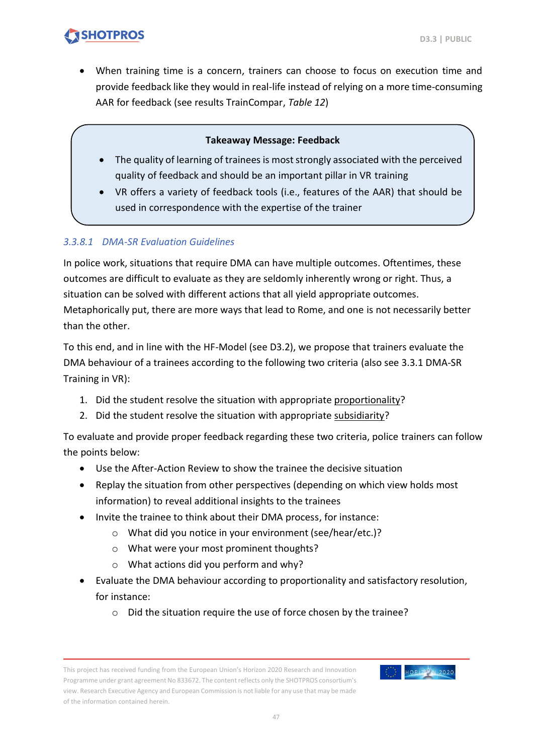- When training time is a concern, trainers can choose to focus on execution time and provide feedback like they would in real-life instead of relying on a more time-consuming AAR for feedback (see results TrainCompar, *Table 12*)

> **Takeaway Message: Feedback**
>
> - The quality of learning of trainees is most strongly associated with the perceived quality of feedback and should be an important pillar in VR training
> - VR offers a variety of feedback tools (i.e., features of the AAR) that should be used in correspondence with the expertise of the trainer

#### *3.3.8.1 DMA-SR Evaluation Guidelines*

In police work, situations that require DMA can have multiple outcomes. Oftentimes, these outcomes are difficult to evaluate as they are seldomly inherently wrong or right. Thus, a situation can be solved with different actions that all yield appropriate outcomes. Metaphorically put, there are more ways that lead to Rome, and one is not necessarily better than the other.

To this end, and in line with the HF-Model (see D3.2), we propose that trainers evaluate the DMA behaviour of a trainees according to the following two criteria (also see 3.3.1 DMA-SR Training in VR):

1. Did the student resolve the situation with appropriate <u>proportionality</u>?
2. Did the student resolve the situation with appropriate <u>subsidiarity</u>?

To evaluate and provide proper feedback regarding these two criteria, police trainers can follow the points below:

- Use the After-Action Review to show the trainee the decisive situation
- Replay the situation from other perspectives (depending on which view holds most information) to reveal additional insights to the trainees
- Invite the trainee to think about their DMA process, for instance:
    - What did you notice in your environment (see/hear/etc.)?
    - What were your most prominent thoughts?
    - What actions did you perform and why?
- Evaluate the DMA behaviour according to proportionality and satisfactory resolution, for instance:
    - Did the situation require the use of force chosen by the trainee?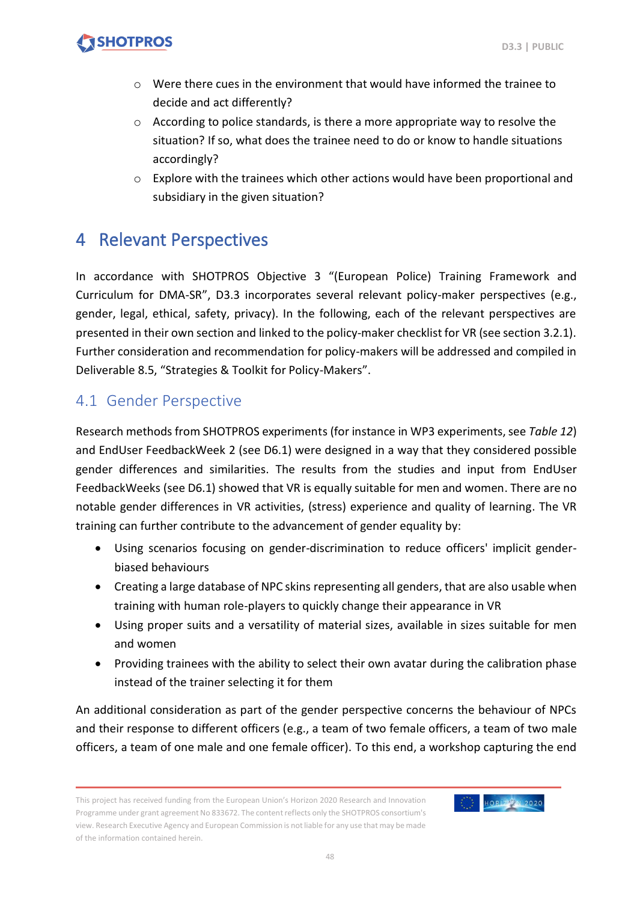- Were there cues in the environment that would have informed the trainee to decide and act differently?
- According to police standards, is there a more appropriate way to resolve the situation? If so, what does the trainee need to do or know to handle situations accordingly?
- Explore with the trainees which other actions would have been proportional and subsidiary in the given situation?

# 4 Relevant Perspectives

In accordance with SHOTPROS Objective 3 "(European Police) Training Framework and Curriculum for DMA-SR", D3.3 incorporates several relevant policy-maker perspectives (e.g., gender, legal, ethical, safety, privacy). In the following, each of the relevant perspectives are presented in their own section and linked to the policy-maker checklist for VR (see section 3.2.1). Further consideration and recommendation for policy-makers will be addressed and compiled in Deliverable 8.5, "Strategies & Toolkit for Policy-Makers".

## 4.1 Gender Perspective

Research methods from SHOTPROS experiments (for instance in WP3 experiments, see *Table 12*) and EndUser FeedbackWeek 2 (see D6.1) were designed in a way that they considered possible gender differences and similarities. The results from the studies and input from EndUser FeedbackWeeks (see D6.1) showed that VR is equally suitable for men and women. There are no notable gender differences in VR activities, (stress) experience and quality of learning. The VR training can further contribute to the advancement of gender equality by:

- Using scenarios focusing on gender-discrimination to reduce officers' implicit gender-biased behaviours
- Creating a large database of NPC skins representing all genders, that are also usable when training with human role-players to quickly change their appearance in VR
- Using proper suits and a versatility of material sizes, available in sizes suitable for men and women
- Providing trainees with the ability to select their own avatar during the calibration phase instead of the trainer selecting it for them

An additional consideration as part of the gender perspective concerns the behaviour of NPCs and their response to different officers (e.g., a team of two female officers, a team of two male officers, a team of one male and one female officer). To this end, a workshop capturing the end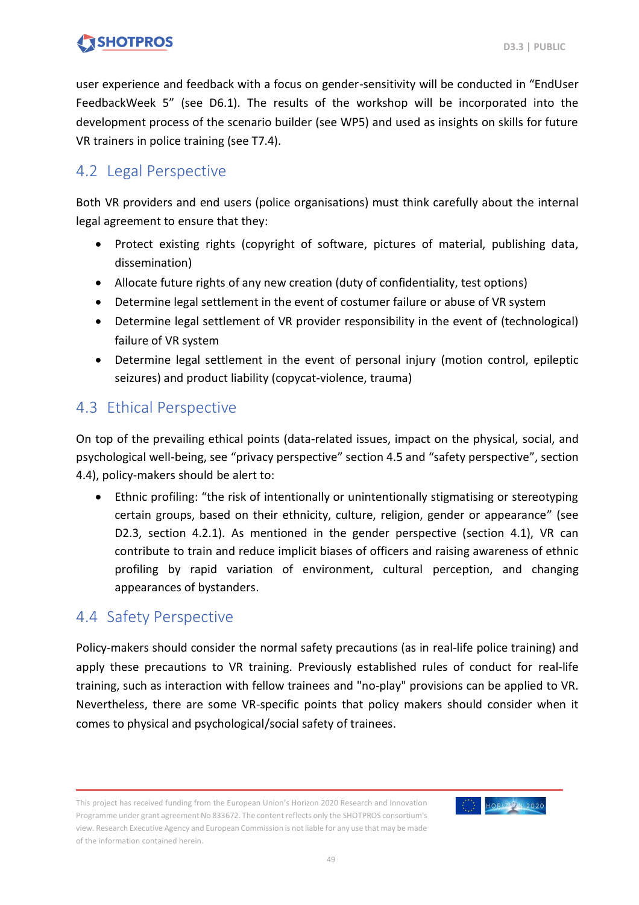user experience and feedback with a focus on gender-sensitivity will be conducted in “EndUser FeedbackWeek 5” (see D6.1). The results of the workshop will be incorporated into the development process of the scenario builder (see WP5) and used as insights on skills for future VR trainers in police training (see T7.4).

## 4.2 Legal Perspective

Both VR providers and end users (police organisations) must think carefully about the internal legal agreement to ensure that they:

- Protect existing rights (copyright of software, pictures of material, publishing data, dissemination)
- Allocate future rights of any new creation (duty of confidentiality, test options)
- Determine legal settlement in the event of costumer failure or abuse of VR system
- Determine legal settlement of VR provider responsibility in the event of (technological) failure of VR system
- Determine legal settlement in the event of personal injury (motion control, epileptic seizures) and product liability (copycat-violence, trauma)

## 4.3 Ethical Perspective

On top of the prevailing ethical points (data-related issues, impact on the physical, social, and psychological well-being, see “privacy perspective” section 4.5 and “safety perspective”, section 4.4), policy-makers should be alert to:

- Ethnic profiling: “the risk of intentionally or unintentionally stigmatising or stereotyping certain groups, based on their ethnicity, culture, religion, gender or appearance” (see D2.3, section 4.2.1). As mentioned in the gender perspective (section 4.1), VR can contribute to train and reduce implicit biases of officers and raising awareness of ethnic profiling by rapid variation of environment, cultural perception, and changing appearances of bystanders.

## 4.4 Safety Perspective

Policy-makers should consider the normal safety precautions (as in real-life police training) and apply these precautions to VR training. Previously established rules of conduct for real-life training, such as interaction with fellow trainees and "no-play" provisions can be applied to VR. Nevertheless, there are some VR-specific points that policy makers should consider when it comes to physical and psychological/social safety of trainees.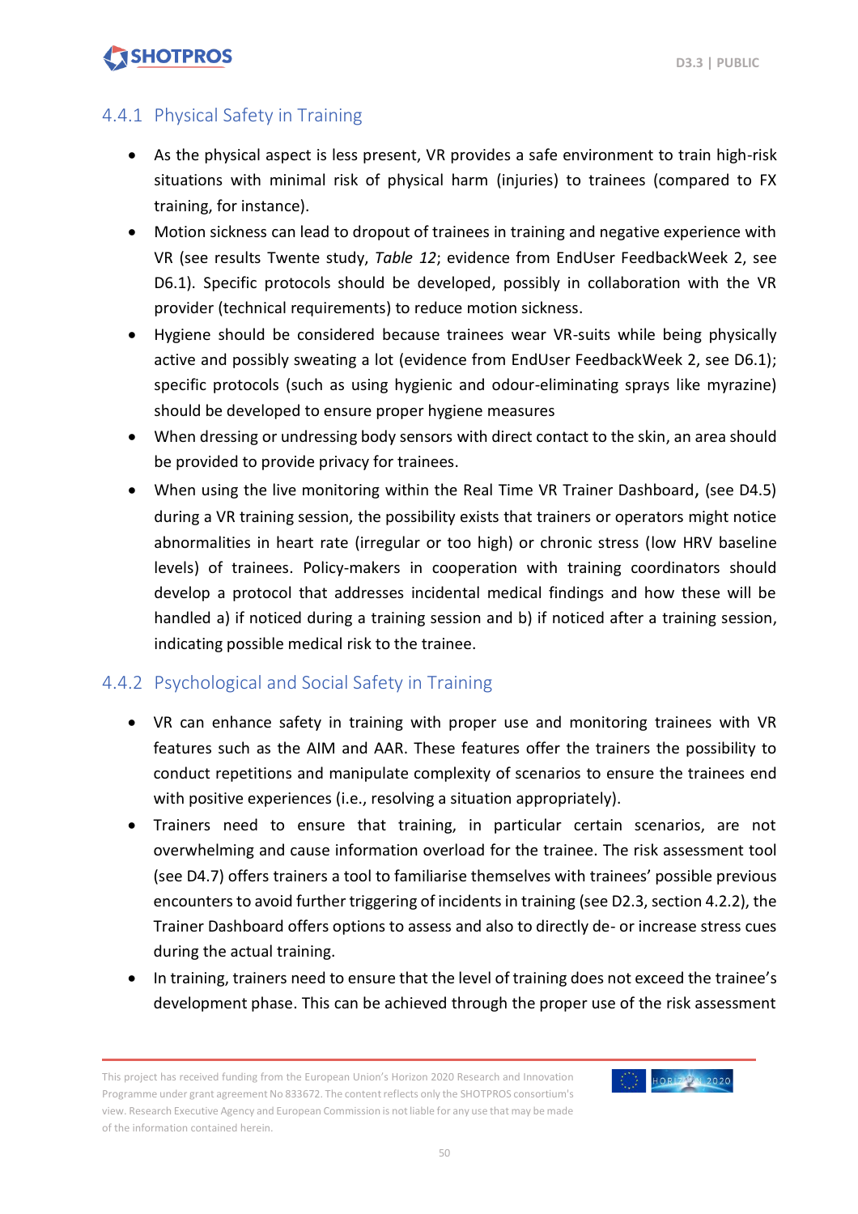### 4.4.1 Physical Safety in Training

- As the physical aspect is less present, VR provides a safe environment to train high-risk situations with minimal risk of physical harm (injuries) to trainees (compared to FX training, for instance).
- Motion sickness can lead to dropout of trainees in training and negative experience with VR (see results Twente study, *Table 12*; evidence from EndUser FeedbackWeek 2, see D6.1). Specific protocols should be developed, possibly in collaboration with the VR provider (technical requirements) to reduce motion sickness.
- Hygiene should be considered because trainees wear VR-suits while being physically active and possibly sweating a lot (evidence from EndUser FeedbackWeek 2, see D6.1); specific protocols (such as using hygienic and odour-eliminating sprays like myrazine) should be developed to ensure proper hygiene measures
- When dressing or undressing body sensors with direct contact to the skin, an area should be provided to provide privacy for trainees.
- When using the live monitoring within the Real Time VR Trainer Dashboard, (see D4.5) during a VR training session, the possibility exists that trainers or operators might notice abnormalities in heart rate (irregular or too high) or chronic stress (low HRV baseline levels) of trainees. Policy-makers in cooperation with training coordinators should develop a protocol that addresses incidental medical findings and how these will be handled a) if noticed during a training session and b) if noticed after a training session, indicating possible medical risk to the trainee.

### 4.4.2 Psychological and Social Safety in Training

- VR can enhance safety in training with proper use and monitoring trainees with VR features such as the AIM and AAR. These features offer the trainers the possibility to conduct repetitions and manipulate complexity of scenarios to ensure the trainees end with positive experiences (i.e., resolving a situation appropriately).
- Trainers need to ensure that training, in particular certain scenarios, are not overwhelming and cause information overload for the trainee. The risk assessment tool (see D4.7) offers trainers a tool to familiarise themselves with trainees' possible previous encounters to avoid further triggering of incidents in training (see D2.3, section 4.2.2), the Trainer Dashboard offers options to assess and also to directly de- or increase stress cues during the actual training.
- In training, trainers need to ensure that the level of training does not exceed the trainee's development phase. This can be achieved through the proper use of the risk assessment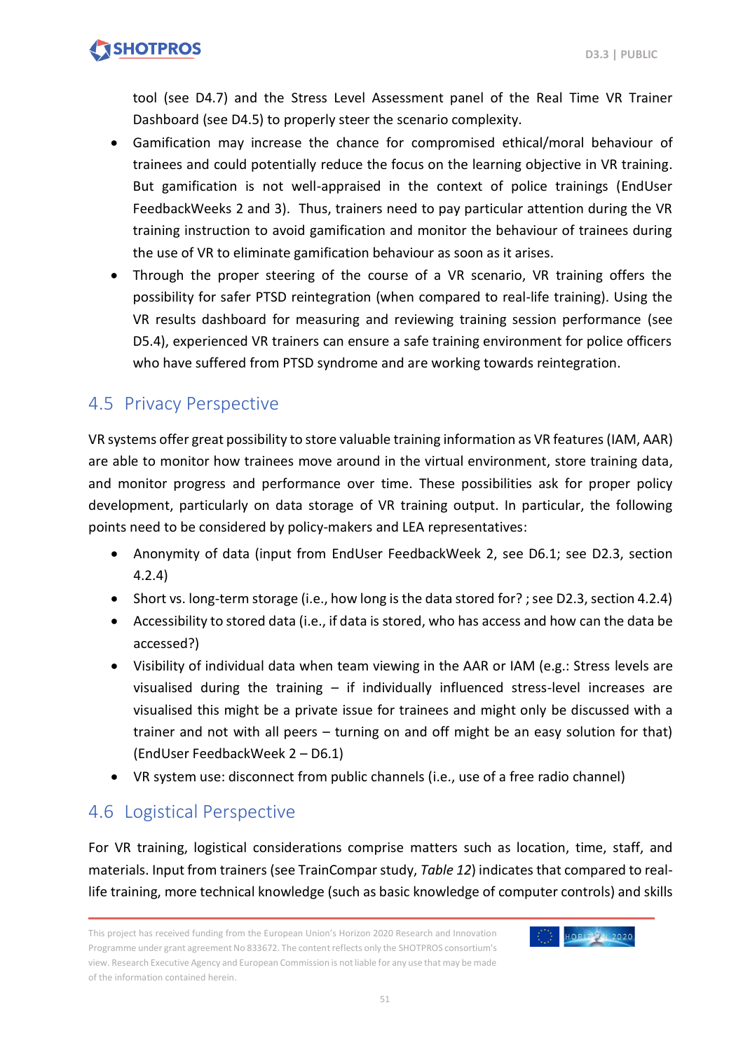tool (see D4.7) and the Stress Level Assessment panel of the Real Time VR Trainer Dashboard (see D4.5) to properly steer the scenario complexity.

- Gamification may increase the chance for compromised ethical/moral behaviour of trainees and could potentially reduce the focus on the learning objective in VR training. But gamification is not well-appraised in the context of police trainings (EndUser FeedbackWeeks 2 and 3). Thus, trainers need to pay particular attention during the VR training instruction to avoid gamification and monitor the behaviour of trainees during the use of VR to eliminate gamification behaviour as soon as it arises.
- Through the proper steering of the course of a VR scenario, VR training offers the possibility for safer PTSD reintegration (when compared to real-life training). Using the VR results dashboard for measuring and reviewing training session performance (see D5.4), experienced VR trainers can ensure a safe training environment for police officers who have suffered from PTSD syndrome and are working towards reintegration.

## 4.5 Privacy Perspective

VR systems offer great possibility to store valuable training information as VR features (IAM, AAR) are able to monitor how trainees move around in the virtual environment, store training data, and monitor progress and performance over time. These possibilities ask for proper policy development, particularly on data storage of VR training output. In particular, the following points need to be considered by policy-makers and LEA representatives:

- Anonymity of data (input from EndUser FeedbackWeek 2, see D6.1; see D2.3, section 4.2.4)
- Short vs. long-term storage (i.e., how long is the data stored for? ; see D2.3, section 4.2.4)
- Accessibility to stored data (i.e., if data is stored, who has access and how can the data be accessed?)
- Visibility of individual data when team viewing in the AAR or IAM (e.g.: Stress levels are visualised during the training – if individually influenced stress-level increases are visualised this might be a private issue for trainees and might only be discussed with a trainer and not with all peers – turning on and off might be an easy solution for that) (EndUser FeedbackWeek 2 – D6.1)
- VR system use: disconnect from public channels (i.e., use of a free radio channel)

## 4.6 Logistical Perspective

For VR training, logistical considerations comprise matters such as location, time, staff, and materials. Input from trainers (see TrainCompar study, *Table 12*) indicates that compared to real-life training, more technical knowledge (such as basic knowledge of computer controls) and skills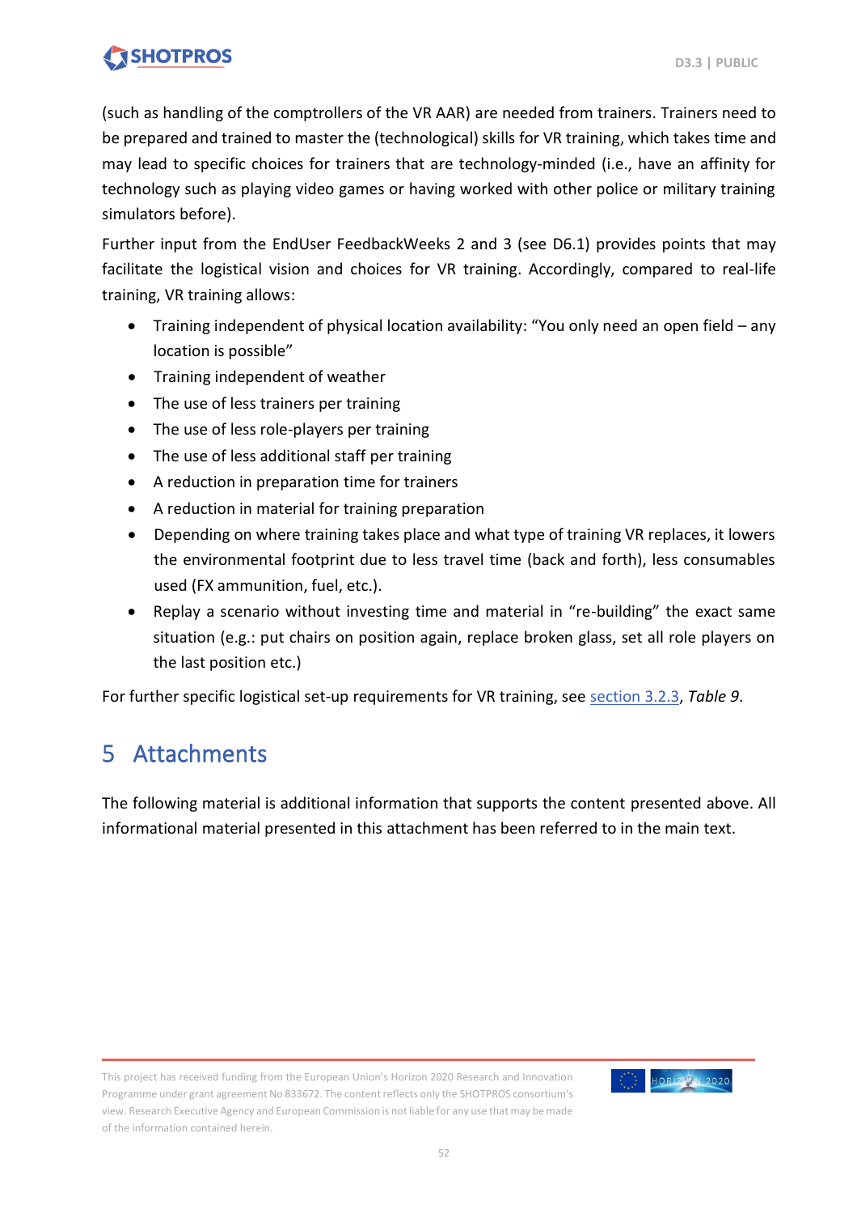(such as handling of the comptrollers of the VR AAR) are needed from trainers. Trainers need to be prepared and trained to master the (technological) skills for VR training, which takes time and may lead to specific choices for trainers that are technology-minded (i.e., have an affinity for technology such as playing video games or having worked with other police or military training simulators before).

Further input from the EndUser FeedbackWeeks 2 and 3 (see D6.1) provides points that may facilitate the logistical vision and choices for VR training. Accordingly, compared to real-life training, VR training allows:

- Training independent of physical location availability: "You only need an open field – any location is possible"
- Training independent of weather
- The use of less trainers per training
- The use of less role-players per training
- The use of less additional staff per training
- A reduction in preparation time for trainers
- A reduction in material for training preparation
- Depending on where training takes place and what type of training VR replaces, it lowers the environmental footprint due to less travel time (back and forth), less consumables used (FX ammunition, fuel, etc.).
- Replay a scenario without investing time and material in "re-building" the exact same situation (e.g.: put chairs on position again, replace broken glass, set all role players on the last position etc.)

For further specific logistical set-up requirements for VR training, see section 3.2.3, *Table 9*.

# 5 Attachments

The following material is additional information that supports the content presented above. All informational material presented in this attachment has been referred to in the main text.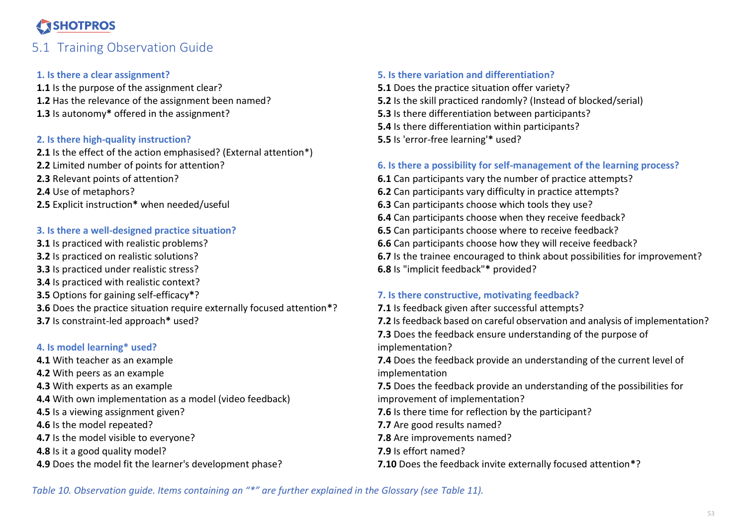## 5.1 Training Observation Guide

### 1. Is there a clear assignment?

**1.1** Is the purpose of the assignment clear?
**1.2** Has the relevance of the assignment been named?
**1.3** Is autonomy***** offered in the assignment?

### 2. Is there high-quality instruction?

**2.1** Is the effect of the action emphasised? (External attention*)
**2.2** Limited number of points for attention?
**2.3** Relevant points of attention?
**2.4** Use of metaphors?
**2.5** Explicit instruction***** when needed/useful

### 3. Is there a well-designed practice situation?

**3.1** Is practiced with realistic problems?
**3.2** Is practiced on realistic solutions?
**3.3** Is practiced under realistic stress?
**3.4** Is practiced with realistic context?
**3.5** Options for gaining self-efficacy*****?
**3.6** Does the practice situation require externally focused attention*****?
**3.7** Is constraint-led approach***** used?

### 4. Is model learning* used?

**4.1** With teacher as an example
**4.2** With peers as an example
**4.3** With experts as an example
**4.4** With own implementation as a model (video feedback)
**4.5** Is a viewing assignment given?
**4.6** Is the model repeated?
**4.7** Is the model visible to everyone?
**4.8** Is it a good quality model?
**4.9** Does the model fit the learner's development phase?

### 5. Is there variation and differentiation?

**5.1** Does the practice situation offer variety?
**5.2** Is the skill practiced randomly? (Instead of blocked/serial)
**5.3** Is there differentiation between participants?
**5.4** Is there differentiation within participants?
**5.5** Is 'error-free learning'***** used?

### 6. Is there a possibility for self-management of the learning process?

**6.1** Can participants vary the number of practice attempts?
**6.2** Can participants vary difficulty in practice attempts?
**6.3** Can participants choose which tools they use?
**6.4** Can participants choose when they receive feedback?
**6.5** Can participants choose where to receive feedback?
**6.6** Can participants choose how they will receive feedback?
**6.7** Is the trainee encouraged to think about possibilities for improvement?
**6.8** Is "implicit feedback"***** provided?

### 7. Is there constructive, motivating feedback?

**7.1** Is feedback given after successful attempts?
**7.2** Is feedback based on careful observation and analysis of implementation?
**7.3** Does the feedback ensure understanding of the purpose of implementation?
**7.4** Does the feedback provide an understanding of the current level of implementation
**7.5** Does the feedback provide an understanding of the possibilities for improvement of implementation?
**7.6** Is there time for reflection by the participant?
**7.7** Are good results named?
**7.8** Are improvements named?
**7.9** Is effort named?
**7.10** Does the feedback invite externally focused attention*****?

*Table 10. Observation guide. Items containing an "*" are further explained in the Glossary (see Table 11).*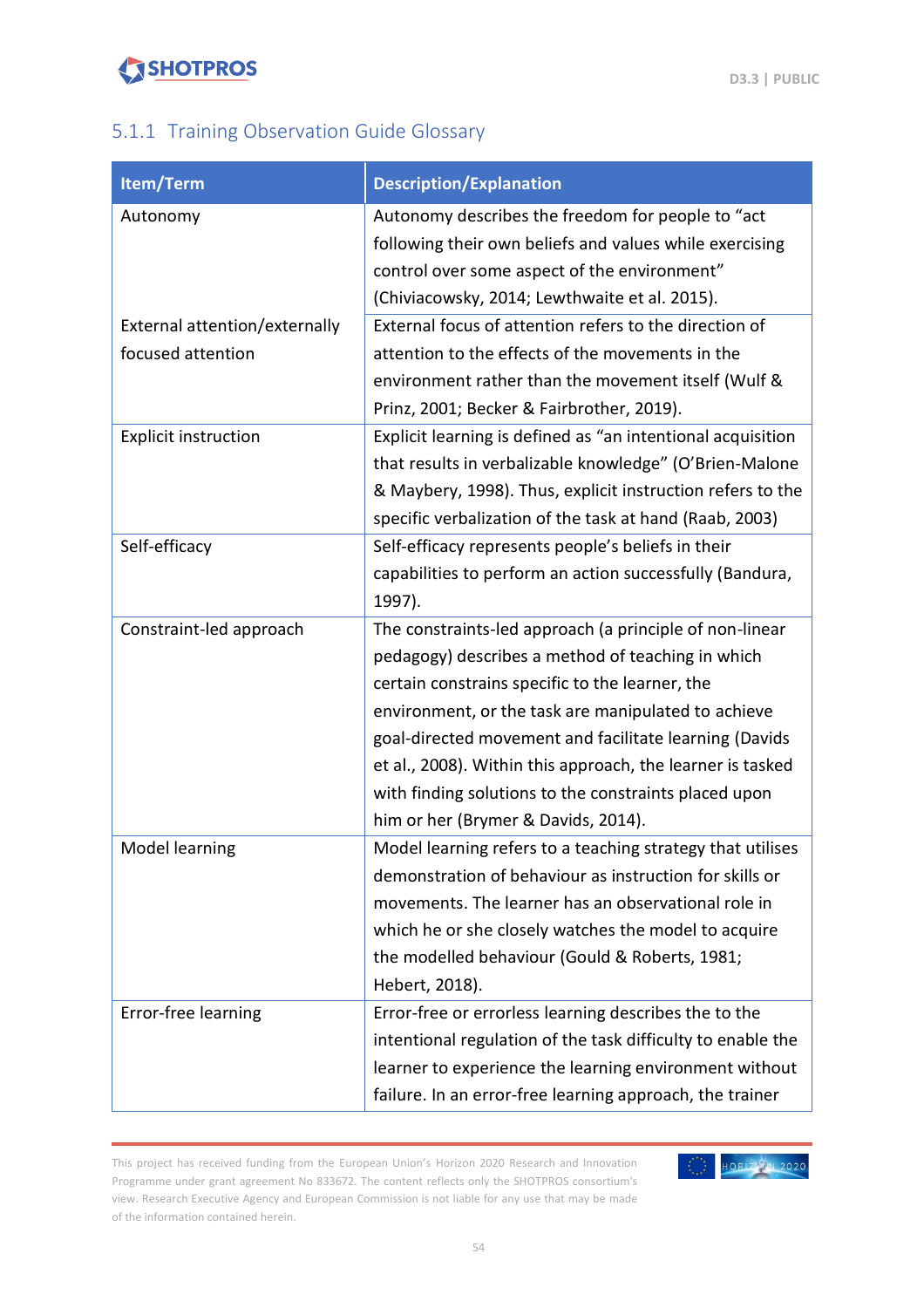### 5.1.1 Training Observation Guide Glossary

| Item/Term | Description/Explanation |
|---|---|
| Autonomy | Autonomy describes the freedom for people to "act following their own beliefs and values while exercising control over some aspect of the environment" (Chiviacowsky, 2014; Lewthwaite et al. 2015). |
| External attention/externally focused attention | External focus of attention refers to the direction of attention to the effects of the movements in the environment rather than the movement itself (Wulf & Prinz, 2001; Becker & Fairbrother, 2019). |
| Explicit instruction | Explicit learning is defined as "an intentional acquisition that results in verbalizable knowledge" (O'Brien-Malone & Maybery, 1998). Thus, explicit instruction refers to the specific verbalization of the task at hand (Raab, 2003) |
| Self-efficacy | Self-efficacy represents people's beliefs in their capabilities to perform an action successfully (Bandura, 1997). |
| Constraint-led approach | The constraints-led approach (a principle of non-linear pedagogy) describes a method of teaching in which certain constrains specific to the learner, the environment, or the task are manipulated to achieve goal-directed movement and facilitate learning (Davids et al., 2008). Within this approach, the learner is tasked with finding solutions to the constraints placed upon him or her (Brymer & Davids, 2014). |
| Model learning | Model learning refers to a teaching strategy that utilises demonstration of behaviour as instruction for skills or movements. The learner has an observational role in which he or she closely watches the model to acquire the modelled behaviour (Gould & Roberts, 1981; Hebert, 2018). |
| Error-free learning | Error-free or errorless learning describes the to the intentional regulation of the task difficulty to enable the learner to experience the learning environment without failure. In an error-free learning approach, the trainer |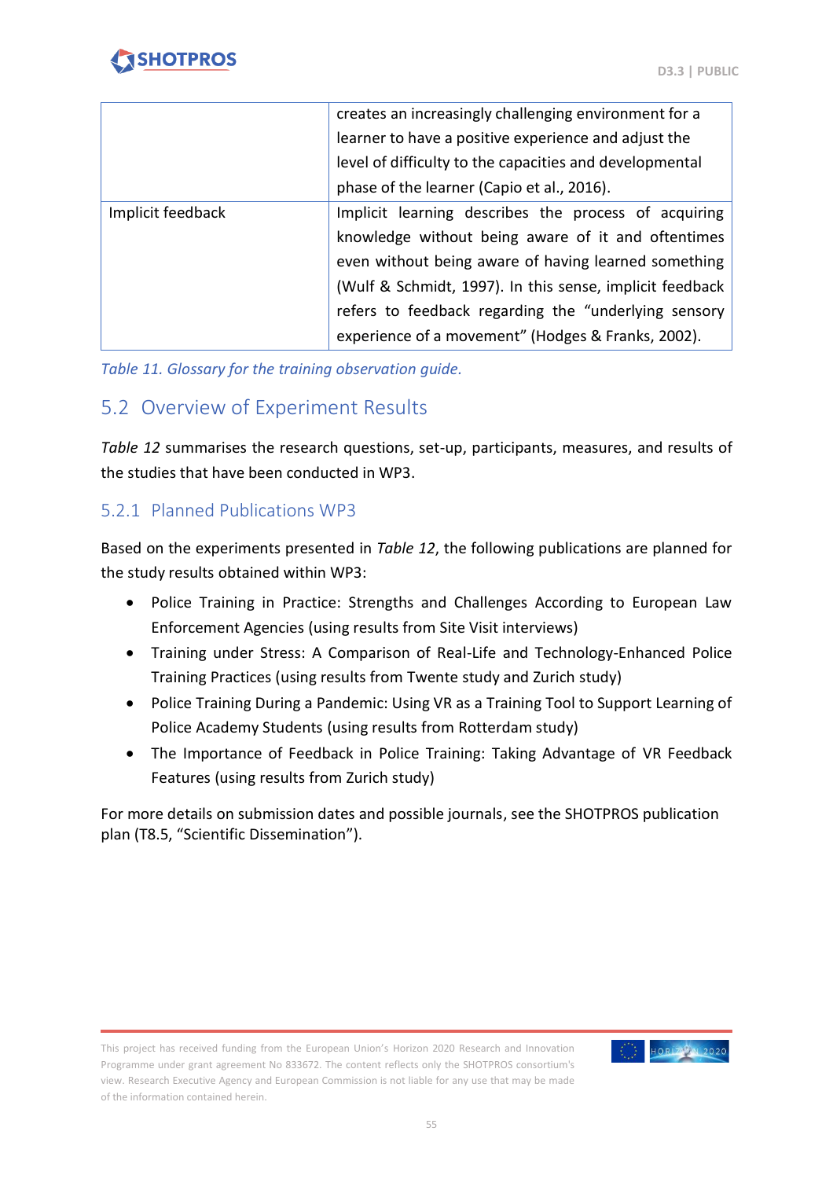|  |  |
| --- | --- |
|  | creates an increasingly challenging environment for a learner to have a positive experience and adjust the level of difficulty to the capacities and developmental phase of the learner (Capio et al., 2016). |
| Implicit feedback | Implicit learning describes the process of acquiring knowledge without being aware of it and oftentimes even without being aware of having learned something (Wulf & Schmidt, 1997). In this sense, implicit feedback refers to feedback regarding the "underlying sensory experience of a movement" (Hodges & Franks, 2002). |

*Table 11. Glossary for the training observation guide.*

## 5.2 Overview of Experiment Results

*Table 12* summarises the research questions, set-up, participants, measures, and results of the studies that have been conducted in WP3.

### 5.2.1 Planned Publications WP3

Based on the experiments presented in *Table 12*, the following publications are planned for the study results obtained within WP3:

- Police Training in Practice: Strengths and Challenges According to European Law Enforcement Agencies (using results from Site Visit interviews)
- Training under Stress: A Comparison of Real-Life and Technology-Enhanced Police Training Practices (using results from Twente study and Zurich study)
- Police Training During a Pandemic: Using VR as a Training Tool to Support Learning of Police Academy Students (using results from Rotterdam study)
- The Importance of Feedback in Police Training: Taking Advantage of VR Feedback Features (using results from Zurich study)

For more details on submission dates and possible journals, see the SHOTPROS publication plan (T8.5, "Scientific Dissemination").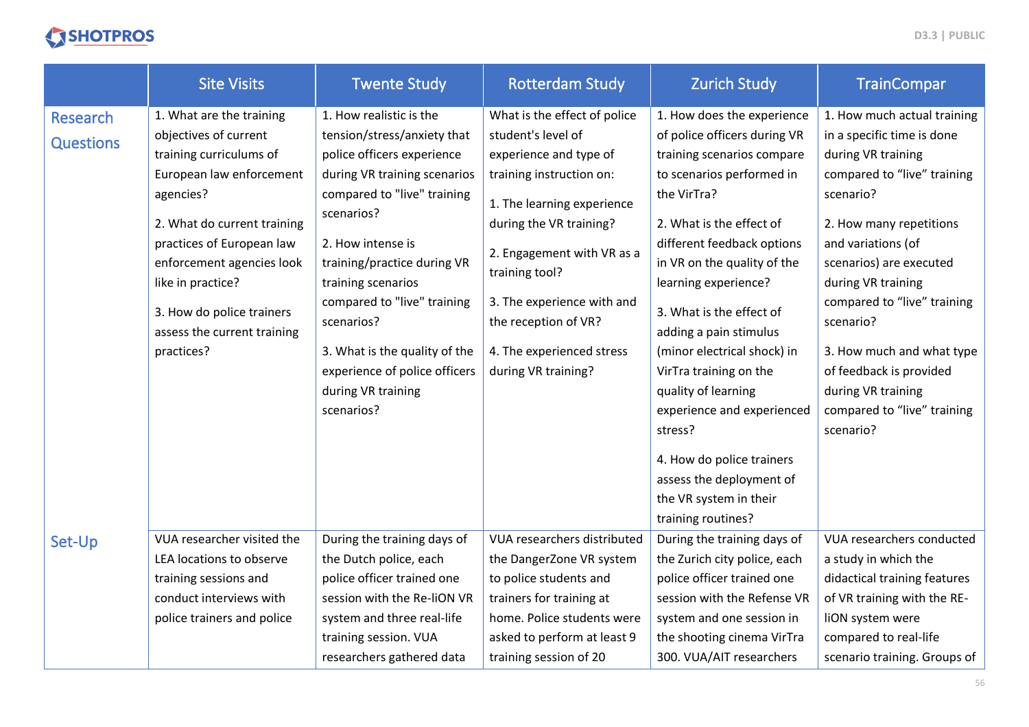| | Site Visits | Twente Study | Rotterdam Study | Zurich Study | TrainCompar |
|---|---|---|---|---|---|
| Research Questions | 1. What are the training objectives of current training curriculums of European law enforcement agencies?<br><br>2. What do current training practices of European law enforcement agencies look like in practice?<br><br>3. How do police trainers assess the current training practices? | 1. How realistic is the tension/stress/anxiety that police officers experience during VR training scenarios compared to "live" training scenarios?<br><br>2. How intense is training/practice during VR training scenarios compared to "live" training scenarios?<br><br>3. What is the quality of the experience of police officers during VR training scenarios? | What is the effect of police student's level of experience and type of training instruction on:<br><br>1. The learning experience during the VR training?<br><br>2. Engagement with VR as a training tool?<br><br>3. The experience with and the reception of VR?<br><br>4. The experienced stress during VR training? | 1. How does the experience of police officers during VR training scenarios compare to scenarios performed in the VirTra?<br><br>2. What is the effect of different feedback options in VR on the quality of the learning experience?<br><br>3. What is the effect of adding a pain stimulus (minor electrical shock) in VirTra training on the quality of learning experience and experienced stress?<br><br>4. How do police trainers assess the deployment of the VR system in their training routines? | 1. How much actual training in a specific time is done during VR training compared to "live" training scenario?<br><br>2. How many repetitions and variations (of scenarios) are executed during VR training compared to "live" training scenario?<br><br>3. How much and what type of feedback is provided during VR training compared to "live" training scenario? |
| Set-Up | VUA researcher visited the LEA locations to observe training sessions and conduct interviews with police trainers and police | During the training days of the Dutch police, each police officer trained one session with the Re-liON VR system and three real-life training session. VUA researchers gathered data | VUA researchers distributed the DangerZone VR system to police students and trainers for training at home. Police students were asked to perform at least 9 training session of 20 | During the training days of the Zurich city police, each police officer trained one session with the Refense VR system and one session in the shooting cinema VirTra 300. VUA/AIT researchers | VUA researchers conducted a study in which the didactical training features of VR training with the RE-liON system were compared to real-life scenario training. Groups of |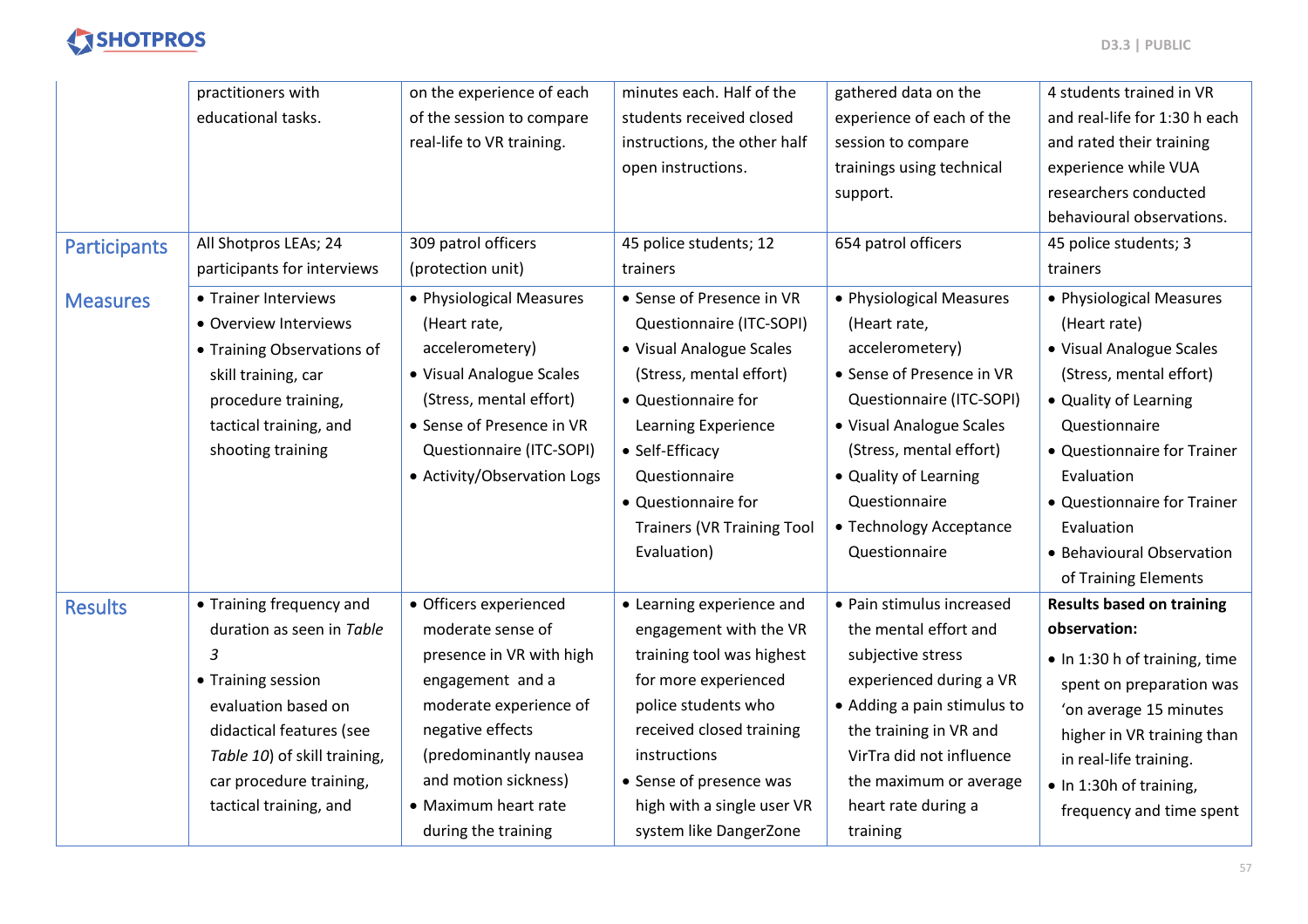| | | | | | |
|---|---|---|---|---|---|
| | practitioners with educational tasks. | on the experience of each of the session to compare real-life to VR training. | minutes each. Half of the students received closed instructions, the other half open instructions. | gathered data on the experience of each of the session to compare trainings using technical support. | 4 students trained in VR and real-life for 1:30 h each and rated their training experience while VUA researchers conducted behavioural observations. |
| **Participants** | All Shotpros LEAs; 24 participants for interviews | 309 patrol officers (protection unit) | 45 police students; 12 trainers | 654 patrol officers | 45 police students; 3 trainers |
| **Measures** | • Trainer Interviews<br>• Overview Interviews<br>• Training Observations of skill training, car procedure training, tactical training, and shooting training | • Physiological Measures (Heart rate, accelerometery)<br>• Visual Analogue Scales (Stress, mental effort)<br>• Sense of Presence in VR Questionnaire (ITC-SOPI)<br>• Activity/Observation Logs | • Sense of Presence in VR Questionnaire (ITC-SOPI)<br>• Visual Analogue Scales (Stress, mental effort)<br>• Questionnaire for Learning Experience<br>• Self-Efficacy Questionnaire<br>• Questionnaire for Trainers (VR Training Tool Evaluation) | • Physiological Measures (Heart rate, accelerometery)<br>• Sense of Presence in VR Questionnaire (ITC-SOPI)<br>• Visual Analogue Scales (Stress, mental effort)<br>• Quality of Learning Questionnaire<br>• Technology Acceptance Questionnaire | • Physiological Measures (Heart rate)<br>• Visual Analogue Scales (Stress, mental effort)<br>• Quality of Learning Questionnaire<br>• Questionnaire for Trainer Evaluation<br>• Questionnaire for Trainer Evaluation<br>• Behavioural Observation of Training Elements |
| **Results** | • Training frequency and duration as seen in *Table 3*<br>• Training session evaluation based on didactical features (see *Table 10*) of skill training, car procedure training, tactical training, and | • Officers experienced moderate sense of presence in VR with high engagement and a moderate experience of negative effects (predominantly nausea and motion sickness)<br>• Maximum heart rate during the training | • Learning experience and engagement with the VR training tool was highest for more experienced police students who received closed training instructions<br>• Sense of presence was high with a single user VR system like DangerZone | • Pain stimulus increased the mental effort and subjective stress experienced during a VR<br>• Adding a pain stimulus to the training in VR and VirTra did not influence the maximum or average heart rate during a training | **Results based on training observation:**<br>• In 1:30 h of training, time spent on preparation was 'on average 15 minutes higher in VR training than in real-life training.<br>• In 1:30h of training, frequency and time spent |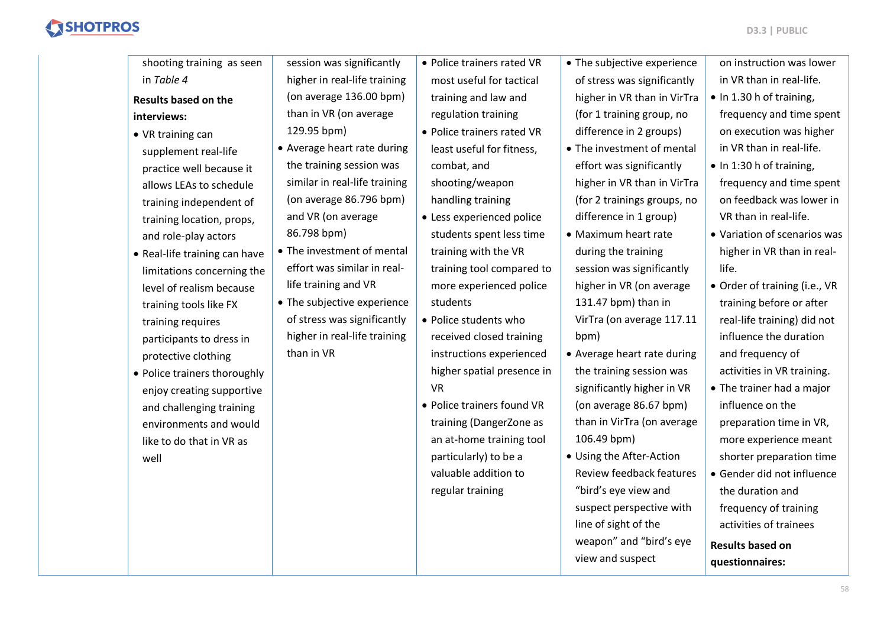| | | | | | |
|---|---|---|---|---|---|
| | shooting training as seen in *Table 4*<br>**Results based on the interviews:**<br>• VR training can supplement real-life practice well because it allows LEAs to schedule training independent of training location, props, and role-play actors<br>• Real-life training can have limitations concerning the level of realism because training tools like FX training requires participants to dress in protective clothing<br>• Police trainers thoroughly enjoy creating supportive and challenging training environments and would like to do that in VR as well | session was significantly higher in real-life training (on average 136.00 bpm) than in VR (on average 129.95 bpm)<br>• Average heart rate during the training session was similar in real-life training (on average 86.796 bpm) and VR (on average 86.798 bpm)<br>• The investment of mental effort was similar in real-life training and VR<br>• The subjective experience of stress was significantly higher in real-life training than in VR | • Police trainers rated VR most useful for tactical training and law and regulation training<br>• Police trainers rated VR least useful for fitness, combat, and shooting/weapon handling training<br>• Less experienced police students spent less time training with the VR training tool compared to more experienced police students<br>• Police students who received closed training instructions experienced higher spatial presence in VR<br>• Police trainers found VR training (DangerZone as an at-home training tool particularly) to be a valuable addition to regular training | • The subjective experience of stress was significantly higher in VR than in VirTra (for 1 training group, no difference in 2 groups)<br>• The investment of mental effort was significantly higher in VR than in VirTra (for 2 trainings groups, no difference in 1 group)<br>• Maximum heart rate during the training session was significantly higher in VR (on average 131.47 bpm) than in VirTra (on average 117.11 bpm)<br>• Average heart rate during the training session was significantly higher in VR (on average 86.67 bpm) than in VirTra (on average 106.49 bpm)<br>• Using the After-Action Review feedback features "bird's eye view and suspect perspective with line of sight of the weapon" and "bird's eye view and suspect | on instruction was lower in VR than in real-life.<br>• In 1.30 h of training, frequency and time spent on execution was higher in VR than in real-life.<br>• In 1:30 h of training, frequency and time spent on feedback was lower in VR than in real-life.<br>• Variation of scenarios was higher in VR than in real-life.<br>• Order of training (i.e., VR training before or after real-life training) did not influence the duration and frequency of activities in VR training.<br>• The trainer had a major influence on the preparation time in VR, more experience meant shorter preparation time<br>• Gender did not influence the duration and frequency of training activities of trainees<br>**Results based on questionnaires:** |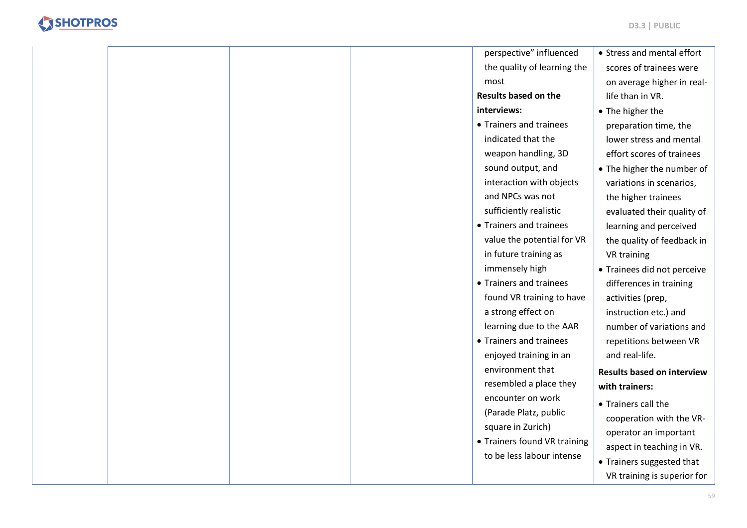|  |  |  |  | perspective" influenced the quality of learning the most<br>**Results based on the interviews:**<br>• Trainers and trainees indicated that the weapon handling, 3D sound output, and interaction with objects and NPCs was not sufficiently realistic<br>• Trainers and trainees value the potential for VR in future training as immensely high<br>• Trainers and trainees found VR training to have a strong effect on learning due to the AAR<br>• Trainers and trainees enjoyed training in an environment that resembled a place they encounter on work (Parade Platz, public square in Zurich)<br>• Trainers found VR training to be less labour intense | • Stress and mental effort scores of trainees were on average higher in real-life than in VR.<br>• The higher the preparation time, the lower stress and mental effort scores of trainees<br>• The higher the number of variations in scenarios, the higher trainees evaluated their quality of learning and perceived the quality of feedback in VR training<br>• Trainees did not perceive differences in training activities (prep, instruction etc.) and number of variations and repetitions between VR and real-life.<br>**Results based on interview with trainers:**<br>• Trainers call the cooperation with the VR-operator an important aspect in teaching in VR.<br>• Trainers suggested that VR training is superior for |
|---|---|---|---|---|---|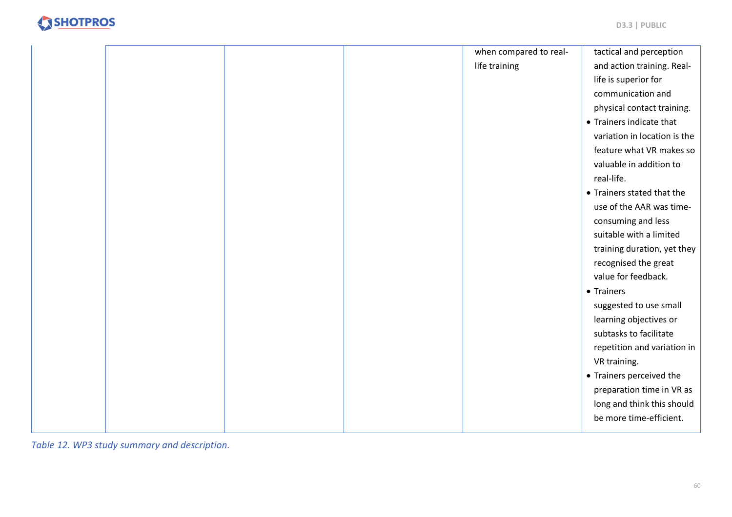| | | | | | |
|---|---|---|---|---|---|
| | | | | when compared to real-life training | tactical and perception and action training. Real-life is superior for communication and physical contact training.<br>• Trainers indicate that variation in location is the feature what VR makes so valuable in addition to real-life.<br>• Trainers stated that the use of the AAR was time-consuming and less suitable with a limited training duration, yet they recognised the great value for feedback.<br>• Trainers suggested to use small learning objectives or subtasks to facilitate repetition and variation in VR training.<br>• Trainers perceived the preparation time in VR as long and think this should be more time-efficient. |

*Table 12. WP3 study summary and description.*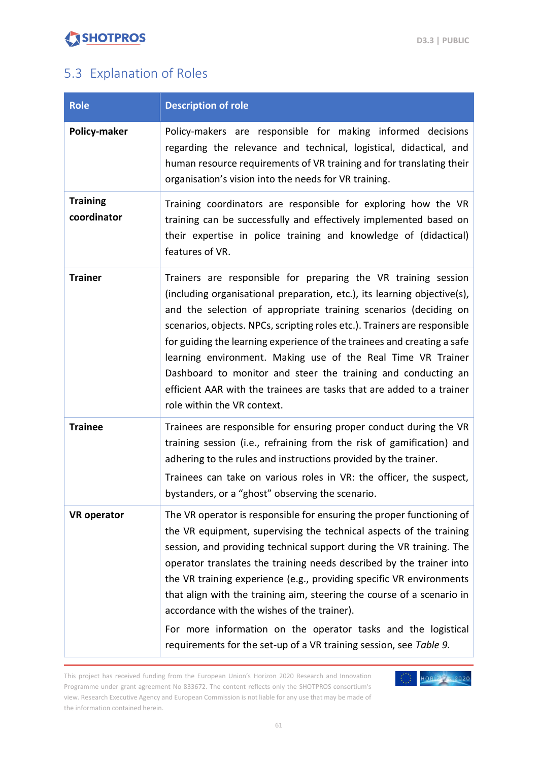## 5.3 Explanation of Roles

| Role | Description of role |
|---|---|
| **Policy-maker** | Policy-makers are responsible for making informed decisions regarding the relevance and technical, logistical, didactical, and human resource requirements of VR training and for translating their organisation's vision into the needs for VR training. |
| **Training coordinator** | Training coordinators are responsible for exploring how the VR training can be successfully and effectively implemented based on their expertise in police training and knowledge of (didactical) features of VR. |
| **Trainer** | Trainers are responsible for preparing the VR training session (including organisational preparation, etc.), its learning objective(s), and the selection of appropriate training scenarios (deciding on scenarios, objects. NPCs, scripting roles etc.). Trainers are responsible for guiding the learning experience of the trainees and creating a safe learning environment. Making use of the Real Time VR Trainer Dashboard to monitor and steer the training and conducting an efficient AAR with the trainees are tasks that are added to a trainer role within the VR context. |
| **Trainee** | Trainees are responsible for ensuring proper conduct during the VR training session (i.e., refraining from the risk of gamification) and adhering to the rules and instructions provided by the trainer.<br>Trainees can take on various roles in VR: the officer, the suspect, bystanders, or a "ghost" observing the scenario. |
| **VR operator** | The VR operator is responsible for ensuring the proper functioning of the VR equipment, supervising the technical aspects of the training session, and providing technical support during the VR training. The operator translates the training needs described by the trainer into the VR training experience (e.g., providing specific VR environments that align with the training aim, steering the course of a scenario in accordance with the wishes of the trainer).<br>For more information on the operator tasks and the logistical requirements for the set-up of a VR training session, see *Table 9.* |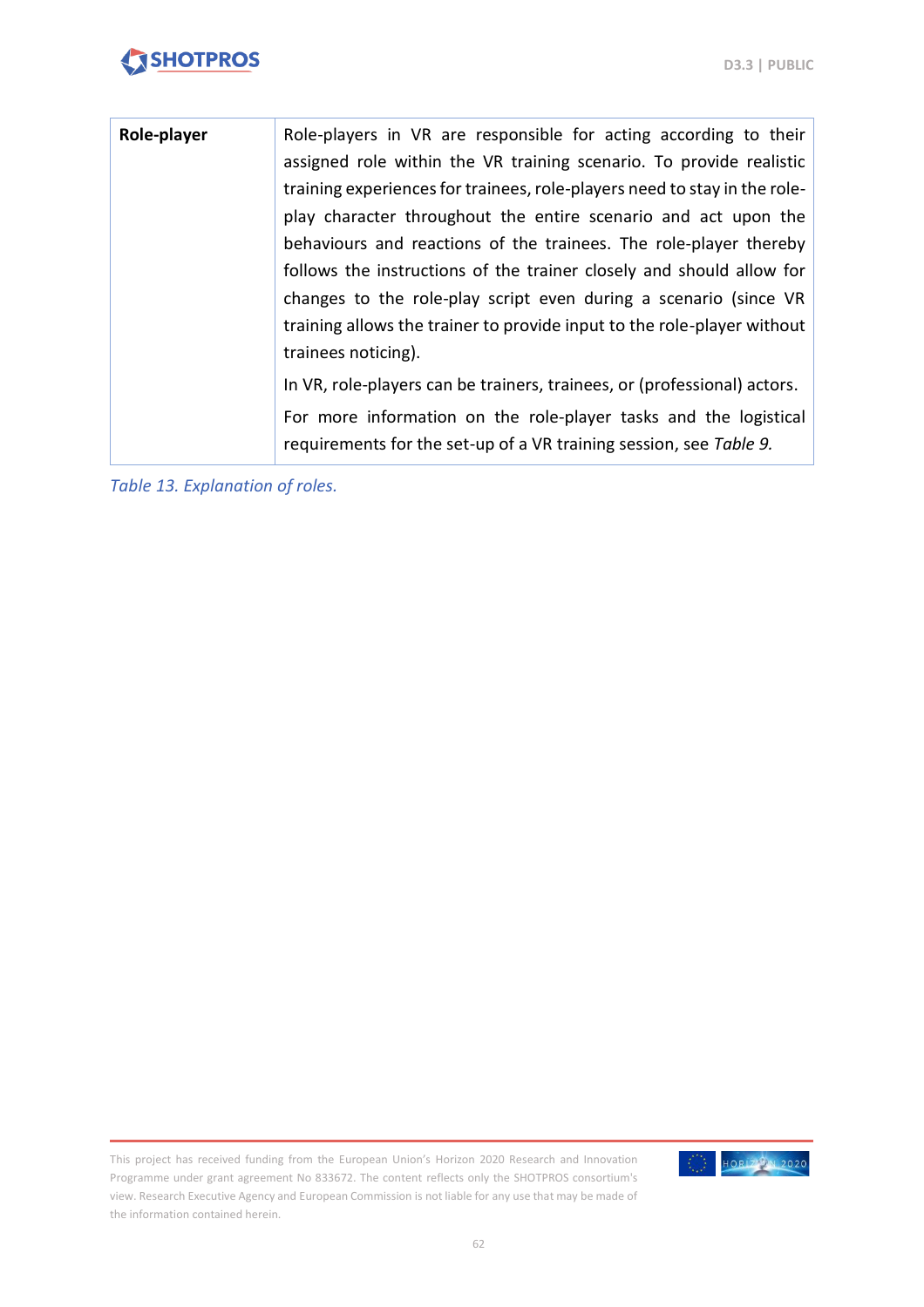| **Role-player** | Role-players in VR are responsible for acting according to their assigned role within the VR training scenario. To provide realistic training experiences for trainees, role-players need to stay in the role-play character throughout the entire scenario and act upon the behaviours and reactions of the trainees. The role-player thereby follows the instructions of the trainer closely and should allow for changes to the role-play script even during a scenario (since VR training allows the trainer to provide input to the role-player without trainees noticing).<br><br>In VR, role-players can be trainers, trainees, or (professional) actors.<br><br>For more information on the role-player tasks and the logistical requirements for the set-up of a VR training session, see *Table 9.* |
|---|---|

*Table 13. Explanation of roles.*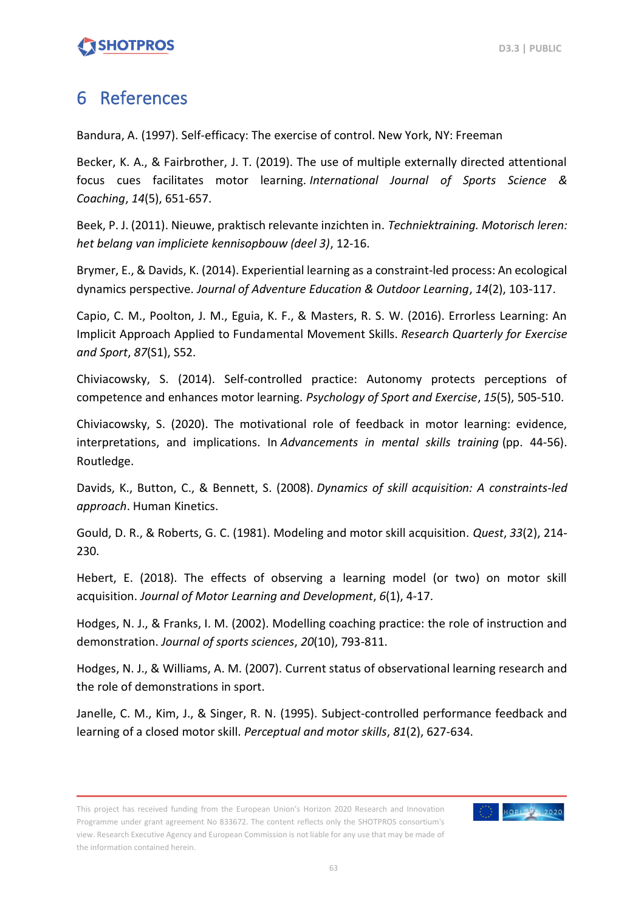# 6 References

Bandura, A. (1997). Self-efficacy: The exercise of control. New York, NY: Freeman

Becker, K. A., & Fairbrother, J. T. (2019). The use of multiple externally directed attentional focus cues facilitates motor learning. *International Journal of Sports Science & Coaching*, *14*(5), 651-657.

Beek, P. J. (2011). Nieuwe, praktisch relevante inzichten in. *Techniektraining. Motorisch leren: het belang van impliciete kennisopbouw (deel 3)*, 12-16.

Brymer, E., & Davids, K. (2014). Experiential learning as a constraint-led process: An ecological dynamics perspective. *Journal of Adventure Education & Outdoor Learning*, *14*(2), 103-117.

Capio, C. M., Poolton, J. M., Eguia, K. F., & Masters, R. S. W. (2016). Errorless Learning: An Implicit Approach Applied to Fundamental Movement Skills. *Research Quarterly for Exercise and Sport*, *87*(S1), S52.

Chiviacowsky, S. (2014). Self-controlled practice: Autonomy protects perceptions of competence and enhances motor learning. *Psychology of Sport and Exercise*, *15*(5), 505-510.

Chiviacowsky, S. (2020). The motivational role of feedback in motor learning: evidence, interpretations, and implications. In *Advancements in mental skills training* (pp. 44-56). Routledge.

Davids, K., Button, C., & Bennett, S. (2008). *Dynamics of skill acquisition: A constraints-led approach*. Human Kinetics.

Gould, D. R., & Roberts, G. C. (1981). Modeling and motor skill acquisition. *Quest*, *33*(2), 214-230.

Hebert, E. (2018). The effects of observing a learning model (or two) on motor skill acquisition. *Journal of Motor Learning and Development*, *6*(1), 4-17.

Hodges, N. J., & Franks, I. M. (2002). Modelling coaching practice: the role of instruction and demonstration. *Journal of sports sciences*, *20*(10), 793-811.

Hodges, N. J., & Williams, A. M. (2007). Current status of observational learning research and the role of demonstrations in sport.

Janelle, C. M., Kim, J., & Singer, R. N. (1995). Subject-controlled performance feedback and learning of a closed motor skill. *Perceptual and motor skills*, *81*(2), 627-634.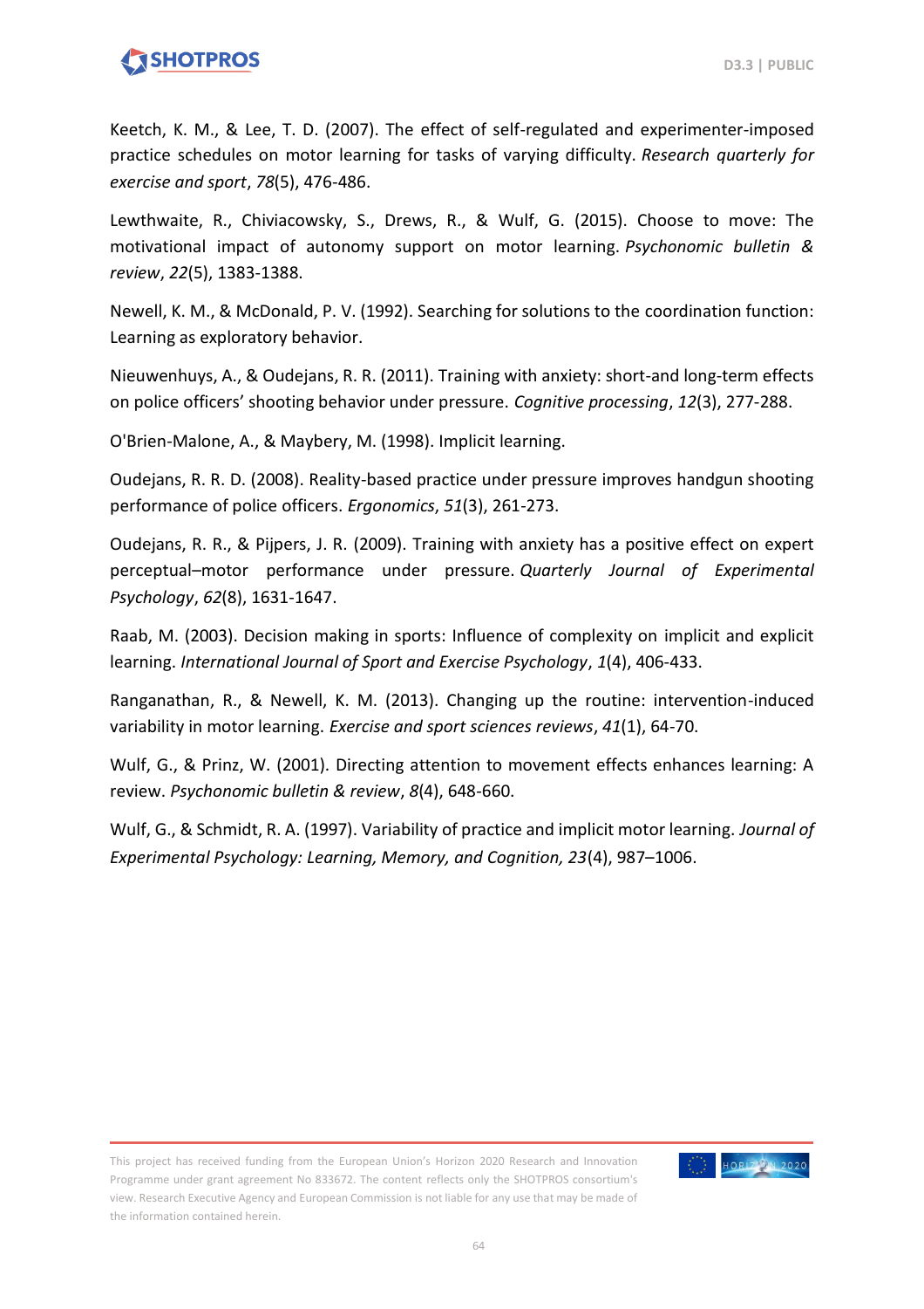Keetch, K. M., & Lee, T. D. (2007). The effect of self-regulated and experimenter-imposed practice schedules on motor learning for tasks of varying difficulty. *Research quarterly for exercise and sport*, *78*(5), 476-486.

Lewthwaite, R., Chiviacowsky, S., Drews, R., & Wulf, G. (2015). Choose to move: The motivational impact of autonomy support on motor learning. *Psychonomic bulletin & review*, *22*(5), 1383-1388.

Newell, K. M., & McDonald, P. V. (1992). Searching for solutions to the coordination function: Learning as exploratory behavior.

Nieuwenhuys, A., & Oudejans, R. R. (2011). Training with anxiety: short-and long-term effects on police officers' shooting behavior under pressure. *Cognitive processing*, *12*(3), 277-288.

O'Brien-Malone, A., & Maybery, M. (1998). Implicit learning.

Oudejans, R. R. D. (2008). Reality-based practice under pressure improves handgun shooting performance of police officers. *Ergonomics*, *51*(3), 261-273.

Oudejans, R. R., & Pijpers, J. R. (2009). Training with anxiety has a positive effect on expert perceptual–motor performance under pressure. *Quarterly Journal of Experimental Psychology*, *62*(8), 1631-1647.

Raab, M. (2003). Decision making in sports: Influence of complexity on implicit and explicit learning. *International Journal of Sport and Exercise Psychology*, *1*(4), 406-433.

Ranganathan, R., & Newell, K. M. (2013). Changing up the routine: intervention-induced variability in motor learning. *Exercise and sport sciences reviews*, *41*(1), 64-70.

Wulf, G., & Prinz, W. (2001). Directing attention to movement effects enhances learning: A review. *Psychonomic bulletin & review*, *8*(4), 648-660.

Wulf, G., & Schmidt, R. A. (1997). Variability of practice and implicit motor learning. *Journal of Experimental Psychology: Learning, Memory, and Cognition, 23*(4), 987–1006.